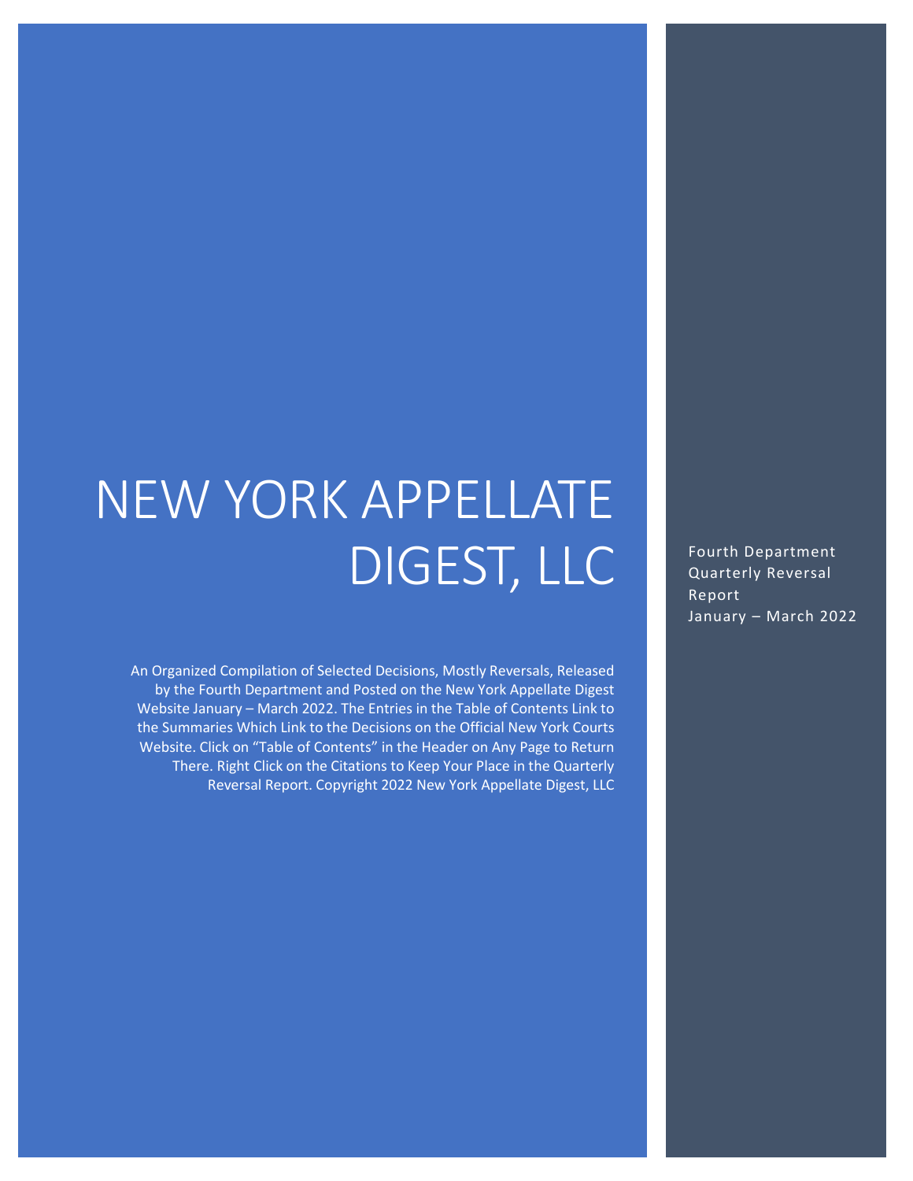# NEW YORK APPELLATE DIGEST, LLC

Fourth Department Quarterly Reversal Report January – March 2022

An Organized Compilation of Selected Decisions, Mostly Reversals, Released by the Fourth Department and Posted on the New York Appellate Digest Website January – March 2022. The Entries in the Table of Contents Link to the Summaries Which Link to the Decisions on the Official New York Courts Website. Click on "Table of Contents" in the Header on Any Page to Return There. Right Click on the Citations to Keep Your Place in the Quarterly Reversal Report. Copyright 2022 New York Appellate Digest, LLC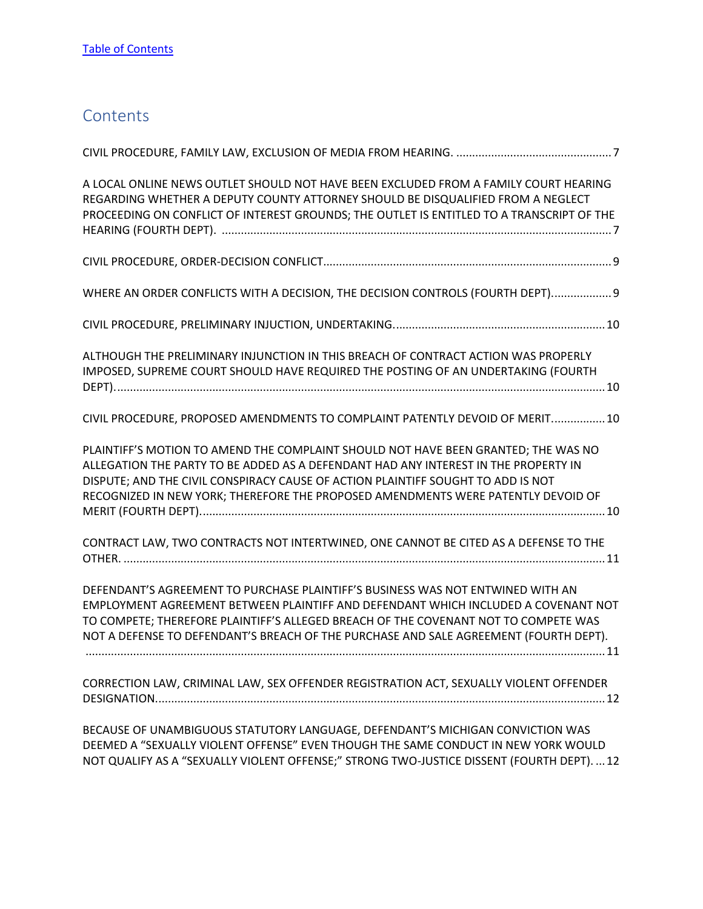[Table of Contents](#)

## Contents

CIVIL PROCEDURE, FAMILY LAW, EXCLUSION OF MEDIA FROM HEARING. ................................................. 7

A LOCAL ONLINE NEWS OUTLET SHOULD NOT HAVE BEEN EXCLUDED FROM A FAMILY COURT HEARING REGARDING WHETHER A DEPUTY COUNTY ATTORNEY SHOULD BE DISQUALIFIED FROM A NEGLECT PROCEEDING ON CONFLICT OF INTEREST GROUNDS; THE OUTLET IS ENTITLED TO A TRANSCRIPT OF THE HEARING (FOURTH DEPT). ............................................................................................................ 7

CIVIL PROCEDURE, ORDER-DECISION CONFLICT.......................................................................................... 9

WHERE AN ORDER CONFLICTS WITH A DECISION, THE DECISION CONTROLS (FOURTH DEPT).................. 9

CIVIL PROCEDURE, PRELIMINARY INJUCTION, UNDERTAKING.................................................................. 10

ALTHOUGH THE PRELIMINARY INJUNCTION IN THIS BREACH OF CONTRACT ACTION WAS PROPERLY IMPOSED, SUPREME COURT SHOULD HAVE REQUIRED THE POSTING OF AN UNDERTAKING (FOURTH DEPT)........................................................................................................................................... 10

CIVIL PROCEDURE, PROPOSED AMENDMENTS TO COMPLAINT PATENTLY DEVOID OF MERIT................. 10

PLAINTIFF'S MOTION TO AMEND THE COMPLAINT SHOULD NOT HAVE BEEN GRANTED; THE WAS NO ALLEGATION THE PARTY TO BE ADDED AS A DEFENDANT HAD ANY INTEREST IN THE PROPERTY IN DISPUTE; AND THE CIVIL CONSPIRACY CAUSE OF ACTION PLAINTIFF SOUGHT TO ADD IS NOT RECOGNIZED IN NEW YORK; THEREFORE THE PROPOSED AMENDMENTS WERE PATENTLY DEVOID OF MERIT (FOURTH DEPT)................................................................................................................ 10

CONTRACT LAW, TWO CONTRACTS NOT INTERTWINED, ONE CANNOT BE CITED AS A DEFENSE TO THE OTHER. ...................................................................................................................................... 11

DEFENDANT'S AGREEMENT TO PURCHASE PLAINTIFF'S BUSINESS WAS NOT ENTWINED WITH AN EMPLOYMENT AGREEMENT BETWEEN PLAINTIFF AND DEFENDANT WHICH INCLUDED A COVENANT NOT TO COMPETE; THEREFORE PLAINTIFF'S ALLEGED BREACH OF THE COVENANT NOT TO COMPETE WAS NOT A DEFENSE TO DEFENDANT'S BREACH OF THE PURCHASE AND SALE AGREEMENT (FOURTH DEPT). ....................................................................................................................................................... 11

CORRECTION LAW, CRIMINAL LAW, SEX OFFENDER REGISTRATION ACT, SEXUALLY VIOLENT OFFENDER DESIGNATION............................................................................................................................ 12

BECAUSE OF UNAMBIGUOUS STATUTORY LANGUAGE, DEFENDANT'S MICHIGAN CONVICTION WAS DEEMED A "SEXUALLY VIOLENT OFFENSE" EVEN THOUGH THE SAME CONDUCT IN NEW YORK WOULD NOT QUALIFY AS A "SEXUALLY VIOLENT OFFENSE;" STRONG TWO-JUSTICE DISSENT (FOURTH DEPT). ... 12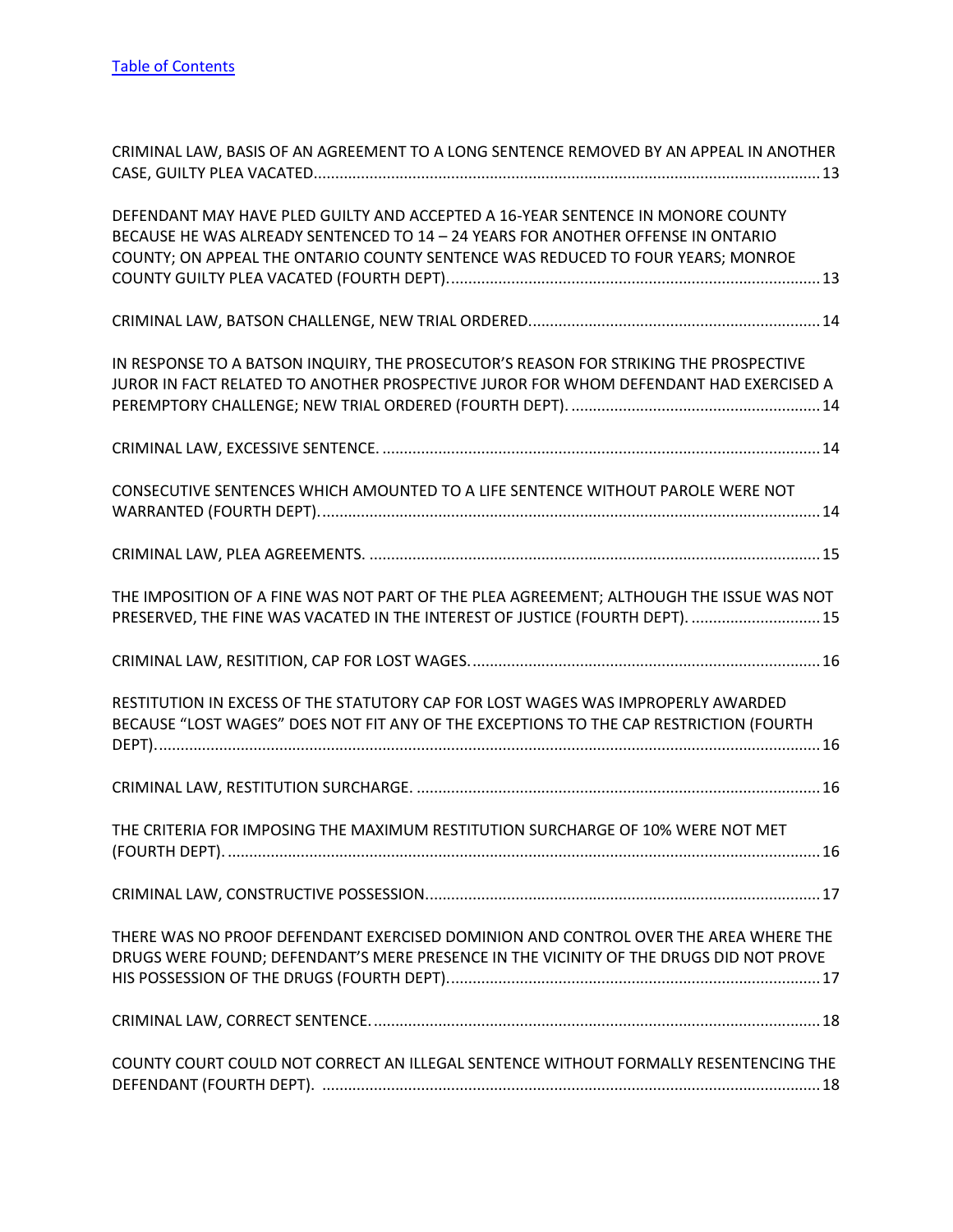[Table of Contents]

CRIMINAL LAW, BASIS OF AN AGREEMENT TO A LONG SENTENCE REMOVED BY AN APPEAL IN ANOTHER CASE, GUILTY PLEA VACATED..................................................................................................................13

DEFENDANT MAY HAVE PLED GUILTY AND ACCEPTED A 16-YEAR SENTENCE IN MONORE COUNTY BECAUSE HE WAS ALREADY SENTENCED TO 14 – 24 YEARS FOR ANOTHER OFFENSE IN ONTARIO COUNTY; ON APPEAL THE ONTARIO COUNTY SENTENCE WAS REDUCED TO FOUR YEARS; MONROE COUNTY GUILTY PLEA VACATED (FOURTH DEPT)......................................................................................13

CRIMINAL LAW, BATSON CHALLENGE, NEW TRIAL ORDERED...................................................................14

IN RESPONSE TO A BATSON INQUIRY, THE PROSECUTOR'S REASON FOR STRIKING THE PROSPECTIVE JUROR IN FACT RELATED TO ANOTHER PROSPECTIVE JUROR FOR WHOM DEFENDANT HAD EXERCISED A PEREMPTORY CHALLENGE; NEW TRIAL ORDERED (FOURTH DEPT). ..........................................................14

CRIMINAL LAW, EXCESSIVE SENTENCE. .....................................................................................................14

CONSECUTIVE SENTENCES WHICH AMOUNTED TO A LIFE SENTENCE WITHOUT PAROLE WERE NOT WARRANTED (FOURTH DEPT)....................................................................................................................14

CRIMINAL LAW, PLEA AGREEMENTS. ........................................................................................................15

THE IMPOSITION OF A FINE WAS NOT PART OF THE PLEA AGREEMENT; ALTHOUGH THE ISSUE WAS NOT PRESERVED, THE FINE WAS VACATED IN THE INTEREST OF JUSTICE (FOURTH DEPT). ..............................15

CRIMINAL LAW, RESITITION, CAP FOR LOST WAGES.................................................................................16

RESTITUTION IN EXCESS OF THE STATUTORY CAP FOR LOST WAGES WAS IMPROPERLY AWARDED BECAUSE "LOST WAGES" DOES NOT FIT ANY OF THE EXCEPTIONS TO THE CAP RESTRICTION (FOURTH DEPT).........................................................................................................................................................16

CRIMINAL LAW, RESTITUTION SURCHARGE. .............................................................................................16

THE CRITERIA FOR IMPOSING THE MAXIMUM RESTITUTION SURCHARGE OF 10% WERE NOT MET (FOURTH DEPT). ........................................................................................................................................16

CRIMINAL LAW, CONSTRUCTIVE POSSESSION...........................................................................................17

THERE WAS NO PROOF DEFENDANT EXERCISED DOMINION AND CONTROL OVER THE AREA WHERE THE DRUGS WERE FOUND; DEFENDANT'S MERE PRESENCE IN THE VICINITY OF THE DRUGS DID NOT PROVE HIS POSSESSION OF THE DRUGS (FOURTH DEPT)......................................................................................17

CRIMINAL LAW, CORRECT SENTENCE. .......................................................................................................18

COUNTY COURT COULD NOT CORRECT AN ILLEGAL SENTENCE WITHOUT FORMALLY RESENTENCING THE DEFENDANT (FOURTH DEPT). ...................................................................................................................18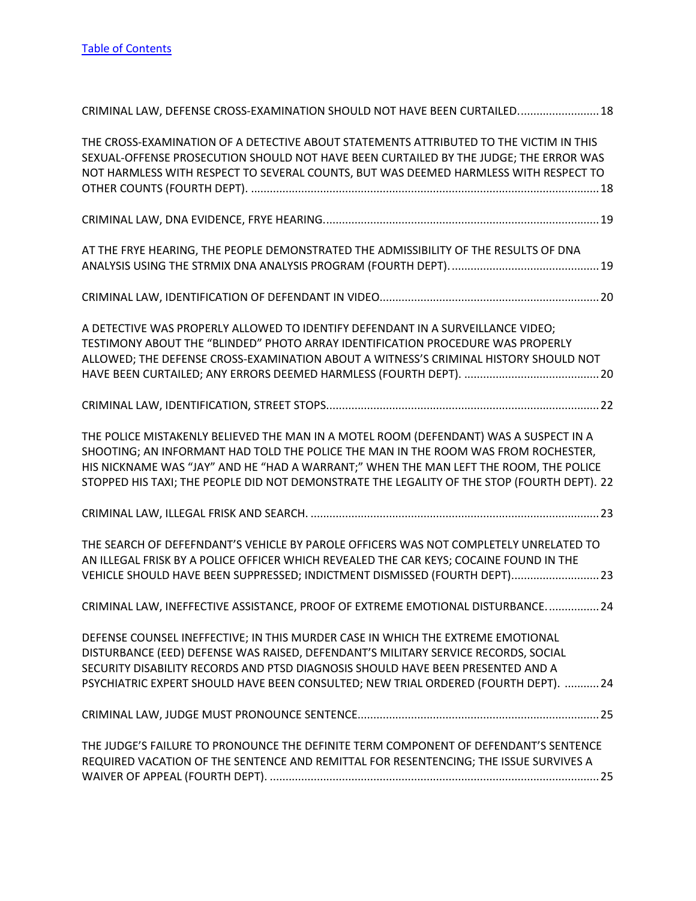[Table of Contents](#)

CRIMINAL LAW, DEFENSE CROSS-EXAMINATION SHOULD NOT HAVE BEEN CURTAILED. .......................... 18

THE CROSS-EXAMINATION OF A DETECTIVE ABOUT STATEMENTS ATTRIBUTED TO THE VICTIM IN THIS SEXUAL-OFFENSE PROSECUTION SHOULD NOT HAVE BEEN CURTAILED BY THE JUDGE; THE ERROR WAS NOT HARMLESS WITH RESPECT TO SEVERAL COUNTS, BUT WAS DEEMED HARMLESS WITH RESPECT TO OTHER COUNTS (FOURTH DEPT). ............................................................................................................... 18

CRIMINAL LAW, DNA EVIDENCE, FRYE HEARING. ....................................................................................... 19

AT THE FRYE HEARING, THE PEOPLE DEMONSTRATED THE ADMISSIBILITY OF THE RESULTS OF DNA ANALYSIS USING THE STRMIX DNA ANALYSIS PROGRAM (FOURTH DEPT). ............................................... 19

CRIMINAL LAW, IDENTIFICATION OF DEFENDANT IN VIDEO. ..................................................................... 20

A DETECTIVE WAS PROPERLY ALLOWED TO IDENTIFY DEFENDANT IN A SURVEILLANCE VIDEO; TESTIMONY ABOUT THE "BLINDED" PHOTO ARRAY IDENTIFICATION PROCEDURE WAS PROPERLY ALLOWED; THE DEFENSE CROSS-EXAMINATION ABOUT A WITNESS'S CRIMINAL HISTORY SHOULD NOT HAVE BEEN CURTAILED; ANY ERRORS DEEMED HARMLESS (FOURTH DEPT). ........................................... 20

CRIMINAL LAW, IDENTIFICATION, STREET STOPS. ...................................................................................... 22

THE POLICE MISTAKENLY BELIEVED THE MAN IN A MOTEL ROOM (DEFENDANT) WAS A SUSPECT IN A SHOOTING; AN INFORMANT HAD TOLD THE POLICE THE MAN IN THE ROOM WAS FROM ROCHESTER, HIS NICKNAME WAS "JAY" AND HE "HAD A WARRANT;" WHEN THE MAN LEFT THE ROOM, THE POLICE STOPPED HIS TAXI; THE PEOPLE DID NOT DEMONSTRATE THE LEGALITY OF THE STOP (FOURTH DEPT). 22

CRIMINAL LAW, ILLEGAL FRISK AND SEARCH. ........................................................................................... 23

THE SEARCH OF DEFEFNDANT'S VEHICLE BY PAROLE OFFICERS WAS NOT COMPLETELY UNRELATED TO AN ILLEGAL FRISK BY A POLICE OFFICER WHICH REVEALED THE CAR KEYS; COCAINE FOUND IN THE VEHICLE SHOULD HAVE BEEN SUPPRESSED; INDICTMENT DISMISSED (FOURTH DEPT). ........................... 23

CRIMINAL LAW, INEFFECTIVE ASSISTANCE, PROOF OF EXTREME EMOTIONAL DISTURBANCE. ................ 24

DEFENSE COUNSEL INEFFECTIVE; IN THIS MURDER CASE IN WHICH THE EXTREME EMOTIONAL DISTURBANCE (EED) DEFENSE WAS RAISED, DEFENDANT'S MILITARY SERVICE RECORDS, SOCIAL SECURITY DISABILITY RECORDS AND PTSD DIAGNOSIS SHOULD HAVE BEEN PRESENTED AND A PSYCHIATRIC EXPERT SHOULD HAVE BEEN CONSULTED; NEW TRIAL ORDERED (FOURTH DEPT). ........... 24

CRIMINAL LAW, JUDGE MUST PRONOUNCE SENTENCE. ............................................................................ 25

THE JUDGE'S FAILURE TO PRONOUNCE THE DEFINITE TERM COMPONENT OF DEFENDANT'S SENTENCE REQUIRED VACATION OF THE SENTENCE AND REMITTAL FOR RESENTENCING; THE ISSUE SURVIVES A WAIVER OF APPEAL (FOURTH DEPT). ......................................................................................................... 25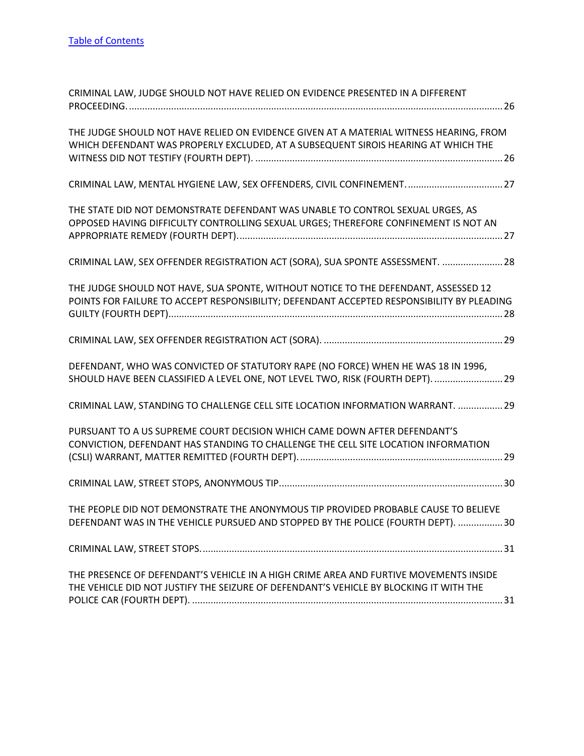[Table of Contents](#)

CRIMINAL LAW, JUDGE SHOULD NOT HAVE RELIED ON EVIDENCE PRESENTED IN A DIFFERENT PROCEEDING. ........ 26

THE JUDGE SHOULD NOT HAVE RELIED ON EVIDENCE GIVEN AT A MATERIAL WITNESS HEARING, FROM WHICH DEFENDANT WAS PROPERLY EXCLUDED, AT A SUBSEQUENT SIROIS HEARING AT WHICH THE WITNESS DID NOT TESTIFY (FOURTH DEPT). ........ 26

CRIMINAL LAW, MENTAL HYGIENE LAW, SEX OFFENDERS, CIVIL CONFINEMENT. ........ 27

THE STATE DID NOT DEMONSTRATE DEFENDANT WAS UNABLE TO CONTROL SEXUAL URGES, AS OPPOSED HAVING DIFFICULTY CONTROLLING SEXUAL URGES; THEREFORE CONFINEMENT IS NOT AN APPROPRIATE REMEDY (FOURTH DEPT). ........ 27

CRIMINAL LAW, SEX OFFENDER REGISTRATION ACT (SORA), SUA SPONTE ASSESSMENT. ........ 28

THE JUDGE SHOULD NOT HAVE, SUA SPONTE, WITHOUT NOTICE TO THE DEFENDANT, ASSESSED 12 POINTS FOR FAILURE TO ACCEPT RESPONSIBILITY; DEFENDANT ACCEPTED RESPONSIBILITY BY PLEADING GUILTY (FOURTH DEPT). ........ 28

CRIMINAL LAW, SEX OFFENDER REGISTRATION ACT (SORA). ........ 29

DEFENDANT, WHO WAS CONVICTED OF STATUTORY RAPE (NO FORCE) WHEN HE WAS 18 IN 1996, SHOULD HAVE BEEN CLASSIFIED A LEVEL ONE, NOT LEVEL TWO, RISK (FOURTH DEPT). ........ 29

CRIMINAL LAW, STANDING TO CHALLENGE CELL SITE LOCATION INFORMATION WARRANT. ........ 29

PURSUANT TO A US SUPREME COURT DECISION WHICH CAME DOWN AFTER DEFENDANT'S CONVICTION, DEFENDANT HAS STANDING TO CHALLENGE THE CELL SITE LOCATION INFORMATION (CSLI) WARRANT, MATTER REMITTED (FOURTH DEPT). ........ 29

CRIMINAL LAW, STREET STOPS, ANONYMOUS TIP. ........ 30

THE PEOPLE DID NOT DEMONSTRATE THE ANONYMOUS TIP PROVIDED PROBABLE CAUSE TO BELIEVE DEFENDANT WAS IN THE VEHICLE PURSUED AND STOPPED BY THE POLICE (FOURTH DEPT). ........ 30

CRIMINAL LAW, STREET STOPS. ........ 31

THE PRESENCE OF DEFENDANT'S VEHICLE IN A HIGH CRIME AREA AND FURTIVE MOVEMENTS INSIDE THE VEHICLE DID NOT JUSTIFY THE SEIZURE OF DEFENDANT'S VEHICLE BY BLOCKING IT WITH THE POLICE CAR (FOURTH DEPT). ........ 31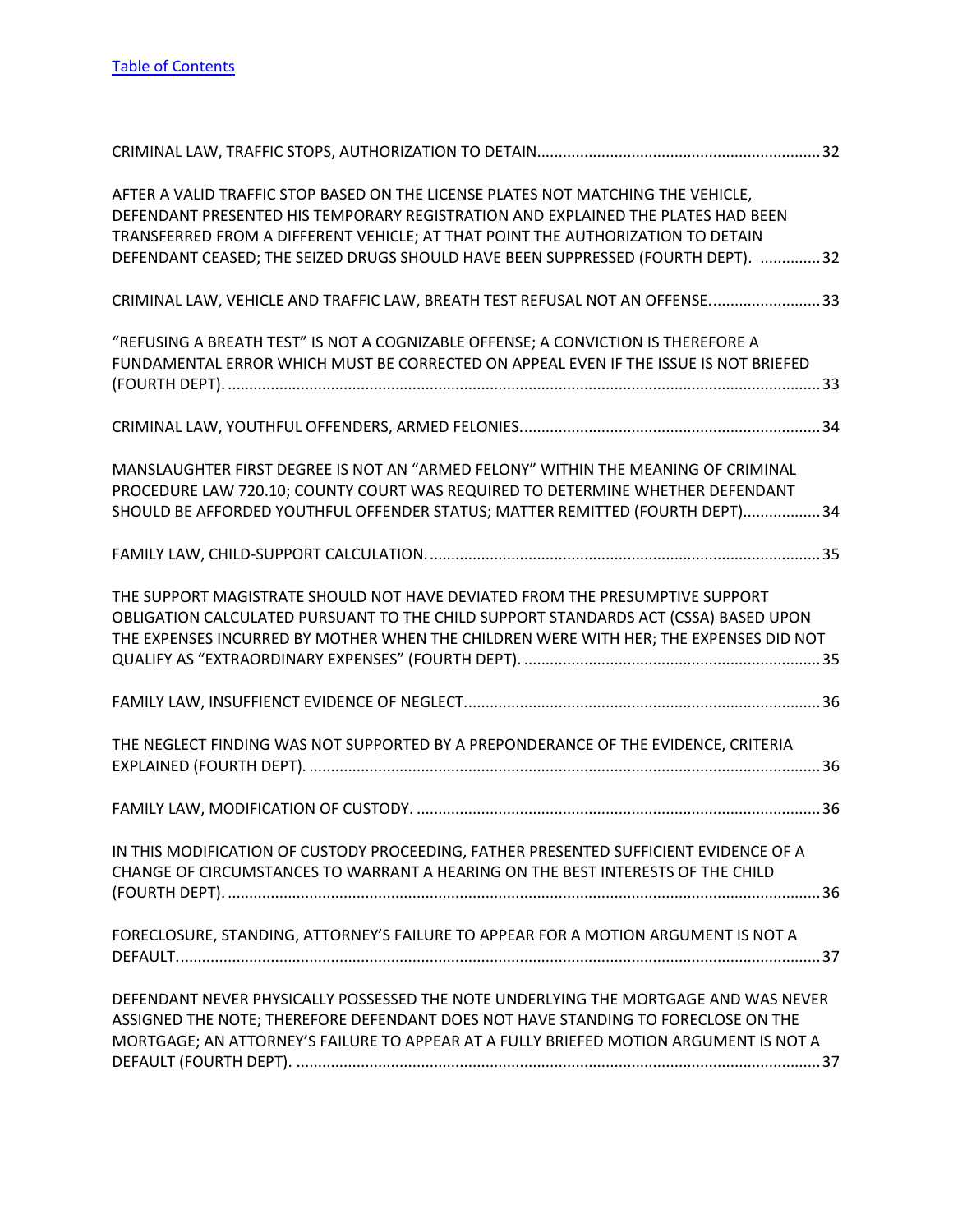[Table of Contents](#)

CRIMINAL LAW, TRAFFIC STOPS, AUTHORIZATION TO DETAIN..................................................................32

AFTER A VALID TRAFFIC STOP BASED ON THE LICENSE PLATES NOT MATCHING THE VEHICLE, DEFENDANT PRESENTED HIS TEMPORARY REGISTRATION AND EXPLAINED THE PLATES HAD BEEN TRANSFERRED FROM A DIFFERENT VEHICLE; AT THAT POINT THE AUTHORIZATION TO DETAIN DEFENDANT CEASED; THE SEIZED DRUGS SHOULD HAVE BEEN SUPPRESSED (FOURTH DEPT). ..............32

CRIMINAL LAW, VEHICLE AND TRAFFIC LAW, BREATH TEST REFUSAL NOT AN OFFENSE..........................33

“REFUSING A BREATH TEST” IS NOT A COGNIZABLE OFFENSE; A CONVICTION IS THEREFORE A FUNDAMENTAL ERROR WHICH MUST BE CORRECTED ON APPEAL EVEN IF THE ISSUE IS NOT BRIEFED (FOURTH DEPT). ..........................................................................................................................................33

CRIMINAL LAW, YOUTHFUL OFFENDERS, ARMED FELONIES......................................................................34

MANSLAUGHTER FIRST DEGREE IS NOT AN “ARMED FELONY” WITHIN THE MEANING OF CRIMINAL PROCEDURE LAW 720.10; COUNTY COURT WAS REQUIRED TO DETERMINE WHETHER DEFENDANT SHOULD BE AFFORDED YOUTHFUL OFFENDER STATUS; MATTER REMITTED (FOURTH DEPT)..................34

FAMILY LAW, CHILD-SUPPORT CALCULATION. ...........................................................................................35

THE SUPPORT MAGISTRATE SHOULD NOT HAVE DEVIATED FROM THE PRESUMPTIVE SUPPORT OBLIGATION CALCULATED PURSUANT TO THE CHILD SUPPORT STANDARDS ACT (CSSA) BASED UPON THE EXPENSES INCURRED BY MOTHER WHEN THE CHILDREN WERE WITH HER; THE EXPENSES DID NOT QUALIFY AS “EXTRAORDINARY EXPENSES” (FOURTH DEPT). ......................................................................35

FAMILY LAW, INSUFFIENCT EVIDENCE OF NEGLECT...................................................................................36

THE NEGLECT FINDING WAS NOT SUPPORTED BY A PREPONDERANCE OF THE EVIDENCE, CRITERIA EXPLAINED (FOURTH DEPT). .......................................................................................................................36

FAMILY LAW, MODIFICATION OF CUSTODY. ..............................................................................................36

IN THIS MODIFICATION OF CUSTODY PROCEEDING, FATHER PRESENTED SUFFICIENT EVIDENCE OF A CHANGE OF CIRCUMSTANCES TO WARRANT A HEARING ON THE BEST INTERESTS OF THE CHILD (FOURTH DEPT). ..........................................................................................................................................36

FORECLOSURE, STANDING, ATTORNEY’S FAILURE TO APPEAR FOR A MOTION ARGUMENT IS NOT A DEFAULT.....................................................................................................................................................37

DEFENDANT NEVER PHYSICALLY POSSESSED THE NOTE UNDERLYING THE MORTGAGE AND WAS NEVER ASSIGNED THE NOTE; THEREFORE DEFENDANT DOES NOT HAVE STANDING TO FORECLOSE ON THE MORTGAGE; AN ATTORNEY’S FAILURE TO APPEAR AT A FULLY BRIEFED MOTION ARGUMENT IS NOT A DEFAULT (FOURTH DEPT). ..........................................................................................................................37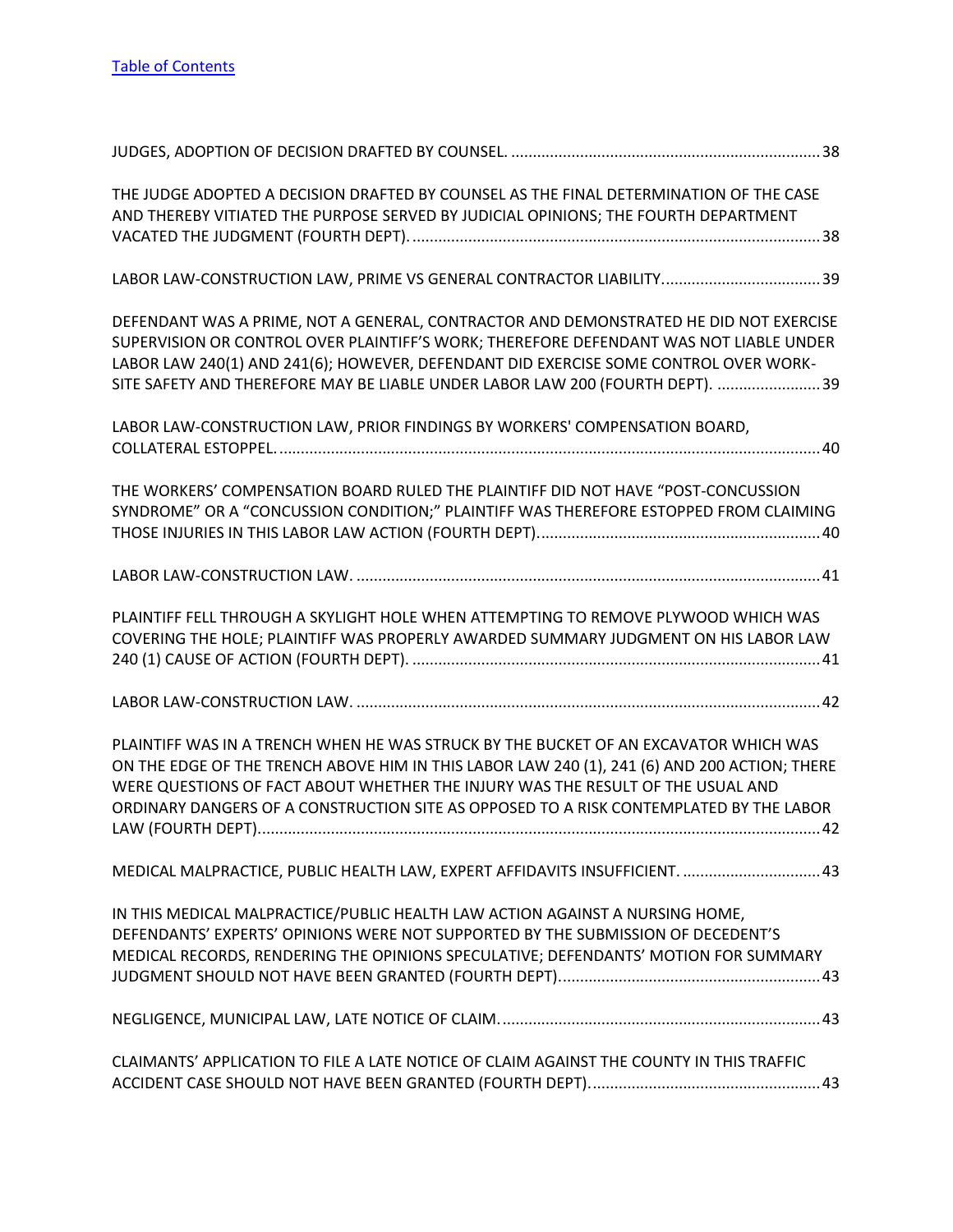[Table of Contents](#)

JUDGES, ADOPTION OF DECISION DRAFTED BY COUNSEL. ........................................................................ 38

THE JUDGE ADOPTED A DECISION DRAFTED BY COUNSEL AS THE FINAL DETERMINATION OF THE CASE AND THEREBY VITIATED THE PURPOSE SERVED BY JUDICIAL OPINIONS; THE FOURTH DEPARTMENT VACATED THE JUDGMENT (FOURTH DEPT). ............................................................................................... 38

LABOR LAW-CONSTRUCTION LAW, PRIME VS GENERAL CONTRACTOR LIABILITY. .................................... 39

DEFENDANT WAS A PRIME, NOT A GENERAL, CONTRACTOR AND DEMONSTRATED HE DID NOT EXERCISE SUPERVISION OR CONTROL OVER PLAINTIFF'S WORK; THEREFORE DEFENDANT WAS NOT LIABLE UNDER LABOR LAW 240(1) AND 241(6); HOWEVER, DEFENDANT DID EXERCISE SOME CONTROL OVER WORK-SITE SAFETY AND THEREFORE MAY BE LIABLE UNDER LABOR LAW 200 (FOURTH DEPT). ........................ 39

LABOR LAW-CONSTRUCTION LAW, PRIOR FINDINGS BY WORKERS' COMPENSATION BOARD, COLLATERAL ESTOPPEL. ............................................................................................................................. 40

THE WORKERS' COMPENSATION BOARD RULED THE PLAINTIFF DID NOT HAVE "POST-CONCUSSION SYNDROME" OR A "CONCUSSION CONDITION;" PLAINTIFF WAS THEREFORE ESTOPPED FROM CLAIMING THOSE INJURIES IN THIS LABOR LAW ACTION (FOURTH DEPT). .................................................................. 40

LABOR LAW-CONSTRUCTION LAW. ........................................................................................................... 41

PLAINTIFF FELL THROUGH A SKYLIGHT HOLE WHEN ATTEMPTING TO REMOVE PLYWOOD WHICH WAS COVERING THE HOLE; PLAINTIFF WAS PROPERLY AWARDED SUMMARY JUDGMENT ON HIS LABOR LAW 240 (1) CAUSE OF ACTION (FOURTH DEPT). .............................................................................................. 41

LABOR LAW-CONSTRUCTION LAW. ........................................................................................................... 42

PLAINTIFF WAS IN A TRENCH WHEN HE WAS STRUCK BY THE BUCKET OF AN EXCAVATOR WHICH WAS ON THE EDGE OF THE TRENCH ABOVE HIM IN THIS LABOR LAW 240 (1), 241 (6) AND 200 ACTION; THERE WERE QUESTIONS OF FACT ABOUT WHETHER THE INJURY WAS THE RESULT OF THE USUAL AND ORDINARY DANGERS OF A CONSTRUCTION SITE AS OPPOSED TO A RISK CONTEMPLATED BY THE LABOR LAW (FOURTH DEPT). ................................................................................................................................... 42

MEDICAL MALPRACTICE, PUBLIC HEALTH LAW, EXPERT AFFIDAVITS INSUFFICIENT. ................................ 43

IN THIS MEDICAL MALPRACTICE/PUBLIC HEALTH LAW ACTION AGAINST A NURSING HOME, DEFENDANTS' EXPERTS' OPINIONS WERE NOT SUPPORTED BY THE SUBMISSION OF DECEDENT'S MEDICAL RECORDS, RENDERING THE OPINIONS SPECULATIVE; DEFENDANTS' MOTION FOR SUMMARY JUDGMENT SHOULD NOT HAVE BEEN GRANTED (FOURTH DEPT). ............................................................. 43

NEGLIGENCE, MUNICIPAL LAW, LATE NOTICE OF CLAIM. .......................................................................... 43

CLAIMANTS' APPLICATION TO FILE A LATE NOTICE OF CLAIM AGAINST THE COUNTY IN THIS TRAFFIC ACCIDENT CASE SHOULD NOT HAVE BEEN GRANTED (FOURTH DEPT). ..................................................... 43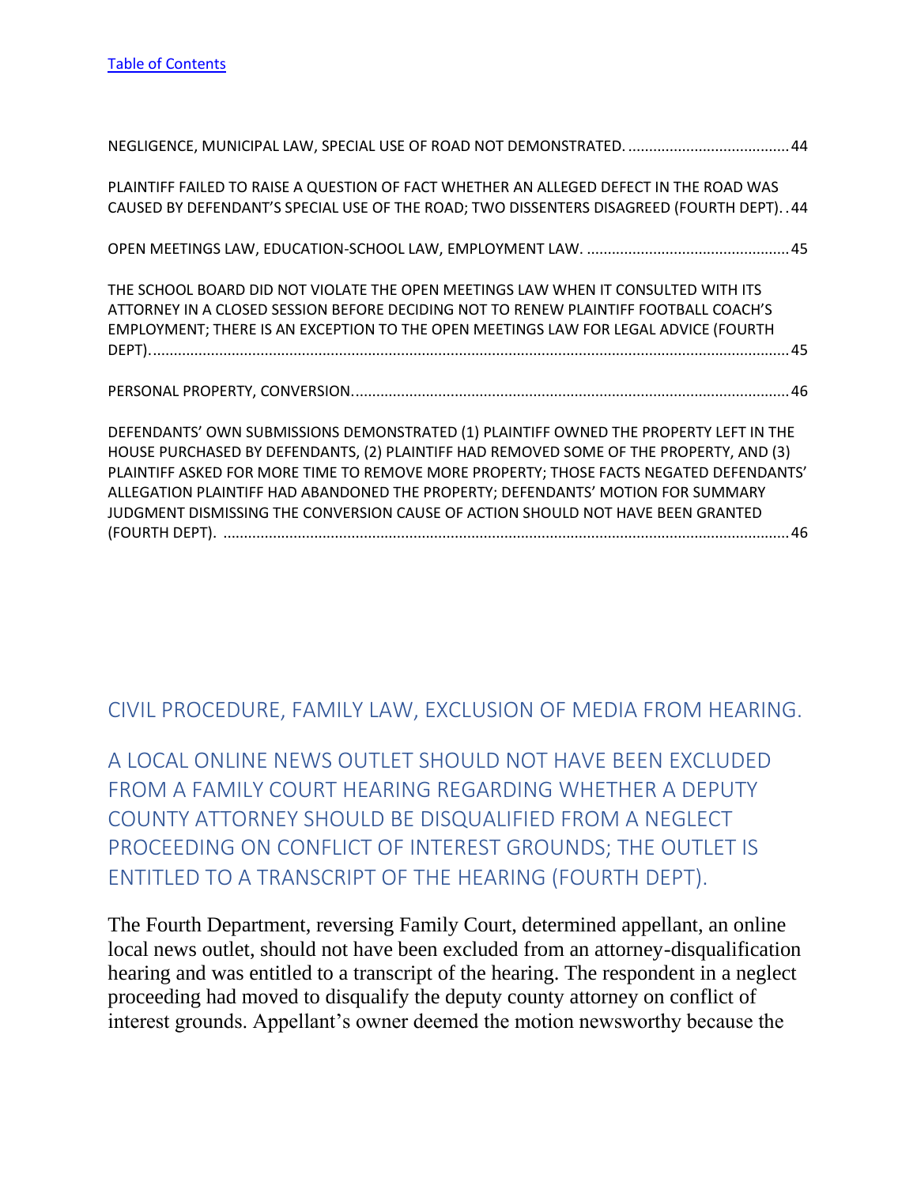[Table of Contents](#)

NEGLIGENCE, MUNICIPAL LAW, SPECIAL USE OF ROAD NOT DEMONSTRATED. ....................................... 44

PLAINTIFF FAILED TO RAISE A QUESTION OF FACT WHETHER AN ALLEGED DEFECT IN THE ROAD WAS CAUSED BY DEFENDANT'S SPECIAL USE OF THE ROAD; TWO DISSENTERS DISAGREED (FOURTH DEPT). . 44

OPEN MEETINGS LAW, EDUCATION-SCHOOL LAW, EMPLOYMENT LAW. ................................................ 45

THE SCHOOL BOARD DID NOT VIOLATE THE OPEN MEETINGS LAW WHEN IT CONSULTED WITH ITS ATTORNEY IN A CLOSED SESSION BEFORE DECIDING NOT TO RENEW PLAINTIFF FOOTBALL COACH'S EMPLOYMENT; THERE IS AN EXCEPTION TO THE OPEN MEETINGS LAW FOR LEGAL ADVICE (FOURTH DEPT)......................................................................................................................................... 45

PERSONAL PROPERTY, CONVERSION......................................................................................................... 46

DEFENDANTS' OWN SUBMISSIONS DEMONSTRATED (1) PLAINTIFF OWNED THE PROPERTY LEFT IN THE HOUSE PURCHASED BY DEFENDANTS, (2) PLAINTIFF HAD REMOVED SOME OF THE PROPERTY, AND (3) PLAINTIFF ASKED FOR MORE TIME TO REMOVE MORE PROPERTY; THOSE FACTS NEGATED DEFENDANTS' ALLEGATION PLAINTIFF HAD ABANDONED THE PROPERTY; DEFENDANTS' MOTION FOR SUMMARY JUDGMENT DISMISSING THE CONVERSION CAUSE OF ACTION SHOULD NOT HAVE BEEN GRANTED (FOURTH DEPT). ....................................................................................................................................... 46

## CIVIL PROCEDURE, FAMILY LAW, EXCLUSION OF MEDIA FROM HEARING.

## A LOCAL ONLINE NEWS OUTLET SHOULD NOT HAVE BEEN EXCLUDED FROM A FAMILY COURT HEARING REGARDING WHETHER A DEPUTY COUNTY ATTORNEY SHOULD BE DISQUALIFIED FROM A NEGLECT PROCEEDING ON CONFLICT OF INTEREST GROUNDS; THE OUTLET IS ENTITLED TO A TRANSCRIPT OF THE HEARING (FOURTH DEPT).

The Fourth Department, reversing Family Court, determined appellant, an online local news outlet, should not have been excluded from an attorney-disqualification hearing and was entitled to a transcript of the hearing. The respondent in a neglect proceeding had moved to disqualify the deputy county attorney on conflict of interest grounds. Appellant's owner deemed the motion newsworthy because the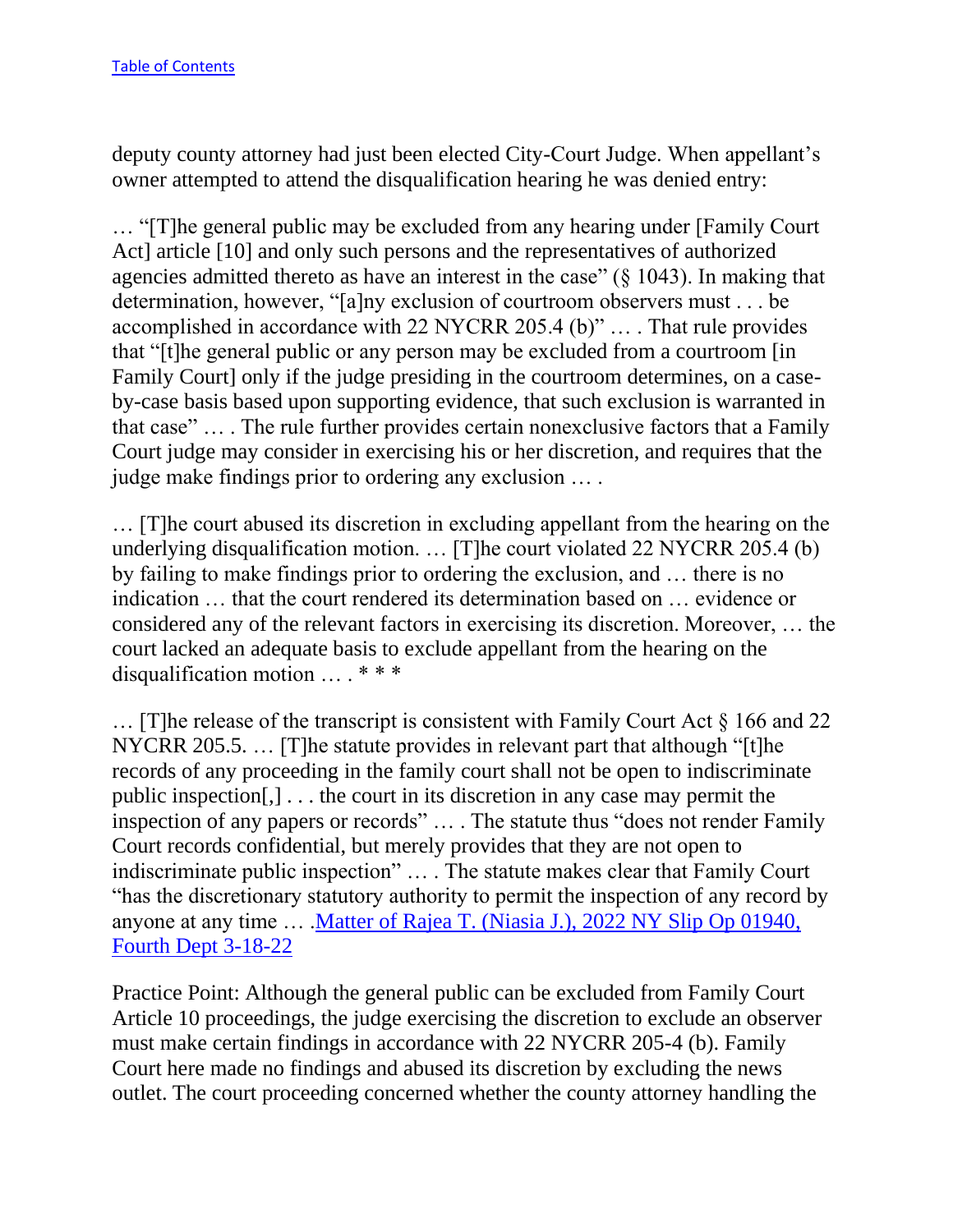deputy county attorney had just been elected City-Court Judge. When appellant's owner attempted to attend the disqualification hearing he was denied entry:

… "[T]he general public may be excluded from any hearing under [Family Court Act] article [10] and only such persons and the representatives of authorized agencies admitted thereto as have an interest in the case" (§ 1043). In making that determination, however, "[a]ny exclusion of courtroom observers must . . . be accomplished in accordance with 22 NYCRR 205.4 (b)" … . That rule provides that "[t]he general public or any person may be excluded from a courtroom [in Family Court] only if the judge presiding in the courtroom determines, on a case-by-case basis based upon supporting evidence, that such exclusion is warranted in that case" … . The rule further provides certain nonexclusive factors that a Family Court judge may consider in exercising his or her discretion, and requires that the judge make findings prior to ordering any exclusion … .

… [T]he court abused its discretion in excluding appellant from the hearing on the underlying disqualification motion. … [T]he court violated 22 NYCRR 205.4 (b) by failing to make findings prior to ordering the exclusion, and … there is no indication … that the court rendered its determination based on … evidence or considered any of the relevant factors in exercising its discretion. Moreover, … the court lacked an adequate basis to exclude appellant from the hearing on the disqualification motion … . * * *

… [T]he release of the transcript is consistent with Family Court Act § 166 and 22 NYCRR 205.5. … [T]he statute provides in relevant part that although "[t]he records of any proceeding in the family court shall not be open to indiscriminate public inspection[,] . . . the court in its discretion in any case may permit the inspection of any papers or records" … . The statute thus "does not render Family Court records confidential, but merely provides that they are not open to indiscriminate public inspection" … . The statute makes clear that Family Court "has the discretionary statutory authority to permit the inspection of any record by anyone at any time … .[Matter of Rajea T. (Niasia J.), 2022 NY Slip Op 01940, Fourth Dept 3-18-22]

Practice Point: Although the general public can be excluded from Family Court Article 10 proceedings, the judge exercising the discretion to exclude an observer must make certain findings in accordance with 22 NYCRR 205-4 (b). Family Court here made no findings and abused its discretion by excluding the news outlet. The court proceeding concerned whether the county attorney handling the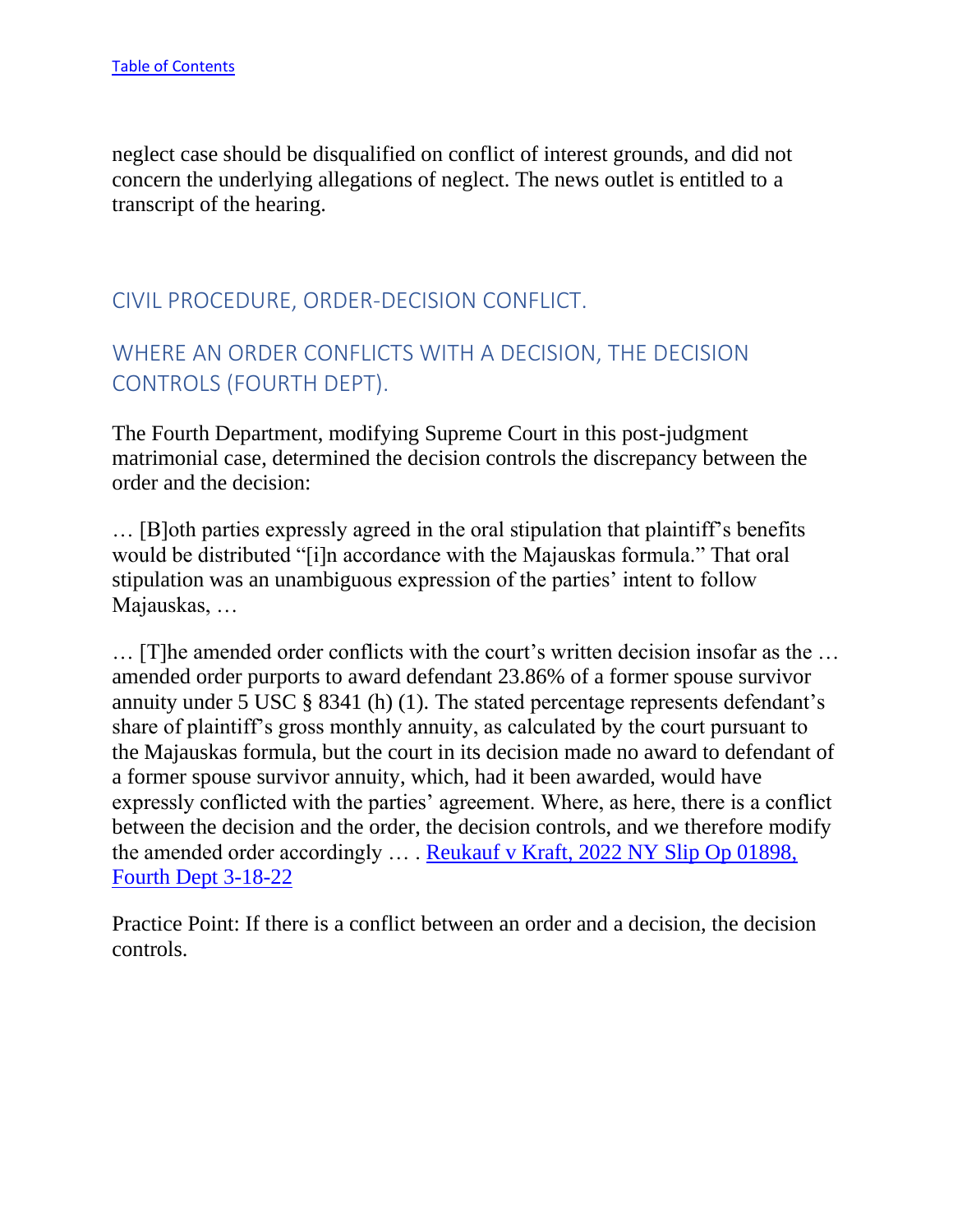neglect case should be disqualified on conflict of interest grounds, and did not concern the underlying allegations of neglect. The news outlet is entitled to a transcript of the hearing.

## CIVIL PROCEDURE, ORDER-DECISION CONFLICT.

## WHERE AN ORDER CONFLICTS WITH A DECISION, THE DECISION CONTROLS (FOURTH DEPT).

The Fourth Department, modifying Supreme Court in this post-judgment matrimonial case, determined the decision controls the discrepancy between the order and the decision:

… [B]oth parties expressly agreed in the oral stipulation that plaintiff's benefits would be distributed "[i]n accordance with the Majauskas formula." That oral stipulation was an unambiguous expression of the parties' intent to follow Majauskas, …

… [T]he amended order conflicts with the court's written decision insofar as the … amended order purports to award defendant 23.86% of a former spouse survivor annuity under 5 USC § 8341 (h) (1). The stated percentage represents defendant's share of plaintiff's gross monthly annuity, as calculated by the court pursuant to the Majauskas formula, but the court in its decision made no award to defendant of a former spouse survivor annuity, which, had it been awarded, would have expressly conflicted with the parties' agreement. Where, as here, there is a conflict between the decision and the order, the decision controls, and we therefore modify the amended order accordingly … . Reukauf v Kraft, 2022 NY Slip Op 01898, Fourth Dept 3-18-22

Practice Point: If there is a conflict between an order and a decision, the decision controls.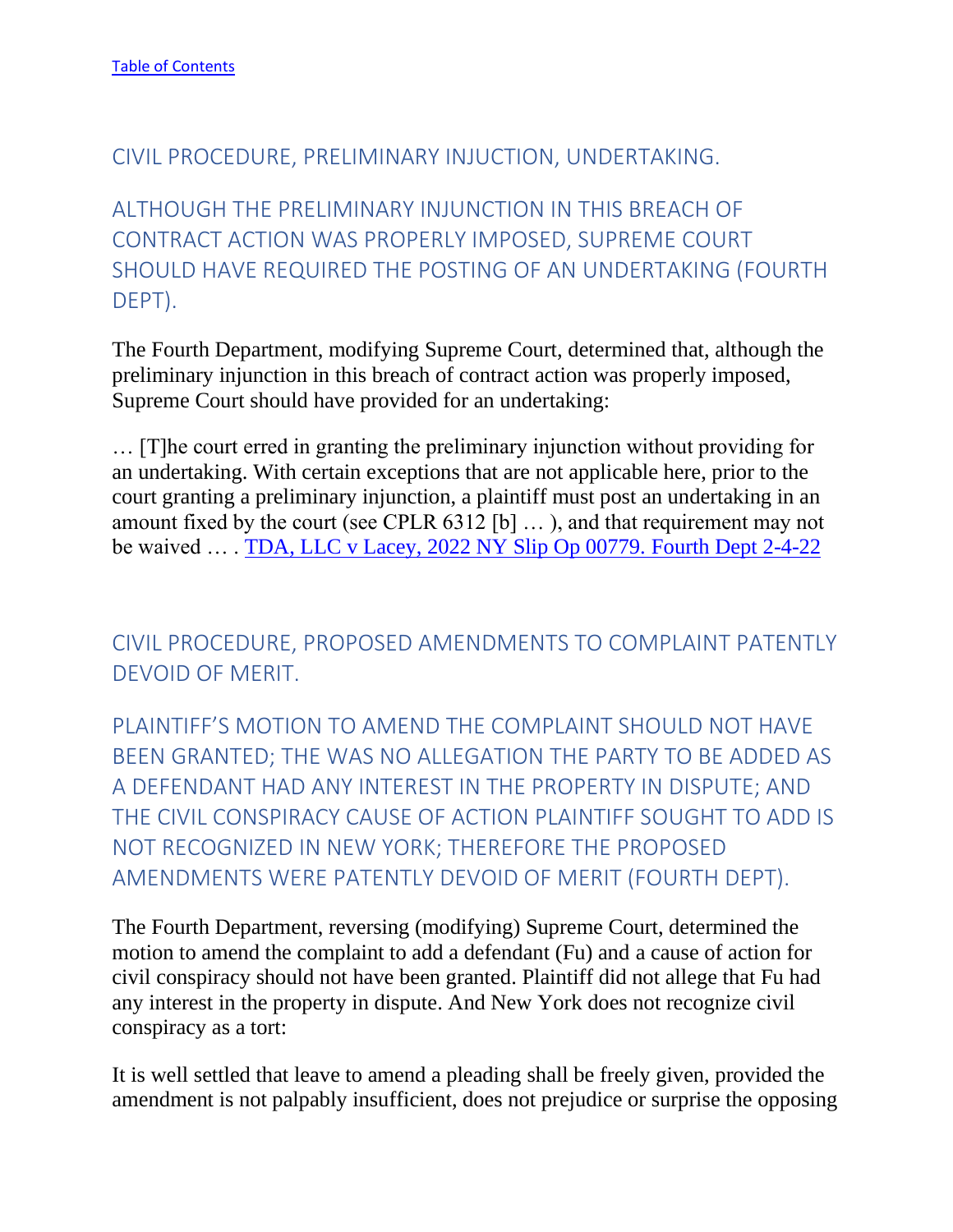[Table of Contents]

## CIVIL PROCEDURE, PRELIMINARY INJUCTION, UNDERTAKING.

## ALTHOUGH THE PRELIMINARY INJUNCTION IN THIS BREACH OF CONTRACT ACTION WAS PROPERLY IMPOSED, SUPREME COURT SHOULD HAVE REQUIRED THE POSTING OF AN UNDERTAKING (FOURTH DEPT).

The Fourth Department, modifying Supreme Court, determined that, although the preliminary injunction in this breach of contract action was properly imposed, Supreme Court should have provided for an undertaking:

… [T]he court erred in granting the preliminary injunction without providing for an undertaking. With certain exceptions that are not applicable here, prior to the court granting a preliminary injunction, a plaintiff must post an undertaking in an amount fixed by the court (see CPLR 6312 [b] … ), and that requirement may not be waived … . TDA, LLC v Lacey, 2022 NY Slip Op 00779. Fourth Dept 2-4-22

## CIVIL PROCEDURE, PROPOSED AMENDMENTS TO COMPLAINT PATENTLY DEVOID OF MERIT.

## PLAINTIFF'S MOTION TO AMEND THE COMPLAINT SHOULD NOT HAVE BEEN GRANTED; THE WAS NO ALLEGATION THE PARTY TO BE ADDED AS A DEFENDANT HAD ANY INTEREST IN THE PROPERTY IN DISPUTE; AND THE CIVIL CONSPIRACY CAUSE OF ACTION PLAINTIFF SOUGHT TO ADD IS NOT RECOGNIZED IN NEW YORK; THEREFORE THE PROPOSED AMENDMENTS WERE PATENTLY DEVOID OF MERIT (FOURTH DEPT).

The Fourth Department, reversing (modifying) Supreme Court, determined the motion to amend the complaint to add a defendant (Fu) and a cause of action for civil conspiracy should not have been granted. Plaintiff did not allege that Fu had any interest in the property in dispute. And New York does not recognize civil conspiracy as a tort:

It is well settled that leave to amend a pleading shall be freely given, provided the amendment is not palpably insufficient, does not prejudice or surprise the opposing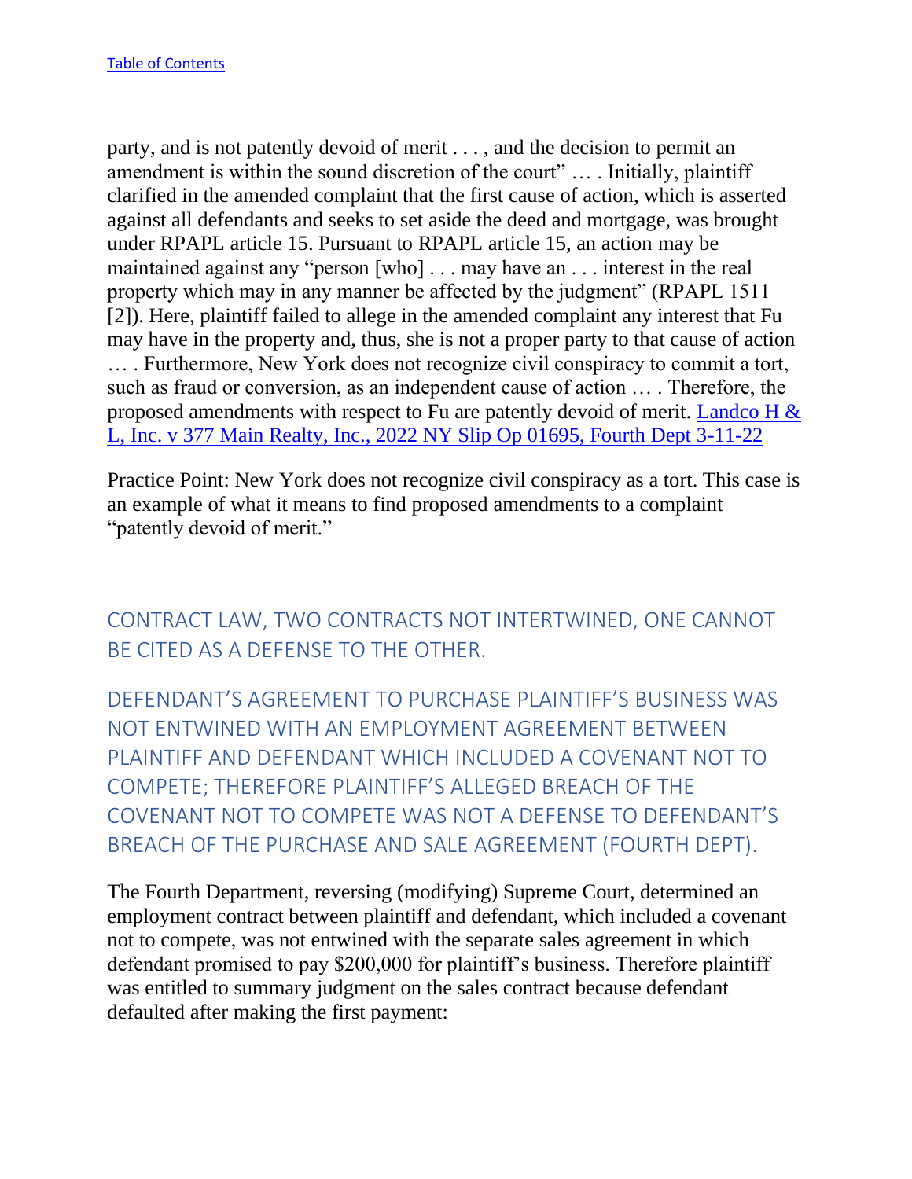party, and is not patently devoid of merit . . . , and the decision to permit an amendment is within the sound discretion of the court" … . Initially, plaintiff clarified in the amended complaint that the first cause of action, which is asserted against all defendants and seeks to set aside the deed and mortgage, was brought under RPAPL article 15. Pursuant to RPAPL article 15, an action may be maintained against any "person [who] . . . may have an . . . interest in the real property which may in any manner be affected by the judgment" (RPAPL 1511 [2]). Here, plaintiff failed to allege in the amended complaint any interest that Fu may have in the property and, thus, she is not a proper party to that cause of action … . Furthermore, New York does not recognize civil conspiracy to commit a tort, such as fraud or conversion, as an independent cause of action … . Therefore, the proposed amendments with respect to Fu are patently devoid of merit. [Landco H & L, Inc. v 377 Main Realty, Inc., 2022 NY Slip Op 01695, Fourth Dept 3-11-22]

Practice Point: New York does not recognize civil conspiracy as a tort. This case is an example of what it means to find proposed amendments to a complaint "patently devoid of merit."

## CONTRACT LAW, TWO CONTRACTS NOT INTERTWINED, ONE CANNOT BE CITED AS A DEFENSE TO THE OTHER.

### DEFENDANT'S AGREEMENT TO PURCHASE PLAINTIFF'S BUSINESS WAS NOT ENTWINED WITH AN EMPLOYMENT AGREEMENT BETWEEN PLAINTIFF AND DEFENDANT WHICH INCLUDED A COVENANT NOT TO COMPETE; THEREFORE PLAINTIFF'S ALLEGED BREACH OF THE COVENANT NOT TO COMPETE WAS NOT A DEFENSE TO DEFENDANT'S BREACH OF THE PURCHASE AND SALE AGREEMENT (FOURTH DEPT).

The Fourth Department, reversing (modifying) Supreme Court, determined an employment contract between plaintiff and defendant, which included a covenant not to compete, was not entwined with the separate sales agreement in which defendant promised to pay $200,000 for plaintiff's business. Therefore plaintiff was entitled to summary judgment on the sales contract because defendant defaulted after making the first payment: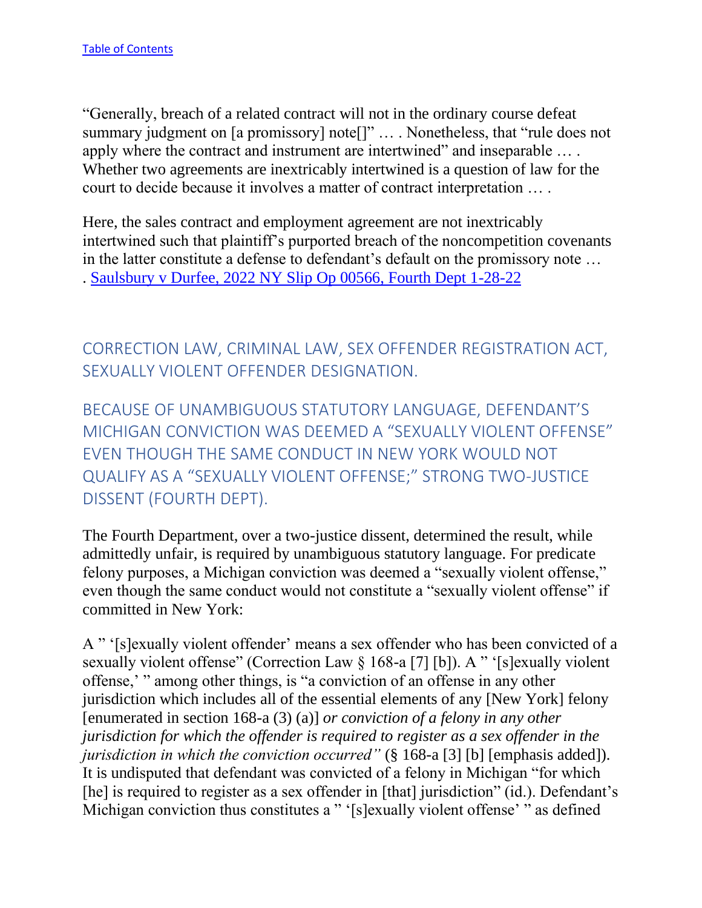[Table of Contents](#)

"Generally, breach of a related contract will not in the ordinary course defeat summary judgment on [a promissory] note[]" … . Nonetheless, that "rule does not apply where the contract and instrument are intertwined" and inseparable … . Whether two agreements are inextricably intertwined is a question of law for the court to decide because it involves a matter of contract interpretation … .

Here, the sales contract and employment agreement are not inextricably intertwined such that plaintiff's purported breach of the noncompetition covenants in the latter constitute a defense to defendant's default on the promissory note … . [Saulsbury v Durfee, 2022 NY Slip Op 00566, Fourth Dept 1-28-22](#)

## CORRECTION LAW, CRIMINAL LAW, SEX OFFENDER REGISTRATION ACT, SEXUALLY VIOLENT OFFENDER DESIGNATION.

## BECAUSE OF UNAMBIGUOUS STATUTORY LANGUAGE, DEFENDANT'S MICHIGAN CONVICTION WAS DEEMED A "SEXUALLY VIOLENT OFFENSE" EVEN THOUGH THE SAME CONDUCT IN NEW YORK WOULD NOT QUALIFY AS A "SEXUALLY VIOLENT OFFENSE;" STRONG TWO-JUSTICE DISSENT (FOURTH DEPT).

The Fourth Department, over a two-justice dissent, determined the result, while admittedly unfair, is required by unambiguous statutory language. For predicate felony purposes, a Michigan conviction was deemed a "sexually violent offense," even though the same conduct would not constitute a "sexually violent offense" if committed in New York:

A " '[s]exually violent offender' means a sex offender who has been convicted of a sexually violent offense" (Correction Law § 168-a [7] [b]). A " '[s]exually violent offense,' " among other things, is "a conviction of an offense in any other jurisdiction which includes all of the essential elements of any [New York] felony [enumerated in section 168-a (3) (a)] *or conviction of a felony in any other jurisdiction for which the offender is required to register as a sex offender in the jurisdiction in which the conviction occurred"* (§ 168-a [3] [b] [emphasis added]). It is undisputed that defendant was convicted of a felony in Michigan "for which [he] is required to register as a sex offender in [that] jurisdiction" (id.). Defendant's Michigan conviction thus constitutes a " '[s]exually violent offense' " as defined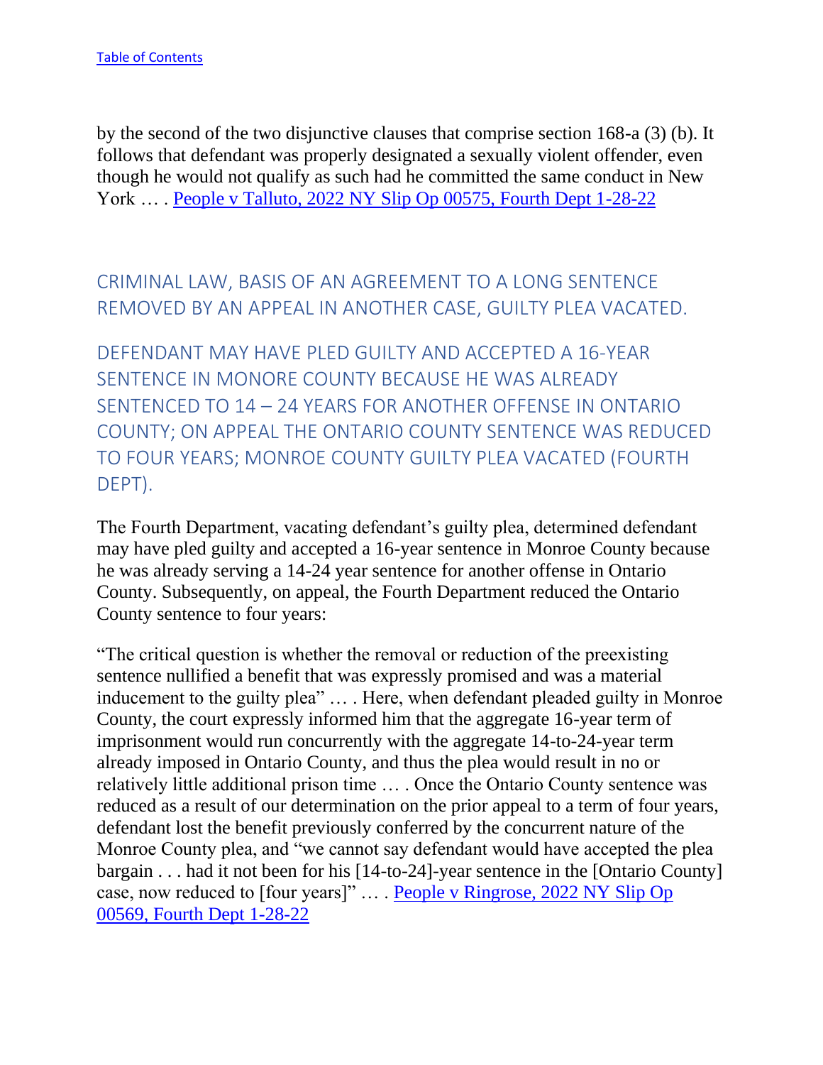[Table of Contents](#)

by the second of the two disjunctive clauses that comprise section 168-a (3) (b). It follows that defendant was properly designated a sexually violent offender, even though he would not qualify as such had he committed the same conduct in New York … . [People v Talluto, 2022 NY Slip Op 00575, Fourth Dept 1-28-22](#)

## CRIMINAL LAW, BASIS OF AN AGREEMENT TO A LONG SENTENCE REMOVED BY AN APPEAL IN ANOTHER CASE, GUILTY PLEA VACATED.

## DEFENDANT MAY HAVE PLED GUILTY AND ACCEPTED A 16-YEAR SENTENCE IN MONORE COUNTY BECAUSE HE WAS ALREADY SENTENCED TO 14 – 24 YEARS FOR ANOTHER OFFENSE IN ONTARIO COUNTY; ON APPEAL THE ONTARIO COUNTY SENTENCE WAS REDUCED TO FOUR YEARS; MONROE COUNTY GUILTY PLEA VACATED (FOURTH DEPT).

The Fourth Department, vacating defendant's guilty plea, determined defendant may have pled guilty and accepted a 16-year sentence in Monroe County because he was already serving a 14-24 year sentence for another offense in Ontario County. Subsequently, on appeal, the Fourth Department reduced the Ontario County sentence to four years:

"The critical question is whether the removal or reduction of the preexisting sentence nullified a benefit that was expressly promised and was a material inducement to the guilty plea" … . Here, when defendant pleaded guilty in Monroe County, the court expressly informed him that the aggregate 16-year term of imprisonment would run concurrently with the aggregate 14-to-24-year term already imposed in Ontario County, and thus the plea would result in no or relatively little additional prison time … . Once the Ontario County sentence was reduced as a result of our determination on the prior appeal to a term of four years, defendant lost the benefit previously conferred by the concurrent nature of the Monroe County plea, and "we cannot say defendant would have accepted the plea bargain . . . had it not been for his [14-to-24]-year sentence in the [Ontario County] case, now reduced to [four years]" … . [People v Ringrose, 2022 NY Slip Op 00569, Fourth Dept 1-28-22](#)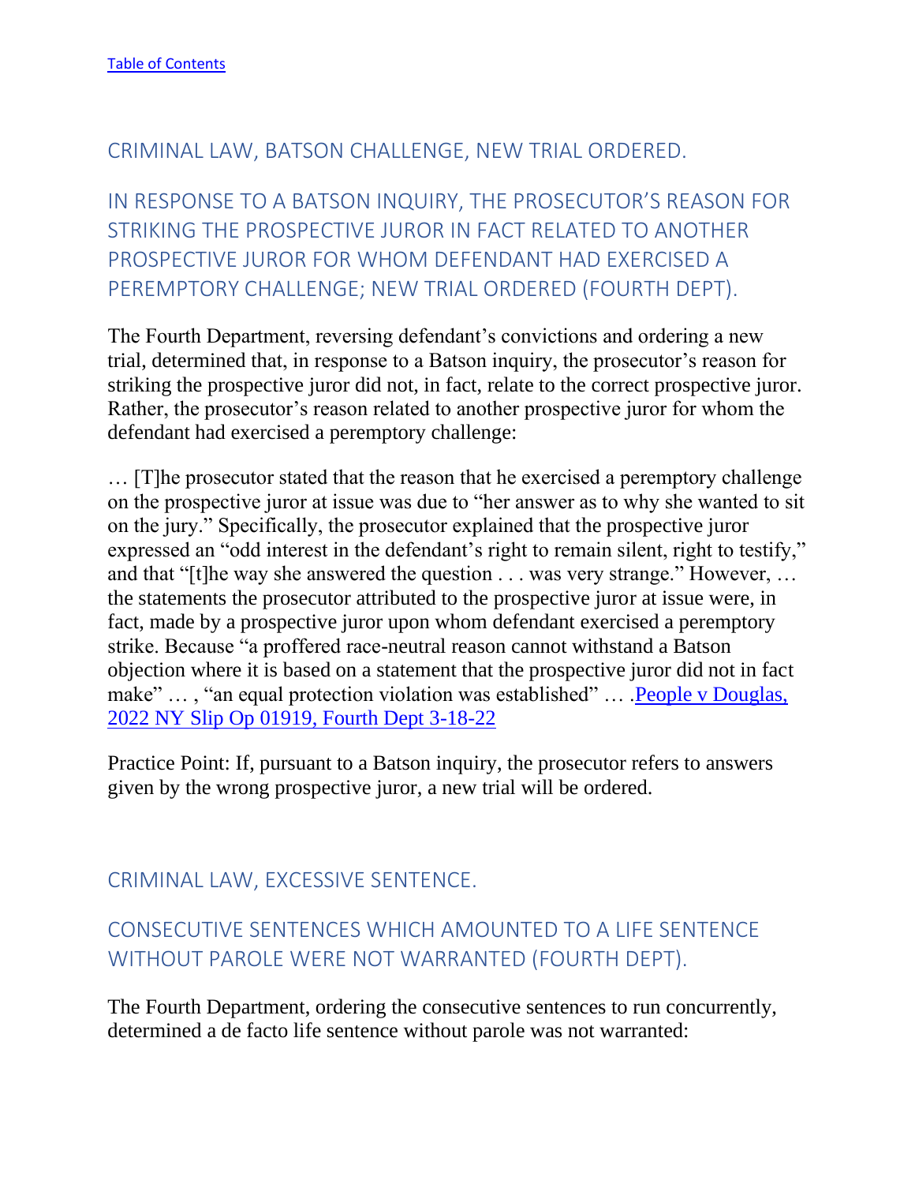[Table of Contents]

## CRIMINAL LAW, BATSON CHALLENGE, NEW TRIAL ORDERED.

## IN RESPONSE TO A BATSON INQUIRY, THE PROSECUTOR'S REASON FOR STRIKING THE PROSPECTIVE JUROR IN FACT RELATED TO ANOTHER PROSPECTIVE JUROR FOR WHOM DEFENDANT HAD EXERCISED A PEREMPTORY CHALLENGE; NEW TRIAL ORDERED (FOURTH DEPT).

The Fourth Department, reversing defendant's convictions and ordering a new trial, determined that, in response to a Batson inquiry, the prosecutor's reason for striking the prospective juror did not, in fact, relate to the correct prospective juror. Rather, the prosecutor's reason related to another prospective juror for whom the defendant had exercised a peremptory challenge:

… [T]he prosecutor stated that the reason that he exercised a peremptory challenge on the prospective juror at issue was due to "her answer as to why she wanted to sit on the jury." Specifically, the prosecutor explained that the prospective juror expressed an "odd interest in the defendant's right to remain silent, right to testify," and that "[t]he way she answered the question . . . was very strange." However, … the statements the prosecutor attributed to the prospective juror at issue were, in fact, made by a prospective juror upon whom defendant exercised a peremptory strike. Because "a proffered race-neutral reason cannot withstand a Batson objection where it is based on a statement that the prospective juror did not in fact make" … , "an equal protection violation was established" … .People v Douglas, 2022 NY Slip Op 01919, Fourth Dept 3-18-22

Practice Point: If, pursuant to a Batson inquiry, the prosecutor refers to answers given by the wrong prospective juror, a new trial will be ordered.

## CRIMINAL LAW, EXCESSIVE SENTENCE.

## CONSECUTIVE SENTENCES WHICH AMOUNTED TO A LIFE SENTENCE WITHOUT PAROLE WERE NOT WARRANTED (FOURTH DEPT).

The Fourth Department, ordering the consecutive sentences to run concurrently, determined a de facto life sentence without parole was not warranted: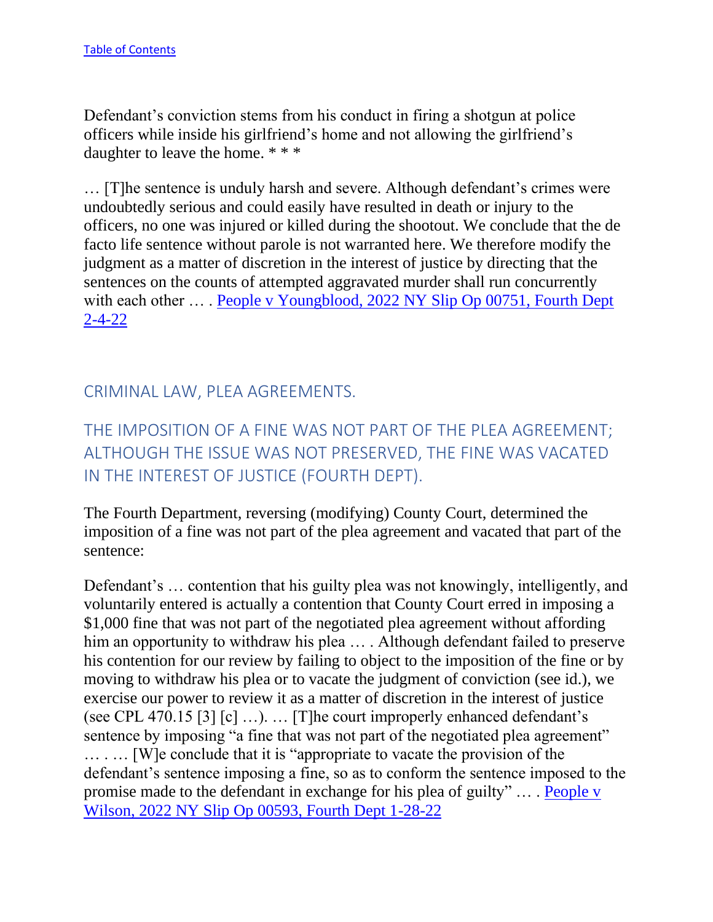Defendant's conviction stems from his conduct in firing a shotgun at police officers while inside his girlfriend's home and not allowing the girlfriend's daughter to leave the home. * * *

… [T]he sentence is unduly harsh and severe. Although defendant's crimes were undoubtedly serious and could easily have resulted in death or injury to the officers, no one was injured or killed during the shootout. We conclude that the de facto life sentence without parole is not warranted here. We therefore modify the judgment as a matter of discretion in the interest of justice by directing that the sentences on the counts of attempted aggravated murder shall run concurrently with each other … . [People v Youngblood, 2022 NY Slip Op 00751, Fourth Dept 2-4-22](#)

## CRIMINAL LAW, PLEA AGREEMENTS.

## THE IMPOSITION OF A FINE WAS NOT PART OF THE PLEA AGREEMENT; ALTHOUGH THE ISSUE WAS NOT PRESERVED, THE FINE WAS VACATED IN THE INTEREST OF JUSTICE (FOURTH DEPT).

The Fourth Department, reversing (modifying) County Court, determined the imposition of a fine was not part of the plea agreement and vacated that part of the sentence:

Defendant's … contention that his guilty plea was not knowingly, intelligently, and voluntarily entered is actually a contention that County Court erred in imposing a $1,000 fine that was not part of the negotiated plea agreement without affording him an opportunity to withdraw his plea … . Although defendant failed to preserve his contention for our review by failing to object to the imposition of the fine or by moving to withdraw his plea or to vacate the judgment of conviction (see id.), we exercise our power to review it as a matter of discretion in the interest of justice (see CPL 470.15 [3] [c] …). … [T]he court improperly enhanced defendant's sentence by imposing "a fine that was not part of the negotiated plea agreement" … . … [W]e conclude that it is "appropriate to vacate the provision of the defendant's sentence imposing a fine, so as to conform the sentence imposed to the promise made to the defendant in exchange for his plea of guilty" … . [People v Wilson, 2022 NY Slip Op 00593, Fourth Dept 1-28-22](#)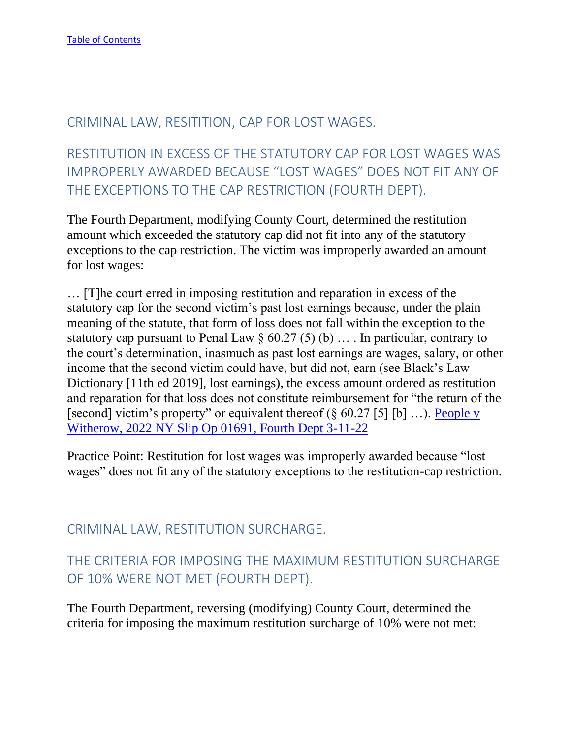[Table of Contents]()

## CRIMINAL LAW, RESITITION, CAP FOR LOST WAGES.

## RESTITUTION IN EXCESS OF THE STATUTORY CAP FOR LOST WAGES WAS IMPROPERLY AWARDED BECAUSE "LOST WAGES" DOES NOT FIT ANY OF THE EXCEPTIONS TO THE CAP RESTRICTION (FOURTH DEPT).

The Fourth Department, modifying County Court, determined the restitution amount which exceeded the statutory cap did not fit into any of the statutory exceptions to the cap restriction. The victim was improperly awarded an amount for lost wages:

… [T]he court erred in imposing restitution and reparation in excess of the statutory cap for the second victim's past lost earnings because, under the plain meaning of the statute, that form of loss does not fall within the exception to the statutory cap pursuant to Penal Law § 60.27 (5) (b) … . In particular, contrary to the court's determination, inasmuch as past lost earnings are wages, salary, or other income that the second victim could have, but did not, earn (see Black's Law Dictionary [11th ed 2019], lost earnings), the excess amount ordered as restitution and reparation for that loss does not constitute reimbursement for "the return of the [second] victim's property" or equivalent thereof (§ 60.27 [5] [b] …). [People v Witherow, 2022 NY Slip Op 01691, Fourth Dept 3-11-22]()

Practice Point: Restitution for lost wages was improperly awarded because "lost wages" does not fit any of the statutory exceptions to the restitution-cap restriction.

## CRIMINAL LAW, RESTITUTION SURCHARGE.

## THE CRITERIA FOR IMPOSING THE MAXIMUM RESTITUTION SURCHARGE OF 10% WERE NOT MET (FOURTH DEPT).

The Fourth Department, reversing (modifying) County Court, determined the criteria for imposing the maximum restitution surcharge of 10% were not met: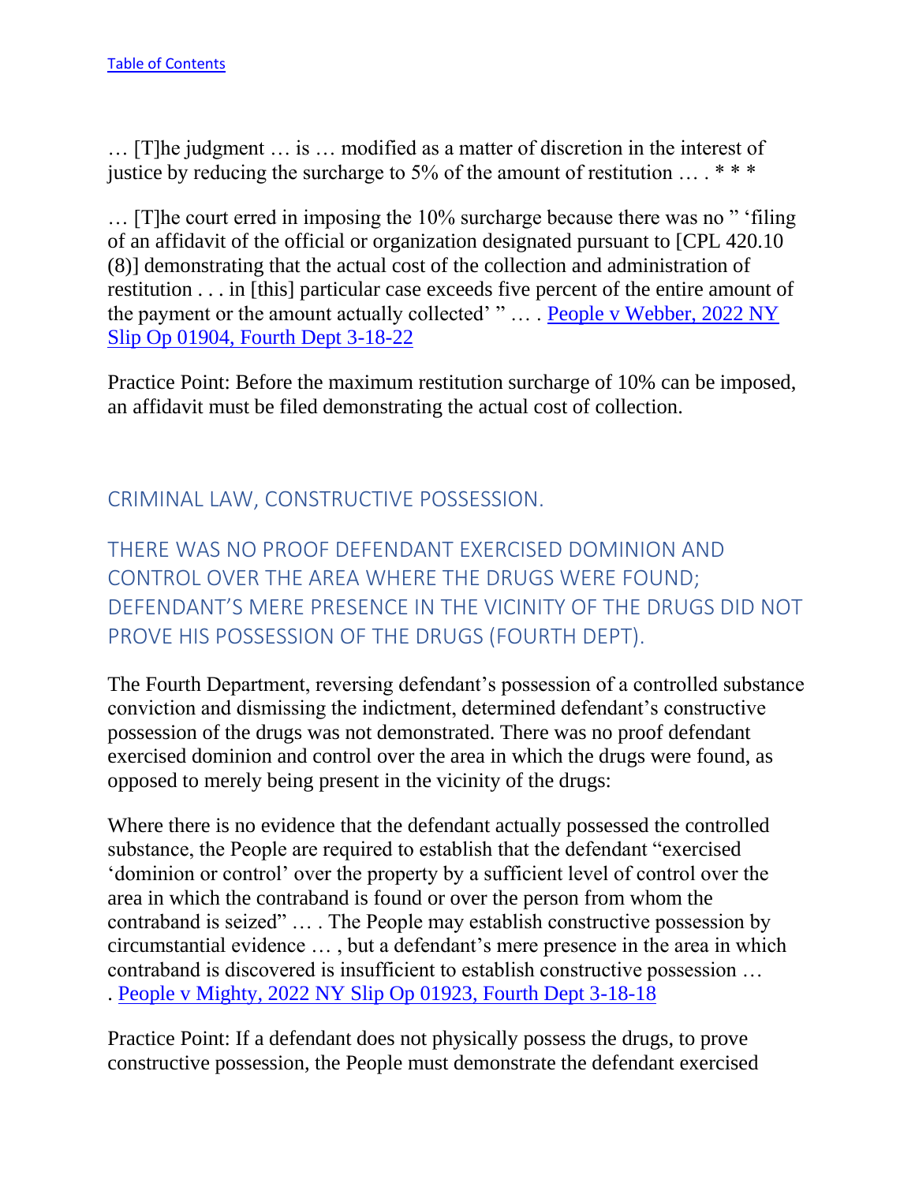[Table of Contents](#)

… [T]he judgment … is … modified as a matter of discretion in the interest of justice by reducing the surcharge to 5% of the amount of restitution … . * * *

… [T]he court erred in imposing the 10% surcharge because there was no " 'filing of an affidavit of the official or organization designated pursuant to [CPL 420.10 (8)] demonstrating that the actual cost of the collection and administration of restitution . . . in [this] particular case exceeds five percent of the entire amount of the payment or the amount actually collected' " … . [People v Webber, 2022 NY Slip Op 01904, Fourth Dept 3-18-22](#)

Practice Point: Before the maximum restitution surcharge of 10% can be imposed, an affidavit must be filed demonstrating the actual cost of collection.

## CRIMINAL LAW, CONSTRUCTIVE POSSESSION.

## THERE WAS NO PROOF DEFENDANT EXERCISED DOMINION AND CONTROL OVER THE AREA WHERE THE DRUGS WERE FOUND; DEFENDANT'S MERE PRESENCE IN THE VICINITY OF THE DRUGS DID NOT PROVE HIS POSSESSION OF THE DRUGS (FOURTH DEPT).

The Fourth Department, reversing defendant's possession of a controlled substance conviction and dismissing the indictment, determined defendant's constructive possession of the drugs was not demonstrated. There was no proof defendant exercised dominion and control over the area in which the drugs were found, as opposed to merely being present in the vicinity of the drugs:

Where there is no evidence that the defendant actually possessed the controlled substance, the People are required to establish that the defendant "exercised 'dominion or control' over the property by a sufficient level of control over the area in which the contraband is found or over the person from whom the contraband is seized" … . The People may establish constructive possession by circumstantial evidence … , but a defendant's mere presence in the area in which contraband is discovered is insufficient to establish constructive possession … . [People v Mighty, 2022 NY Slip Op 01923, Fourth Dept 3-18-18](#)

Practice Point: If a defendant does not physically possess the drugs, to prove constructive possession, the People must demonstrate the defendant exercised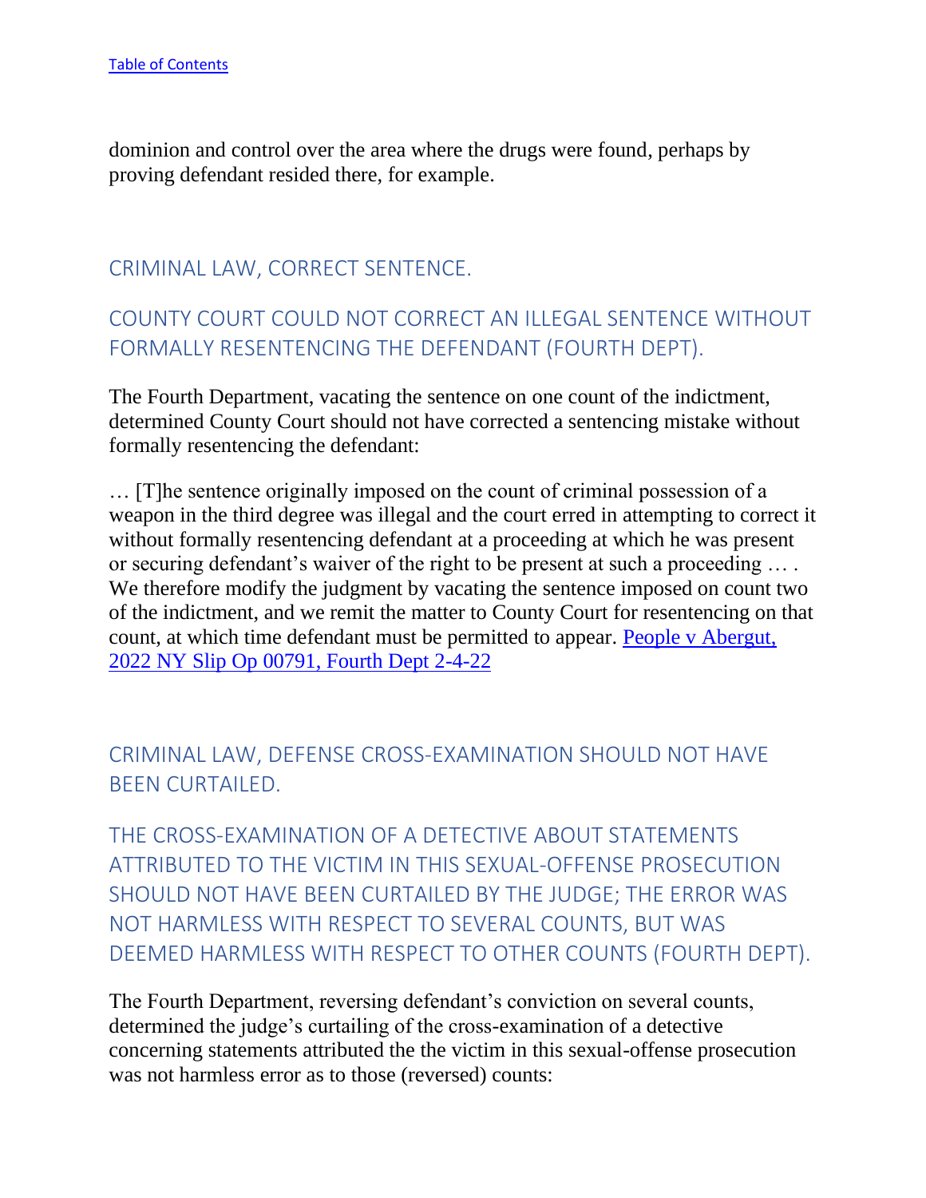[Table of Contents](#)

dominion and control over the area where the drugs were found, perhaps by proving defendant resided there, for example.

## CRIMINAL LAW, CORRECT SENTENCE.

## COUNTY COURT COULD NOT CORRECT AN ILLEGAL SENTENCE WITHOUT FORMALLY RESENTENCING THE DEFENDANT (FOURTH DEPT).

The Fourth Department, vacating the sentence on one count of the indictment, determined County Court should not have corrected a sentencing mistake without formally resentencing the defendant:

… [T]he sentence originally imposed on the count of criminal possession of a weapon in the third degree was illegal and the court erred in attempting to correct it without formally resentencing defendant at a proceeding at which he was present or securing defendant's waiver of the right to be present at such a proceeding … . We therefore modify the judgment by vacating the sentence imposed on count two of the indictment, and we remit the matter to County Court for resentencing on that count, at which time defendant must be permitted to appear. [People v Abergut, 2022 NY Slip Op 00791, Fourth Dept 2-4-22](#)

## CRIMINAL LAW, DEFENSE CROSS-EXAMINATION SHOULD NOT HAVE BEEN CURTAILED.

## THE CROSS-EXAMINATION OF A DETECTIVE ABOUT STATEMENTS ATTRIBUTED TO THE VICTIM IN THIS SEXUAL-OFFENSE PROSECUTION SHOULD NOT HAVE BEEN CURTAILED BY THE JUDGE; THE ERROR WAS NOT HARMLESS WITH RESPECT TO SEVERAL COUNTS, BUT WAS DEEMED HARMLESS WITH RESPECT TO OTHER COUNTS (FOURTH DEPT).

The Fourth Department, reversing defendant's conviction on several counts, determined the judge's curtailing of the cross-examination of a detective concerning statements attributed the the victim in this sexual-offense prosecution was not harmless error as to those (reversed) counts: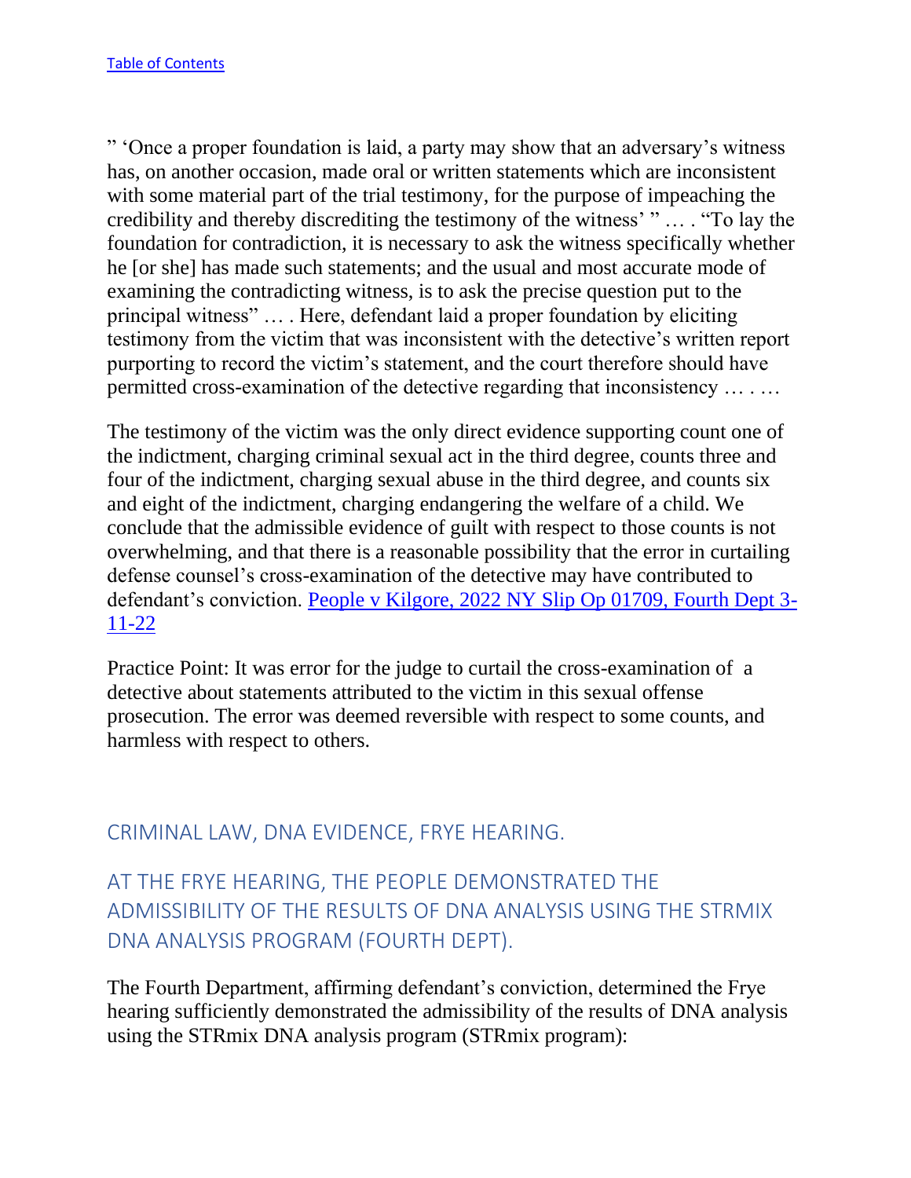" 'Once a proper foundation is laid, a party may show that an adversary's witness has, on another occasion, made oral or written statements which are inconsistent with some material part of the trial testimony, for the purpose of impeaching the credibility and thereby discrediting the testimony of the witness' " … . "To lay the foundation for contradiction, it is necessary to ask the witness specifically whether he [or she] has made such statements; and the usual and most accurate mode of examining the contradicting witness, is to ask the precise question put to the principal witness" … . Here, defendant laid a proper foundation by eliciting testimony from the victim that was inconsistent with the detective's written report purporting to record the victim's statement, and the court therefore should have permitted cross-examination of the detective regarding that inconsistency … . …

The testimony of the victim was the only direct evidence supporting count one of the indictment, charging criminal sexual act in the third degree, counts three and four of the indictment, charging sexual abuse in the third degree, and counts six and eight of the indictment, charging endangering the welfare of a child. We conclude that the admissible evidence of guilt with respect to those counts is not overwhelming, and that there is a reasonable possibility that the error in curtailing defense counsel's cross-examination of the detective may have contributed to defendant's conviction. [People v Kilgore, 2022 NY Slip Op 01709, Fourth Dept 3-11-22]

Practice Point: It was error for the judge to curtail the cross-examination of a detective about statements attributed to the victim in this sexual offense prosecution. The error was deemed reversible with respect to some counts, and harmless with respect to others.

### CRIMINAL LAW, DNA EVIDENCE, FRYE HEARING.

### AT THE FRYE HEARING, THE PEOPLE DEMONSTRATED THE ADMISSIBILITY OF THE RESULTS OF DNA ANALYSIS USING THE STRMIX DNA ANALYSIS PROGRAM (FOURTH DEPT).

The Fourth Department, affirming defendant's conviction, determined the Frye hearing sufficiently demonstrated the admissibility of the results of DNA analysis using the STRmix DNA analysis program (STRmix program):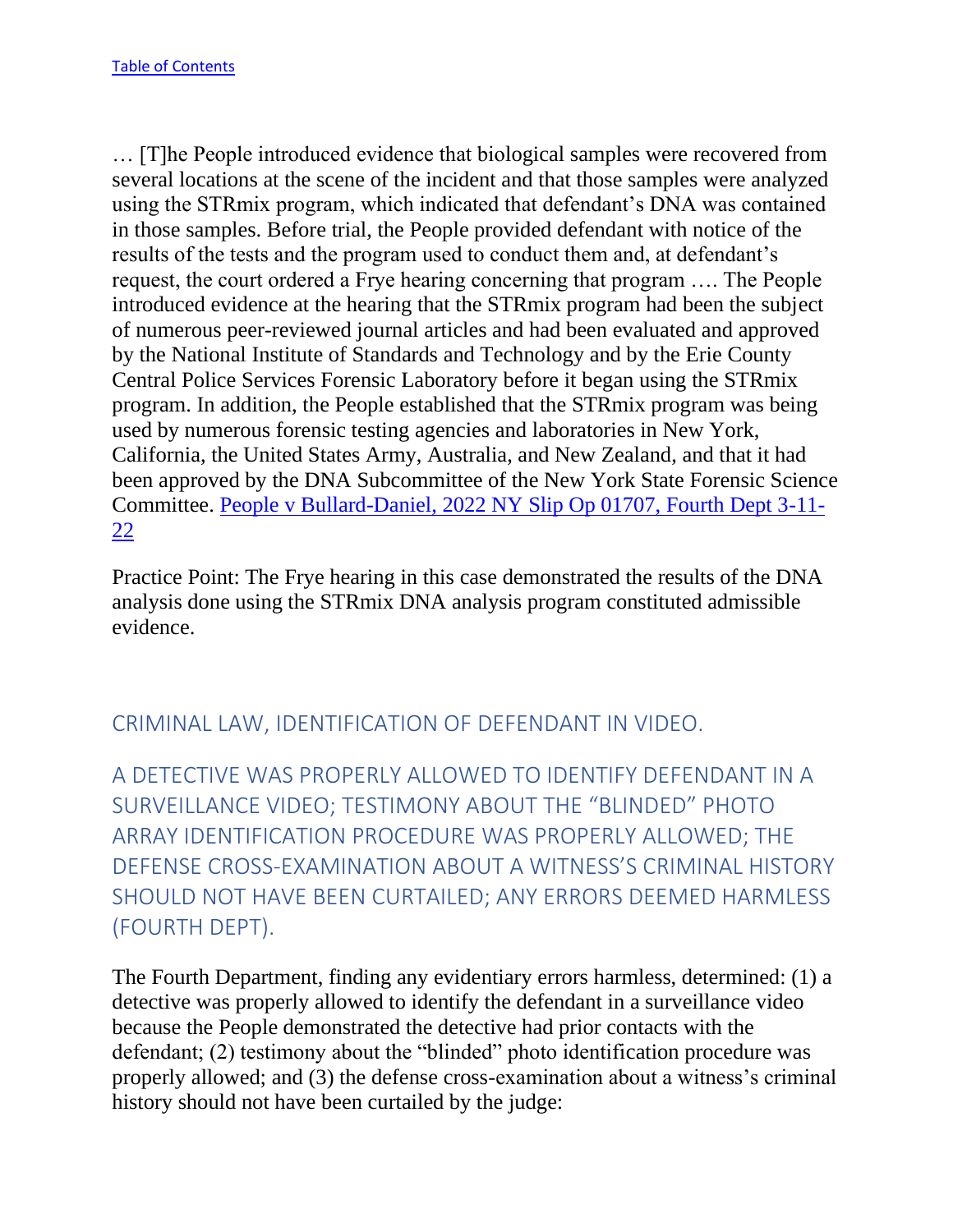… [T]he People introduced evidence that biological samples were recovered from several locations at the scene of the incident and that those samples were analyzed using the STRmix program, which indicated that defendant's DNA was contained in those samples. Before trial, the People provided defendant with notice of the results of the tests and the program used to conduct them and, at defendant's request, the court ordered a Frye hearing concerning that program …. The People introduced evidence at the hearing that the STRmix program had been the subject of numerous peer-reviewed journal articles and had been evaluated and approved by the National Institute of Standards and Technology and by the Erie County Central Police Services Forensic Laboratory before it began using the STRmix program. In addition, the People established that the STRmix program was being used by numerous forensic testing agencies and laboratories in New York, California, the United States Army, Australia, and New Zealand, and that it had been approved by the DNA Subcommittee of the New York State Forensic Science Committee. People v Bullard-Daniel, 2022 NY Slip Op 01707, Fourth Dept 3-11-22

Practice Point: The Frye hearing in this case demonstrated the results of the DNA analysis done using the STRmix DNA analysis program constituted admissible evidence.

## CRIMINAL LAW, IDENTIFICATION OF DEFENDANT IN VIDEO.

### A DETECTIVE WAS PROPERLY ALLOWED TO IDENTIFY DEFENDANT IN A SURVEILLANCE VIDEO; TESTIMONY ABOUT THE "BLINDED" PHOTO ARRAY IDENTIFICATION PROCEDURE WAS PROPERLY ALLOWED; THE DEFENSE CROSS-EXAMINATION ABOUT A WITNESS'S CRIMINAL HISTORY SHOULD NOT HAVE BEEN CURTAILED; ANY ERRORS DEEMED HARMLESS (FOURTH DEPT).

The Fourth Department, finding any evidentiary errors harmless, determined: (1) a detective was properly allowed to identify the defendant in a surveillance video because the People demonstrated the detective had prior contacts with the defendant; (2) testimony about the "blinded" photo identification procedure was properly allowed; and (3) the defense cross-examination about a witness's criminal history should not have been curtailed by the judge: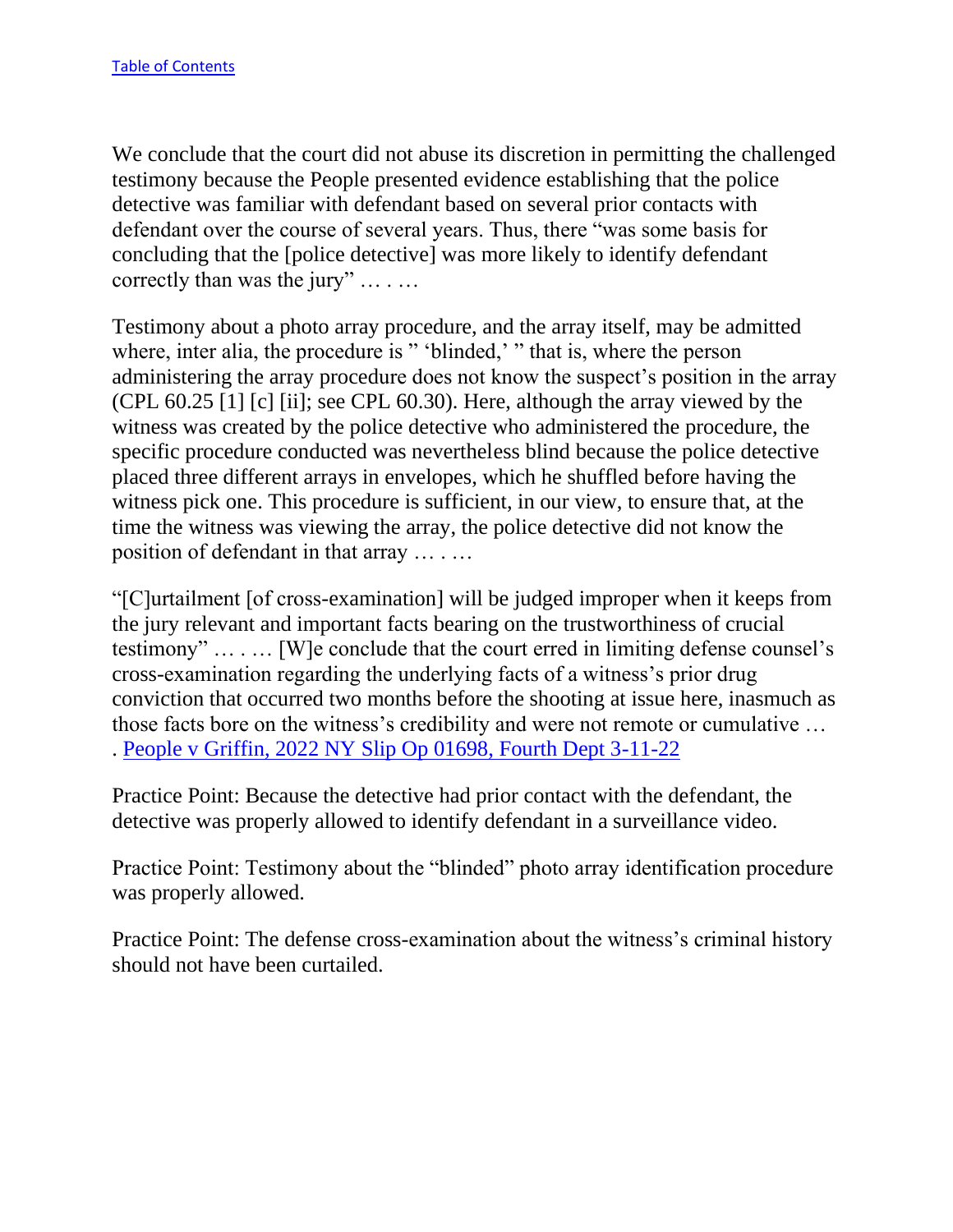[Table of Contents](#)

We conclude that the court did not abuse its discretion in permitting the challenged testimony because the People presented evidence establishing that the police detective was familiar with defendant based on several prior contacts with defendant over the course of several years. Thus, there "was some basis for concluding that the [police detective] was more likely to identify defendant correctly than was the jury" … . …

Testimony about a photo array procedure, and the array itself, may be admitted where, inter alia, the procedure is " 'blinded,' " that is, where the person administering the array procedure does not know the suspect's position in the array (CPL 60.25 [1] [c] [ii]; see CPL 60.30). Here, although the array viewed by the witness was created by the police detective who administered the procedure, the specific procedure conducted was nevertheless blind because the police detective placed three different arrays in envelopes, which he shuffled before having the witness pick one. This procedure is sufficient, in our view, to ensure that, at the time the witness was viewing the array, the police detective did not know the position of defendant in that array … . …

"[C]urtailment [of cross-examination] will be judged improper when it keeps from the jury relevant and important facts bearing on the trustworthiness of crucial testimony" … . … [W]e conclude that the court erred in limiting defense counsel's cross-examination regarding the underlying facts of a witness's prior drug conviction that occurred two months before the shooting at issue here, inasmuch as those facts bore on the witness's credibility and were not remote or cumulative … . [People v Griffin, 2022 NY Slip Op 01698, Fourth Dept 3-11-22](#)

Practice Point: Because the detective had prior contact with the defendant, the detective was properly allowed to identify defendant in a surveillance video.

Practice Point: Testimony about the "blinded" photo array identification procedure was properly allowed.

Practice Point: The defense cross-examination about the witness's criminal history should not have been curtailed.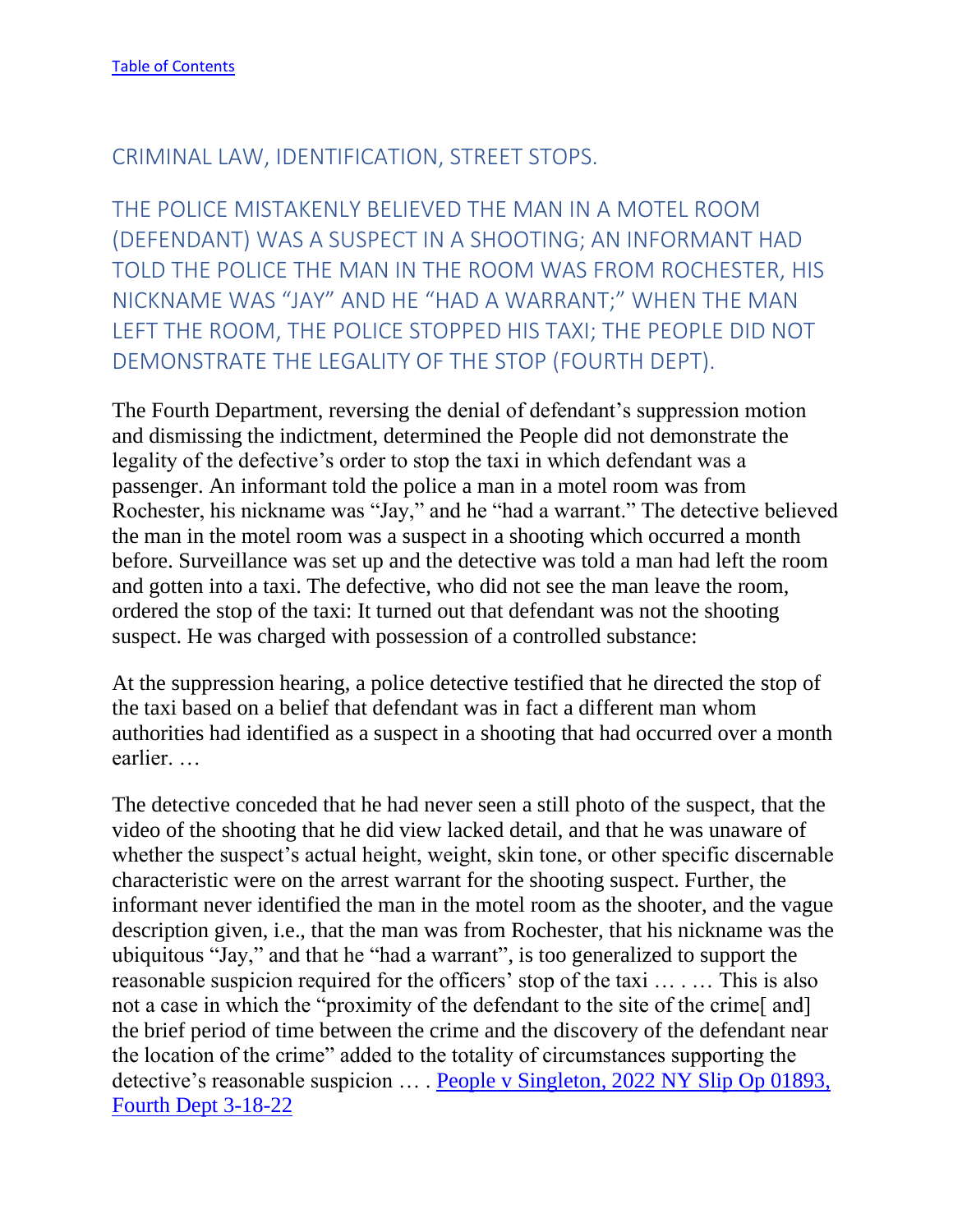[Table of Contents](#)

## CRIMINAL LAW, IDENTIFICATION, STREET STOPS.

## THE POLICE MISTAKENLY BELIEVED THE MAN IN A MOTEL ROOM (DEFENDANT) WAS A SUSPECT IN A SHOOTING; AN INFORMANT HAD TOLD THE POLICE THE MAN IN THE ROOM WAS FROM ROCHESTER, HIS NICKNAME WAS "JAY" AND HE "HAD A WARRANT;" WHEN THE MAN LEFT THE ROOM, THE POLICE STOPPED HIS TAXI; THE PEOPLE DID NOT DEMONSTRATE THE LEGALITY OF THE STOP (FOURTH DEPT).

The Fourth Department, reversing the denial of defendant's suppression motion and dismissing the indictment, determined the People did not demonstrate the legality of the defective's order to stop the taxi in which defendant was a passenger. An informant told the police a man in a motel room was from Rochester, his nickname was "Jay," and he "had a warrant." The detective believed the man in the motel room was a suspect in a shooting which occurred a month before. Surveillance was set up and the detective was told a man had left the room and gotten into a taxi. The defective, who did not see the man leave the room, ordered the stop of the taxi: It turned out that defendant was not the shooting suspect. He was charged with possession of a controlled substance:

At the suppression hearing, a police detective testified that he directed the stop of the taxi based on a belief that defendant was in fact a different man whom authorities had identified as a suspect in a shooting that had occurred over a month earlier. …

The detective conceded that he had never seen a still photo of the suspect, that the video of the shooting that he did view lacked detail, and that he was unaware of whether the suspect's actual height, weight, skin tone, or other specific discernable characteristic were on the arrest warrant for the shooting suspect. Further, the informant never identified the man in the motel room as the shooter, and the vague description given, i.e., that the man was from Rochester, that his nickname was the ubiquitous "Jay," and that he "had a warrant", is too generalized to support the reasonable suspicion required for the officers' stop of the taxi … . … This is also not a case in which the "proximity of the defendant to the site of the crime[ and] the brief period of time between the crime and the discovery of the defendant near the location of the crime" added to the totality of circumstances supporting the detective's reasonable suspicion … . [People v Singleton, 2022 NY Slip Op 01893, Fourth Dept 3-18-22](#)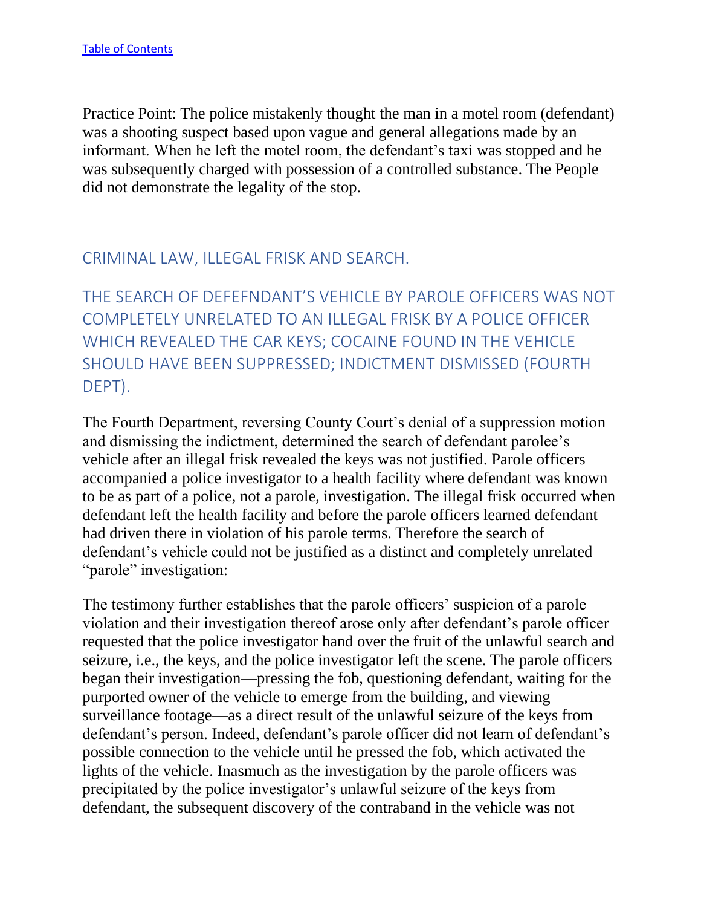Practice Point: The police mistakenly thought the man in a motel room (defendant) was a shooting suspect based upon vague and general allegations made by an informant. When he left the motel room, the defendant's taxi was stopped and he was subsequently charged with possession of a controlled substance. The People did not demonstrate the legality of the stop.

## CRIMINAL LAW, ILLEGAL FRISK AND SEARCH.

## THE SEARCH OF DEFEFNDANT'S VEHICLE BY PAROLE OFFICERS WAS NOT COMPLETELY UNRELATED TO AN ILLEGAL FRISK BY A POLICE OFFICER WHICH REVEALED THE CAR KEYS; COCAINE FOUND IN THE VEHICLE SHOULD HAVE BEEN SUPPRESSED; INDICTMENT DISMISSED (FOURTH DEPT).

The Fourth Department, reversing County Court's denial of a suppression motion and dismissing the indictment, determined the search of defendant parolee's vehicle after an illegal frisk revealed the keys was not justified. Parole officers accompanied a police investigator to a health facility where defendant was known to be as part of a police, not a parole, investigation. The illegal frisk occurred when defendant left the health facility and before the parole officers learned defendant had driven there in violation of his parole terms. Therefore the search of defendant's vehicle could not be justified as a distinct and completely unrelated "parole" investigation:

The testimony further establishes that the parole officers' suspicion of a parole violation and their investigation thereof arose only after defendant's parole officer requested that the police investigator hand over the fruit of the unlawful search and seizure, i.e., the keys, and the police investigator left the scene. The parole officers began their investigation—pressing the fob, questioning defendant, waiting for the purported owner of the vehicle to emerge from the building, and viewing surveillance footage—as a direct result of the unlawful seizure of the keys from defendant's person. Indeed, defendant's parole officer did not learn of defendant's possible connection to the vehicle until he pressed the fob, which activated the lights of the vehicle. Inasmuch as the investigation by the parole officers was precipitated by the police investigator's unlawful seizure of the keys from defendant, the subsequent discovery of the contraband in the vehicle was not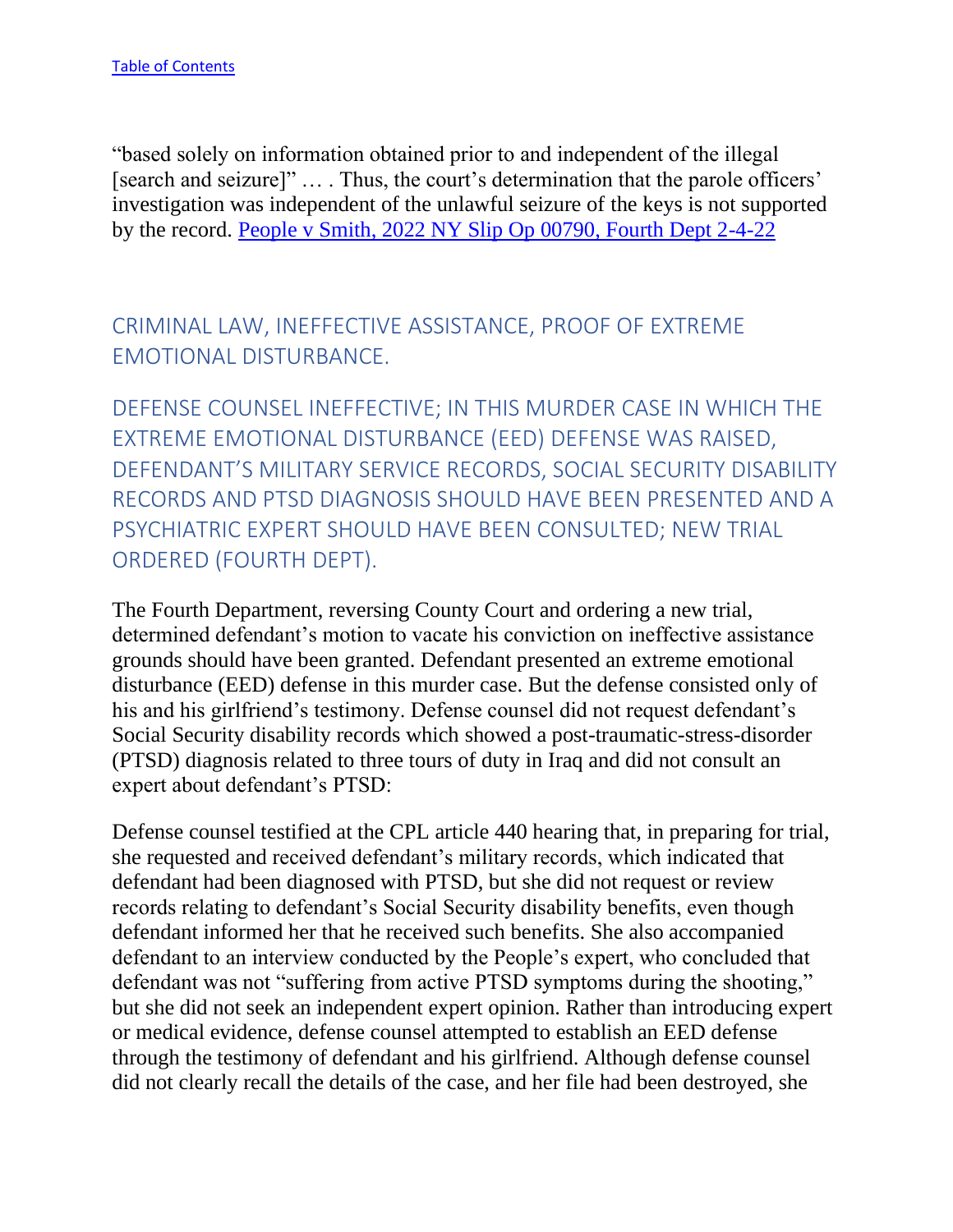"based solely on information obtained prior to and independent of the illegal [search and seizure]" … . Thus, the court's determination that the parole officers' investigation was independent of the unlawful seizure of the keys is not supported by the record. [People v Smith, 2022 NY Slip Op 00790, Fourth Dept 2-4-22]

## CRIMINAL LAW, INEFFECTIVE ASSISTANCE, PROOF OF EXTREME EMOTIONAL DISTURBANCE.

## DEFENSE COUNSEL INEFFECTIVE; IN THIS MURDER CASE IN WHICH THE EXTREME EMOTIONAL DISTURBANCE (EED) DEFENSE WAS RAISED, DEFENDANT'S MILITARY SERVICE RECORDS, SOCIAL SECURITY DISABILITY RECORDS AND PTSD DIAGNOSIS SHOULD HAVE BEEN PRESENTED AND A PSYCHIATRIC EXPERT SHOULD HAVE BEEN CONSULTED; NEW TRIAL ORDERED (FOURTH DEPT).

The Fourth Department, reversing County Court and ordering a new trial, determined defendant's motion to vacate his conviction on ineffective assistance grounds should have been granted. Defendant presented an extreme emotional disturbance (EED) defense in this murder case. But the defense consisted only of his and his girlfriend's testimony. Defense counsel did not request defendant's Social Security disability records which showed a post-traumatic-stress-disorder (PTSD) diagnosis related to three tours of duty in Iraq and did not consult an expert about defendant's PTSD:

Defense counsel testified at the CPL article 440 hearing that, in preparing for trial, she requested and received defendant's military records, which indicated that defendant had been diagnosed with PTSD, but she did not request or review records relating to defendant's Social Security disability benefits, even though defendant informed her that he received such benefits. She also accompanied defendant to an interview conducted by the People's expert, who concluded that defendant was not "suffering from active PTSD symptoms during the shooting," but she did not seek an independent expert opinion. Rather than introducing expert or medical evidence, defense counsel attempted to establish an EED defense through the testimony of defendant and his girlfriend. Although defense counsel did not clearly recall the details of the case, and her file had been destroyed, she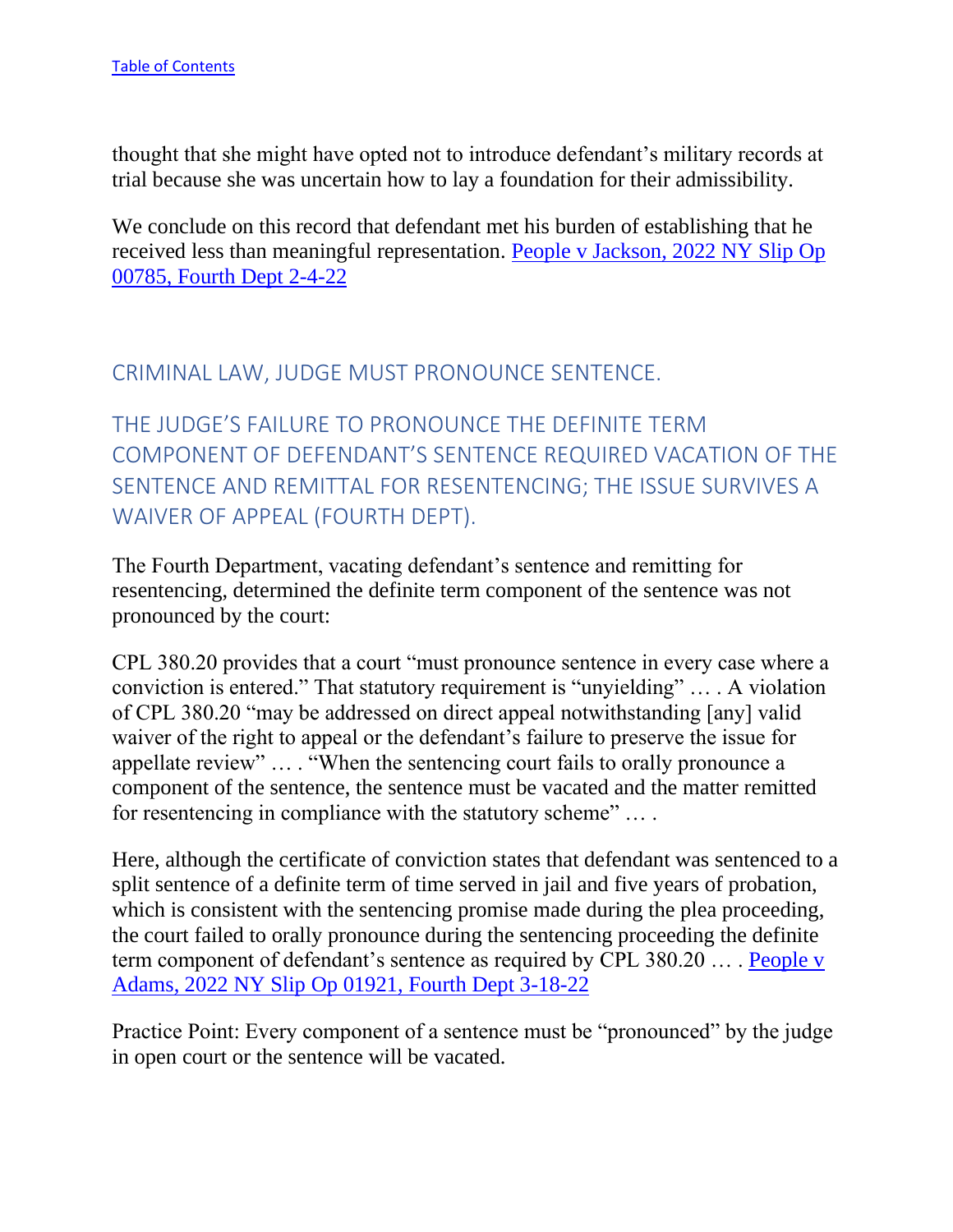thought that she might have opted not to introduce defendant's military records at trial because she was uncertain how to lay a foundation for their admissibility.

We conclude on this record that defendant met his burden of establishing that he received less than meaningful representation. [People v Jackson, 2022 NY Slip Op 00785, Fourth Dept 2-4-22]

## CRIMINAL LAW, JUDGE MUST PRONOUNCE SENTENCE.

## THE JUDGE'S FAILURE TO PRONOUNCE THE DEFINITE TERM COMPONENT OF DEFENDANT'S SENTENCE REQUIRED VACATION OF THE SENTENCE AND REMITTAL FOR RESENTENCING; THE ISSUE SURVIVES A WAIVER OF APPEAL (FOURTH DEPT).

The Fourth Department, vacating defendant's sentence and remitting for resentencing, determined the definite term component of the sentence was not pronounced by the court:

CPL 380.20 provides that a court "must pronounce sentence in every case where a conviction is entered." That statutory requirement is "unyielding" … . A violation of CPL 380.20 "may be addressed on direct appeal notwithstanding [any] valid waiver of the right to appeal or the defendant's failure to preserve the issue for appellate review" … . "When the sentencing court fails to orally pronounce a component of the sentence, the sentence must be vacated and the matter remitted for resentencing in compliance with the statutory scheme" … .

Here, although the certificate of conviction states that defendant was sentenced to a split sentence of a definite term of time served in jail and five years of probation, which is consistent with the sentencing promise made during the plea proceeding, the court failed to orally pronounce during the sentencing proceeding the definite term component of defendant's sentence as required by CPL 380.20 … . [People v Adams, 2022 NY Slip Op 01921, Fourth Dept 3-18-22]

Practice Point: Every component of a sentence must be "pronounced" by the judge in open court or the sentence will be vacated.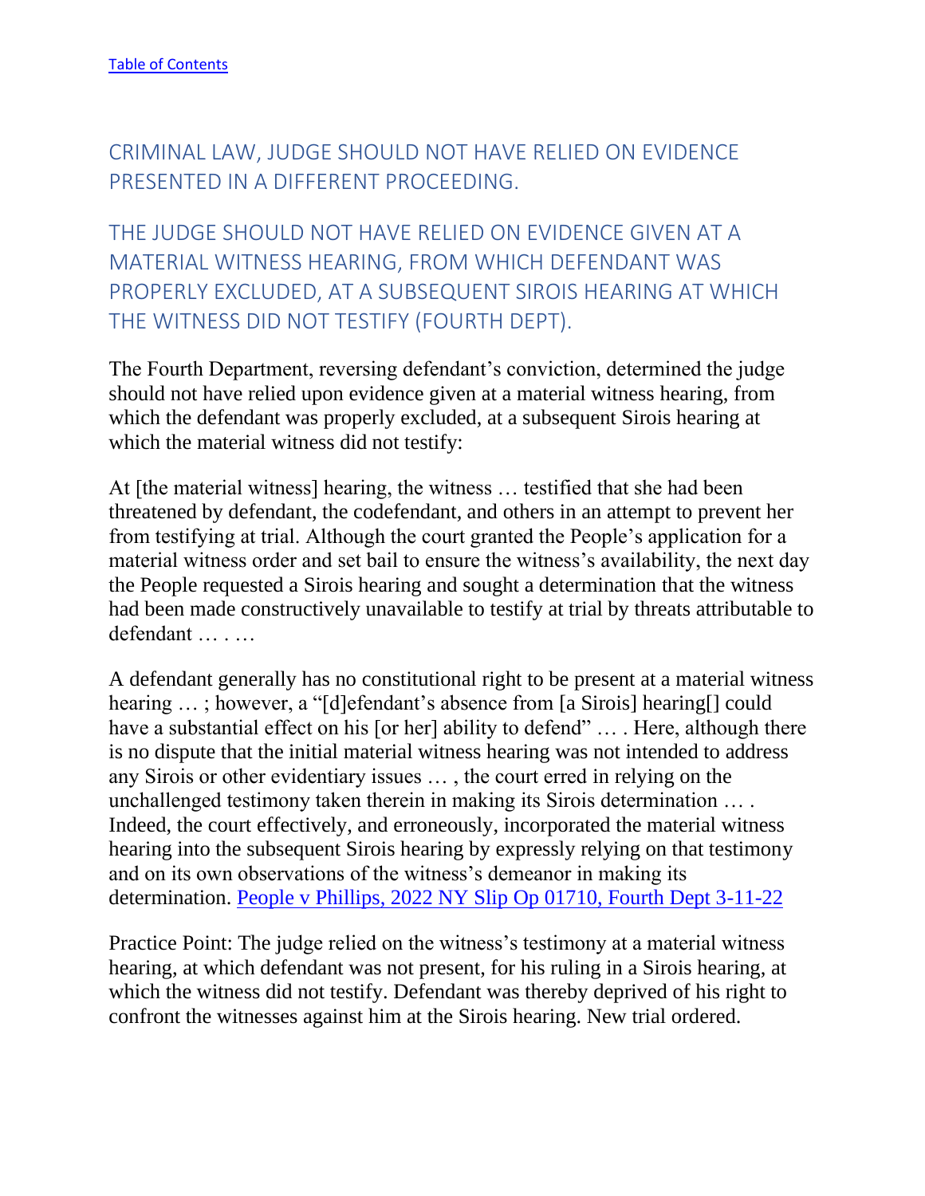[Table of Contents](#)

## CRIMINAL LAW, JUDGE SHOULD NOT HAVE RELIED ON EVIDENCE PRESENTED IN A DIFFERENT PROCEEDING.

## THE JUDGE SHOULD NOT HAVE RELIED ON EVIDENCE GIVEN AT A MATERIAL WITNESS HEARING, FROM WHICH DEFENDANT WAS PROPERLY EXCLUDED, AT A SUBSEQUENT SIROIS HEARING AT WHICH THE WITNESS DID NOT TESTIFY (FOURTH DEPT).

The Fourth Department, reversing defendant's conviction, determined the judge should not have relied upon evidence given at a material witness hearing, from which the defendant was properly excluded, at a subsequent Sirois hearing at which the material witness did not testify:

At [the material witness] hearing, the witness … testified that she had been threatened by defendant, the codefendant, and others in an attempt to prevent her from testifying at trial. Although the court granted the People's application for a material witness order and set bail to ensure the witness's availability, the next day the People requested a Sirois hearing and sought a determination that the witness had been made constructively unavailable to testify at trial by threats attributable to defendant … . …

A defendant generally has no constitutional right to be present at a material witness hearing … ; however, a "[d]efendant's absence from [a Sirois] hearing[] could have a substantial effect on his [or her] ability to defend" … . Here, although there is no dispute that the initial material witness hearing was not intended to address any Sirois or other evidentiary issues … , the court erred in relying on the unchallenged testimony taken therein in making its Sirois determination … . Indeed, the court effectively, and erroneously, incorporated the material witness hearing into the subsequent Sirois hearing by expressly relying on that testimony and on its own observations of the witness's demeanor in making its determination. [People v Phillips, 2022 NY Slip Op 01710, Fourth Dept 3-11-22](#)

Practice Point: The judge relied on the witness's testimony at a material witness hearing, at which defendant was not present, for his ruling in a Sirois hearing, at which the witness did not testify. Defendant was thereby deprived of his right to confront the witnesses against him at the Sirois hearing. New trial ordered.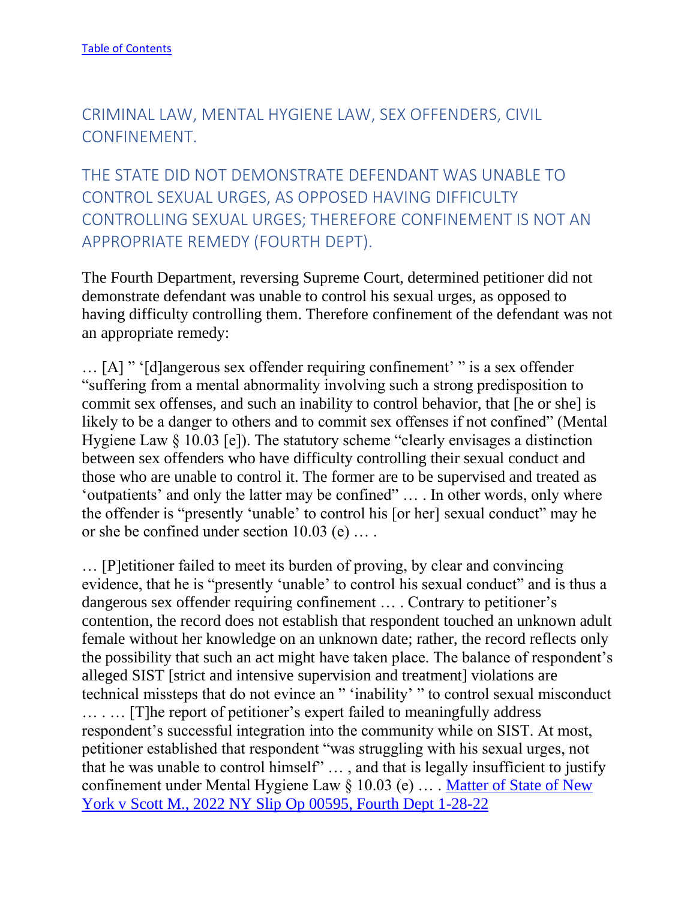[Table of Contents](#)

## CRIMINAL LAW, MENTAL HYGIENE LAW, SEX OFFENDERS, CIVIL CONFINEMENT.

## THE STATE DID NOT DEMONSTRATE DEFENDANT WAS UNABLE TO CONTROL SEXUAL URGES, AS OPPOSED HAVING DIFFICULTY CONTROLLING SEXUAL URGES; THEREFORE CONFINEMENT IS NOT AN APPROPRIATE REMEDY (FOURTH DEPT).

The Fourth Department, reversing Supreme Court, determined petitioner did not demonstrate defendant was unable to control his sexual urges, as opposed to having difficulty controlling them. Therefore confinement of the defendant was not an appropriate remedy:

… [A] " '[d]angerous sex offender requiring confinement' " is a sex offender "suffering from a mental abnormality involving such a strong predisposition to commit sex offenses, and such an inability to control behavior, that [he or she] is likely to be a danger to others and to commit sex offenses if not confined" (Mental Hygiene Law § 10.03 [e]). The statutory scheme "clearly envisages a distinction between sex offenders who have difficulty controlling their sexual conduct and those who are unable to control it. The former are to be supervised and treated as 'outpatients' and only the latter may be confined" … . In other words, only where the offender is "presently 'unable' to control his [or her] sexual conduct" may he or she be confined under section 10.03 (e) … .

… [P]etitioner failed to meet its burden of proving, by clear and convincing evidence, that he is "presently 'unable' to control his sexual conduct" and is thus a dangerous sex offender requiring confinement … . Contrary to petitioner's contention, the record does not establish that respondent touched an unknown adult female without her knowledge on an unknown date; rather, the record reflects only the possibility that such an act might have taken place. The balance of respondent's alleged SIST [strict and intensive supervision and treatment] violations are technical missteps that do not evince an " 'inability' " to control sexual misconduct … . … [T]he report of petitioner's expert failed to meaningfully address respondent's successful integration into the community while on SIST. At most, petitioner established that respondent "was struggling with his sexual urges, not that he was unable to control himself" … , and that is legally insufficient to justify confinement under Mental Hygiene Law § 10.03 (e) … . [Matter of State of New York v Scott M., 2022 NY Slip Op 00595, Fourth Dept 1-28-22](#)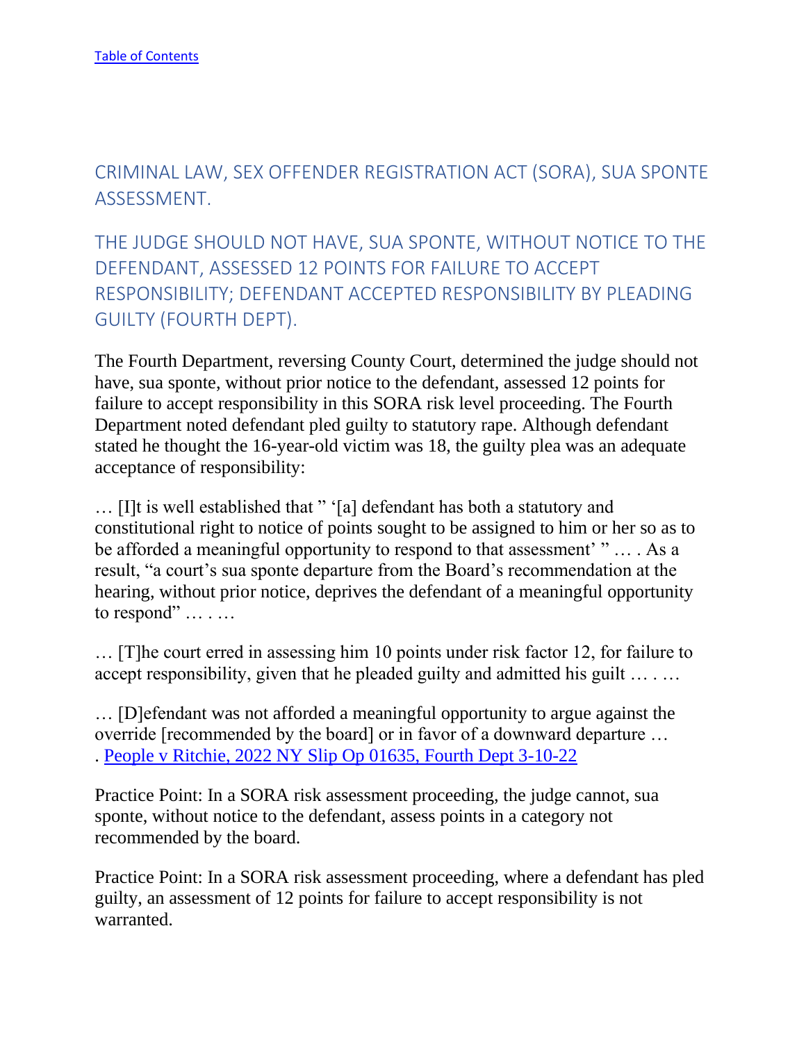[Table of Contents](#)

## CRIMINAL LAW, SEX OFFENDER REGISTRATION ACT (SORA), SUA SPONTE ASSESSMENT.

## THE JUDGE SHOULD NOT HAVE, SUA SPONTE, WITHOUT NOTICE TO THE DEFENDANT, ASSESSED 12 POINTS FOR FAILURE TO ACCEPT RESPONSIBILITY; DEFENDANT ACCEPTED RESPONSIBILITY BY PLEADING GUILTY (FOURTH DEPT).

The Fourth Department, reversing County Court, determined the judge should not have, sua sponte, without prior notice to the defendant, assessed 12 points for failure to accept responsibility in this SORA risk level proceeding. The Fourth Department noted defendant pled guilty to statutory rape. Although defendant stated he thought the 16-year-old victim was 18, the guilty plea was an adequate acceptance of responsibility:

… [I]t is well established that " '[a] defendant has both a statutory and constitutional right to notice of points sought to be assigned to him or her so as to be afforded a meaningful opportunity to respond to that assessment' " … . As a result, "a court's sua sponte departure from the Board's recommendation at the hearing, without prior notice, deprives the defendant of a meaningful opportunity to respond" … . …

… [T]he court erred in assessing him 10 points under risk factor 12, for failure to accept responsibility, given that he pleaded guilty and admitted his guilt … . …

… [D]efendant was not afforded a meaningful opportunity to argue against the override [recommended by the board] or in favor of a downward departure … . [People v Ritchie, 2022 NY Slip Op 01635, Fourth Dept 3-10-22](#)

Practice Point: In a SORA risk assessment proceeding, the judge cannot, sua sponte, without notice to the defendant, assess points in a category not recommended by the board.

Practice Point: In a SORA risk assessment proceeding, where a defendant has pled guilty, an assessment of 12 points for failure to accept responsibility is not warranted.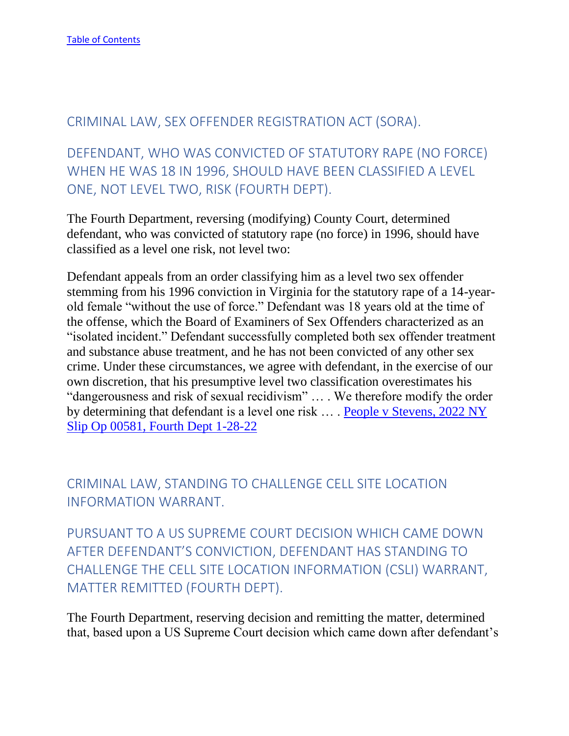[Table of Contents]

## CRIMINAL LAW, SEX OFFENDER REGISTRATION ACT (SORA).

## DEFENDANT, WHO WAS CONVICTED OF STATUTORY RAPE (NO FORCE) WHEN HE WAS 18 IN 1996, SHOULD HAVE BEEN CLASSIFIED A LEVEL ONE, NOT LEVEL TWO, RISK (FOURTH DEPT).

The Fourth Department, reversing (modifying) County Court, determined defendant, who was convicted of statutory rape (no force) in 1996, should have classified as a level one risk, not level two:

Defendant appeals from an order classifying him as a level two sex offender stemming from his 1996 conviction in Virginia for the statutory rape of a 14-year-old female "without the use of force." Defendant was 18 years old at the time of the offense, which the Board of Examiners of Sex Offenders characterized as an "isolated incident." Defendant successfully completed both sex offender treatment and substance abuse treatment, and he has not been convicted of any other sex crime. Under these circumstances, we agree with defendant, in the exercise of our own discretion, that his presumptive level two classification overestimates his "dangerousness and risk of sexual recidivism" … . We therefore modify the order by determining that defendant is a level one risk … . [People v Stevens, 2022 NY Slip Op 00581, Fourth Dept 1-28-22]

## CRIMINAL LAW, STANDING TO CHALLENGE CELL SITE LOCATION INFORMATION WARRANT.

## PURSUANT TO A US SUPREME COURT DECISION WHICH CAME DOWN AFTER DEFENDANT'S CONVICTION, DEFENDANT HAS STANDING TO CHALLENGE THE CELL SITE LOCATION INFORMATION (CSLI) WARRANT, MATTER REMITTED (FOURTH DEPT).

The Fourth Department, reserving decision and remitting the matter, determined that, based upon a US Supreme Court decision which came down after defendant's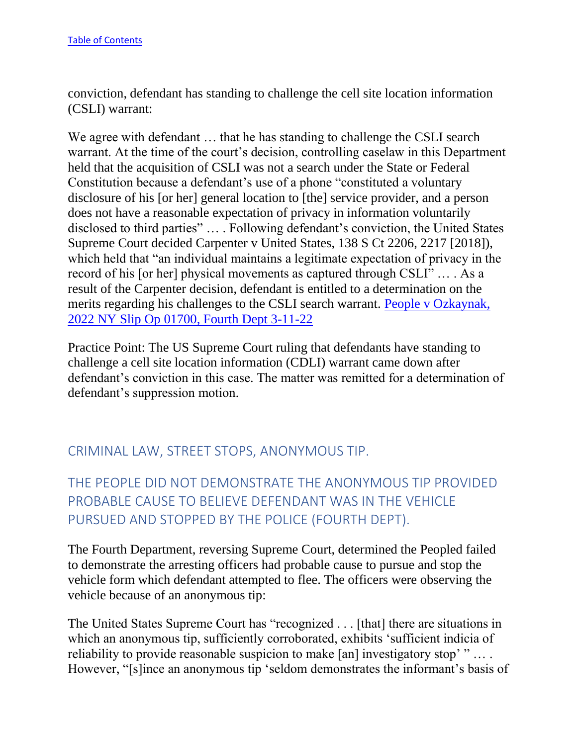[Table of Contents](#)

conviction, defendant has standing to challenge the cell site location information (CSLI) warrant:

We agree with defendant … that he has standing to challenge the CSLI search warrant. At the time of the court's decision, controlling caselaw in this Department held that the acquisition of CSLI was not a search under the State or Federal Constitution because a defendant's use of a phone "constituted a voluntary disclosure of his [or her] general location to [the] service provider, and a person does not have a reasonable expectation of privacy in information voluntarily disclosed to third parties" … . Following defendant's conviction, the United States Supreme Court decided Carpenter v United States, 138 S Ct 2206, 2217 [2018]), which held that "an individual maintains a legitimate expectation of privacy in the record of his [or her] physical movements as captured through CSLI" … . As a result of the Carpenter decision, defendant is entitled to a determination on the merits regarding his challenges to the CSLI search warrant. [People v Ozkaynak, 2022 NY Slip Op 01700, Fourth Dept 3-11-22](#)

Practice Point: The US Supreme Court ruling that defendants have standing to challenge a cell site location information (CDLI) warrant came down after defendant's conviction in this case. The matter was remitted for a determination of defendant's suppression motion.

## CRIMINAL LAW, STREET STOPS, ANONYMOUS TIP.

## THE PEOPLE DID NOT DEMONSTRATE THE ANONYMOUS TIP PROVIDED PROBABLE CAUSE TO BELIEVE DEFENDANT WAS IN THE VEHICLE PURSUED AND STOPPED BY THE POLICE (FOURTH DEPT).

The Fourth Department, reversing Supreme Court, determined the Peopled failed to demonstrate the arresting officers had probable cause to pursue and stop the vehicle form which defendant attempted to flee. The officers were observing the vehicle because of an anonymous tip:

The United States Supreme Court has "recognized . . . [that] there are situations in which an anonymous tip, sufficiently corroborated, exhibits 'sufficient indicia of reliability to provide reasonable suspicion to make [an] investigatory stop' " … . However, "[s]ince an anonymous tip 'seldom demonstrates the informant's basis of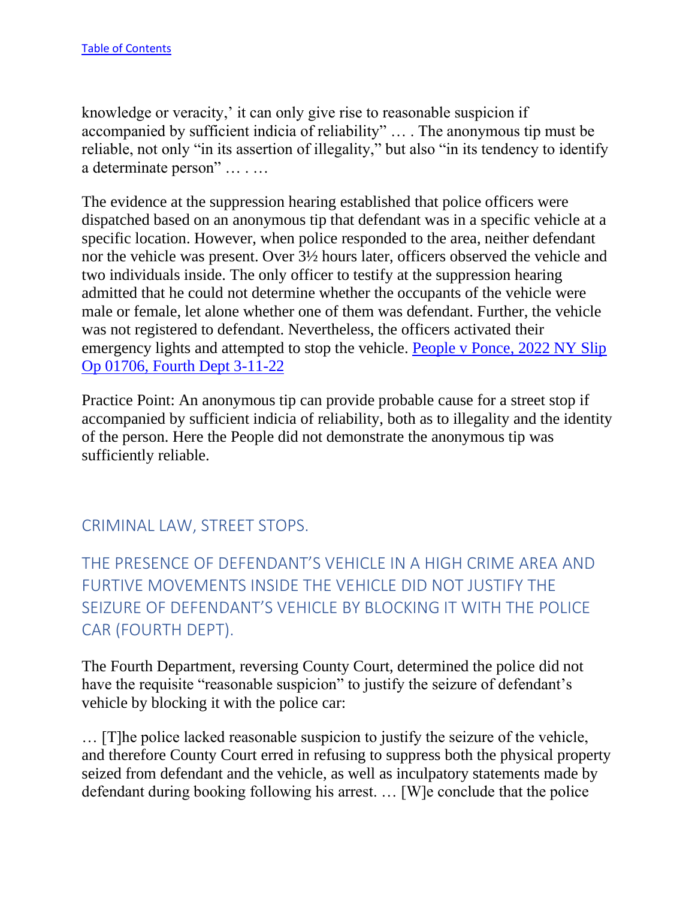knowledge or veracity,' it can only give rise to reasonable suspicion if accompanied by sufficient indicia of reliability" … . The anonymous tip must be reliable, not only "in its assertion of illegality," but also "in its tendency to identify a determinate person" … . …

The evidence at the suppression hearing established that police officers were dispatched based on an anonymous tip that defendant was in a specific vehicle at a specific location. However, when police responded to the area, neither defendant nor the vehicle was present. Over 3½ hours later, officers observed the vehicle and two individuals inside. The only officer to testify at the suppression hearing admitted that he could not determine whether the occupants of the vehicle were male or female, let alone whether one of them was defendant. Further, the vehicle was not registered to defendant. Nevertheless, the officers activated their emergency lights and attempted to stop the vehicle. [People v Ponce, 2022 NY Slip Op 01706, Fourth Dept 3-11-22]()

Practice Point: An anonymous tip can provide probable cause for a street stop if accompanied by sufficient indicia of reliability, both as to illegality and the identity of the person. Here the People did not demonstrate the anonymous tip was sufficiently reliable.

## CRIMINAL LAW, STREET STOPS.

## THE PRESENCE OF DEFENDANT'S VEHICLE IN A HIGH CRIME AREA AND FURTIVE MOVEMENTS INSIDE THE VEHICLE DID NOT JUSTIFY THE SEIZURE OF DEFENDANT'S VEHICLE BY BLOCKING IT WITH THE POLICE CAR (FOURTH DEPT).

The Fourth Department, reversing County Court, determined the police did not have the requisite "reasonable suspicion" to justify the seizure of defendant's vehicle by blocking it with the police car:

… [T]he police lacked reasonable suspicion to justify the seizure of the vehicle, and therefore County Court erred in refusing to suppress both the physical property seized from defendant and the vehicle, as well as inculpatory statements made by defendant during booking following his arrest. … [W]e conclude that the police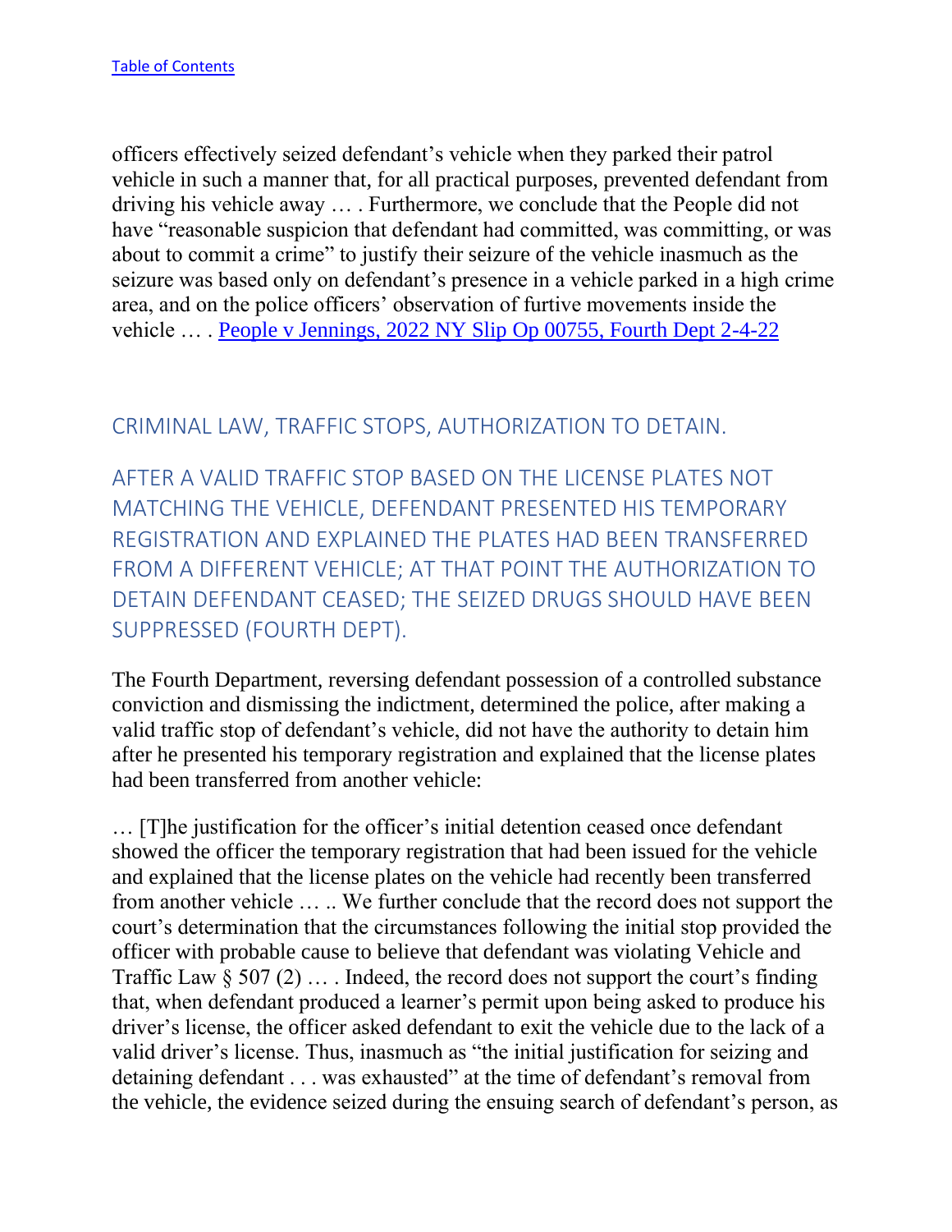officers effectively seized defendant's vehicle when they parked their patrol vehicle in such a manner that, for all practical purposes, prevented defendant from driving his vehicle away … . Furthermore, we conclude that the People did not have "reasonable suspicion that defendant had committed, was committing, or was about to commit a crime" to justify their seizure of the vehicle inasmuch as the seizure was based only on defendant's presence in a vehicle parked in a high crime area, and on the police officers' observation of furtive movements inside the vehicle … . [People v Jennings, 2022 NY Slip Op 00755, Fourth Dept 2-4-22]

## CRIMINAL LAW, TRAFFIC STOPS, AUTHORIZATION TO DETAIN.

### AFTER A VALID TRAFFIC STOP BASED ON THE LICENSE PLATES NOT MATCHING THE VEHICLE, DEFENDANT PRESENTED HIS TEMPORARY REGISTRATION AND EXPLAINED THE PLATES HAD BEEN TRANSFERRED FROM A DIFFERENT VEHICLE; AT THAT POINT THE AUTHORIZATION TO DETAIN DEFENDANT CEASED; THE SEIZED DRUGS SHOULD HAVE BEEN SUPPRESSED (FOURTH DEPT).

The Fourth Department, reversing defendant possession of a controlled substance conviction and dismissing the indictment, determined the police, after making a valid traffic stop of defendant's vehicle, did not have the authority to detain him after he presented his temporary registration and explained that the license plates had been transferred from another vehicle:

… [T]he justification for the officer's initial detention ceased once defendant showed the officer the temporary registration that had been issued for the vehicle and explained that the license plates on the vehicle had recently been transferred from another vehicle … .. We further conclude that the record does not support the court's determination that the circumstances following the initial stop provided the officer with probable cause to believe that defendant was violating Vehicle and Traffic Law § 507 (2) … . Indeed, the record does not support the court's finding that, when defendant produced a learner's permit upon being asked to produce his driver's license, the officer asked defendant to exit the vehicle due to the lack of a valid driver's license. Thus, inasmuch as "the initial justification for seizing and detaining defendant . . . was exhausted" at the time of defendant's removal from the vehicle, the evidence seized during the ensuing search of defendant's person, as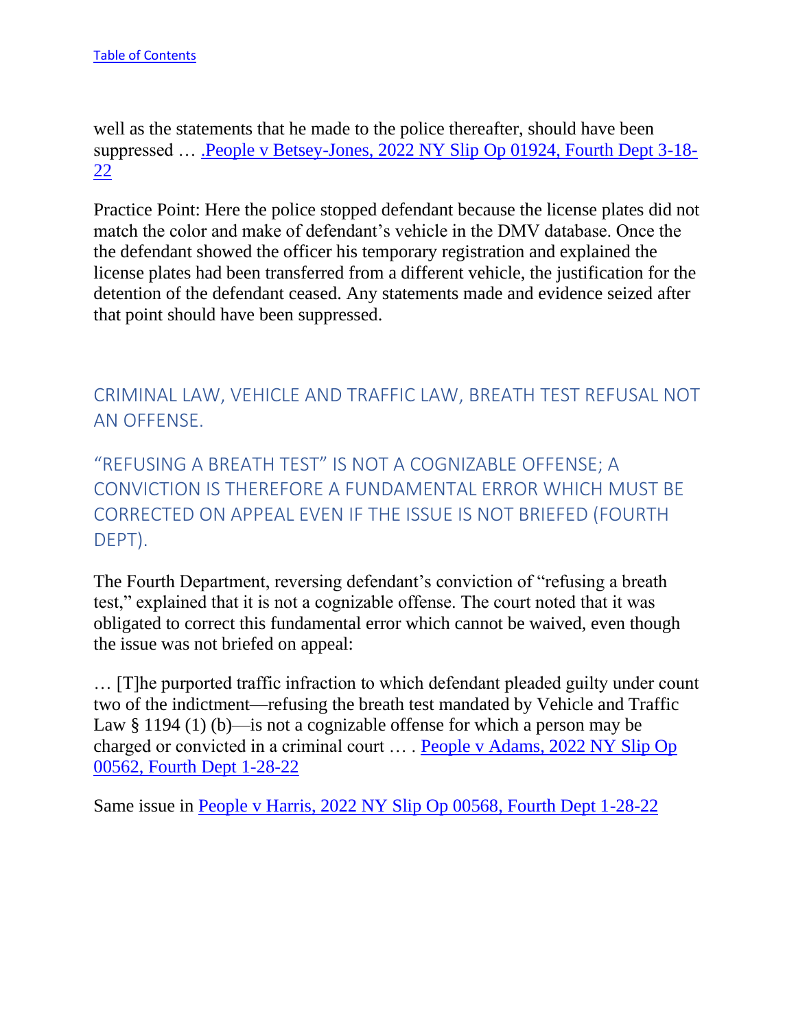[Table of Contents](#)

well as the statements that he made to the police thereafter, should have been suppressed … [.People v Betsey-Jones, 2022 NY Slip Op 01924, Fourth Dept 3-18-22](#)

Practice Point: Here the police stopped defendant because the license plates did not match the color and make of defendant's vehicle in the DMV database. Once the the defendant showed the officer his temporary registration and explained the license plates had been transferred from a different vehicle, the justification for the detention of the defendant ceased. Any statements made and evidence seized after that point should have been suppressed.

## CRIMINAL LAW, VEHICLE AND TRAFFIC LAW, BREATH TEST REFUSAL NOT AN OFFENSE.

### "REFUSING A BREATH TEST" IS NOT A COGNIZABLE OFFENSE; A CONVICTION IS THEREFORE A FUNDAMENTAL ERROR WHICH MUST BE CORRECTED ON APPEAL EVEN IF THE ISSUE IS NOT BRIEFED (FOURTH DEPT).

The Fourth Department, reversing defendant's conviction of "refusing a breath test," explained that it is not a cognizable offense. The court noted that it was obligated to correct this fundamental error which cannot be waived, even though the issue was not briefed on appeal:

… [T]he purported traffic infraction to which defendant pleaded guilty under count two of the indictment—refusing the breath test mandated by Vehicle and Traffic Law § 1194 (1) (b)—is not a cognizable offense for which a person may be charged or convicted in a criminal court … . [People v Adams, 2022 NY Slip Op 00562, Fourth Dept 1-28-22](#)

Same issue in [People v Harris, 2022 NY Slip Op 00568, Fourth Dept 1-28-22](#)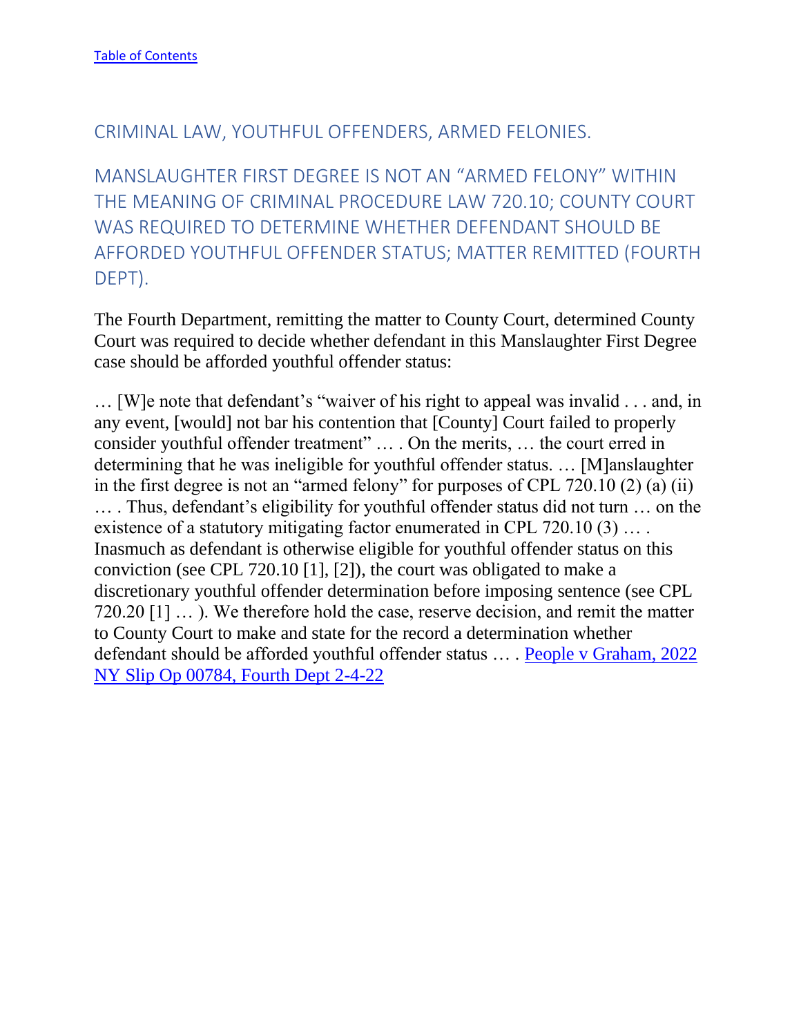[Table of Contents](#)

## CRIMINAL LAW, YOUTHFUL OFFENDERS, ARMED FELONIES.

## MANSLAUGHTER FIRST DEGREE IS NOT AN "ARMED FELONY" WITHIN THE MEANING OF CRIMINAL PROCEDURE LAW 720.10; COUNTY COURT WAS REQUIRED TO DETERMINE WHETHER DEFENDANT SHOULD BE AFFORDED YOUTHFUL OFFENDER STATUS; MATTER REMITTED (FOURTH DEPT).

The Fourth Department, remitting the matter to County Court, determined County Court was required to decide whether defendant in this Manslaughter First Degree case should be afforded youthful offender status:

… [W]e note that defendant's "waiver of his right to appeal was invalid . . . and, in any event, [would] not bar his contention that [County] Court failed to properly consider youthful offender treatment" … . On the merits, … the court erred in determining that he was ineligible for youthful offender status. … [M]anslaughter in the first degree is not an "armed felony" for purposes of CPL 720.10 (2) (a) (ii) … . Thus, defendant's eligibility for youthful offender status did not turn … on the existence of a statutory mitigating factor enumerated in CPL 720.10 (3) … . Inasmuch as defendant is otherwise eligible for youthful offender status on this conviction (see CPL 720.10 [1], [2]), the court was obligated to make a discretionary youthful offender determination before imposing sentence (see CPL 720.20 [1] … ). We therefore hold the case, reserve decision, and remit the matter to County Court to make and state for the record a determination whether defendant should be afforded youthful offender status … . [People v Graham, 2022 NY Slip Op 00784, Fourth Dept 2-4-22](#)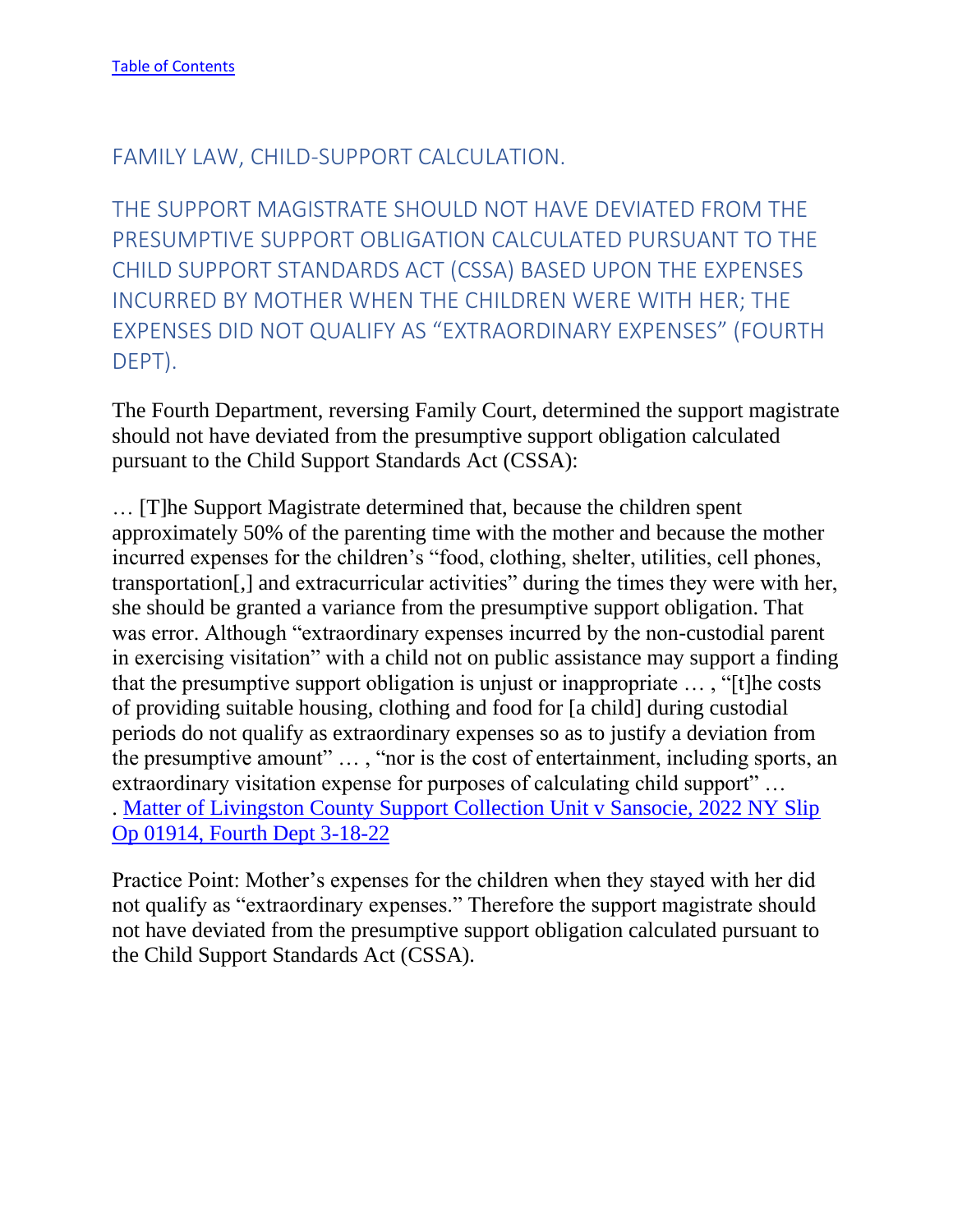[Table of Contents](#)

## FAMILY LAW, CHILD-SUPPORT CALCULATION.

## THE SUPPORT MAGISTRATE SHOULD NOT HAVE DEVIATED FROM THE PRESUMPTIVE SUPPORT OBLIGATION CALCULATED PURSUANT TO THE CHILD SUPPORT STANDARDS ACT (CSSA) BASED UPON THE EXPENSES INCURRED BY MOTHER WHEN THE CHILDREN WERE WITH HER; THE EXPENSES DID NOT QUALIFY AS "EXTRAORDINARY EXPENSES" (FOURTH DEPT).

The Fourth Department, reversing Family Court, determined the support magistrate should not have deviated from the presumptive support obligation calculated pursuant to the Child Support Standards Act (CSSA):

… [T]he Support Magistrate determined that, because the children spent approximately 50% of the parenting time with the mother and because the mother incurred expenses for the children's "food, clothing, shelter, utilities, cell phones, transportation[,] and extracurricular activities" during the times they were with her, she should be granted a variance from the presumptive support obligation. That was error. Although "extraordinary expenses incurred by the non-custodial parent in exercising visitation" with a child not on public assistance may support a finding that the presumptive support obligation is unjust or inappropriate … , "[t]he costs of providing suitable housing, clothing and food for [a child] during custodial periods do not qualify as extraordinary expenses so as to justify a deviation from the presumptive amount" … , "nor is the cost of entertainment, including sports, an extraordinary visitation expense for purposes of calculating child support" … . [Matter of Livingston County Support Collection Unit v Sansocie, 2022 NY Slip Op 01914, Fourth Dept 3-18-22](#)

Practice Point: Mother's expenses for the children when they stayed with her did not qualify as "extraordinary expenses." Therefore the support magistrate should not have deviated from the presumptive support obligation calculated pursuant to the Child Support Standards Act (CSSA).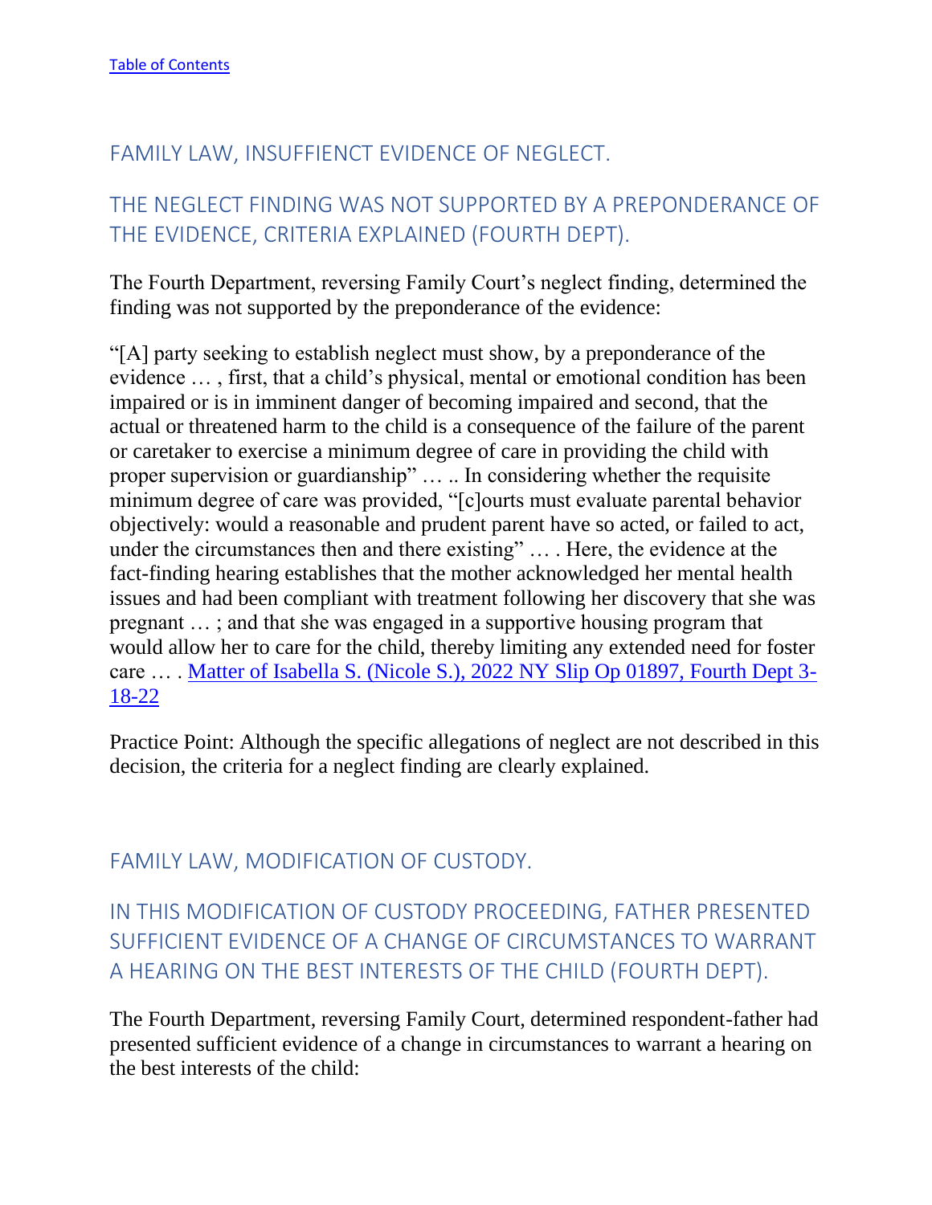[Table of Contents](#)

## FAMILY LAW, INSUFFIENCT EVIDENCE OF NEGLECT.

## THE NEGLECT FINDING WAS NOT SUPPORTED BY A PREPONDERANCE OF THE EVIDENCE, CRITERIA EXPLAINED (FOURTH DEPT).

The Fourth Department, reversing Family Court's neglect finding, determined the finding was not supported by the preponderance of the evidence:

"[A] party seeking to establish neglect must show, by a preponderance of the evidence … , first, that a child's physical, mental or emotional condition has been impaired or is in imminent danger of becoming impaired and second, that the actual or threatened harm to the child is a consequence of the failure of the parent or caretaker to exercise a minimum degree of care in providing the child with proper supervision or guardianship" … .. In considering whether the requisite minimum degree of care was provided, "[c]ourts must evaluate parental behavior objectively: would a reasonable and prudent parent have so acted, or failed to act, under the circumstances then and there existing" … . Here, the evidence at the fact-finding hearing establishes that the mother acknowledged her mental health issues and had been compliant with treatment following her discovery that she was pregnant … ; and that she was engaged in a supportive housing program that would allow her to care for the child, thereby limiting any extended need for foster care … . [Matter of Isabella S. (Nicole S.), 2022 NY Slip Op 01897, Fourth Dept 3-18-22](#)

Practice Point: Although the specific allegations of neglect are not described in this decision, the criteria for a neglect finding are clearly explained.

## FAMILY LAW, MODIFICATION OF CUSTODY.

## IN THIS MODIFICATION OF CUSTODY PROCEEDING, FATHER PRESENTED SUFFICIENT EVIDENCE OF A CHANGE OF CIRCUMSTANCES TO WARRANT A HEARING ON THE BEST INTERESTS OF THE CHILD (FOURTH DEPT).

The Fourth Department, reversing Family Court, determined respondent-father had presented sufficient evidence of a change in circumstances to warrant a hearing on the best interests of the child: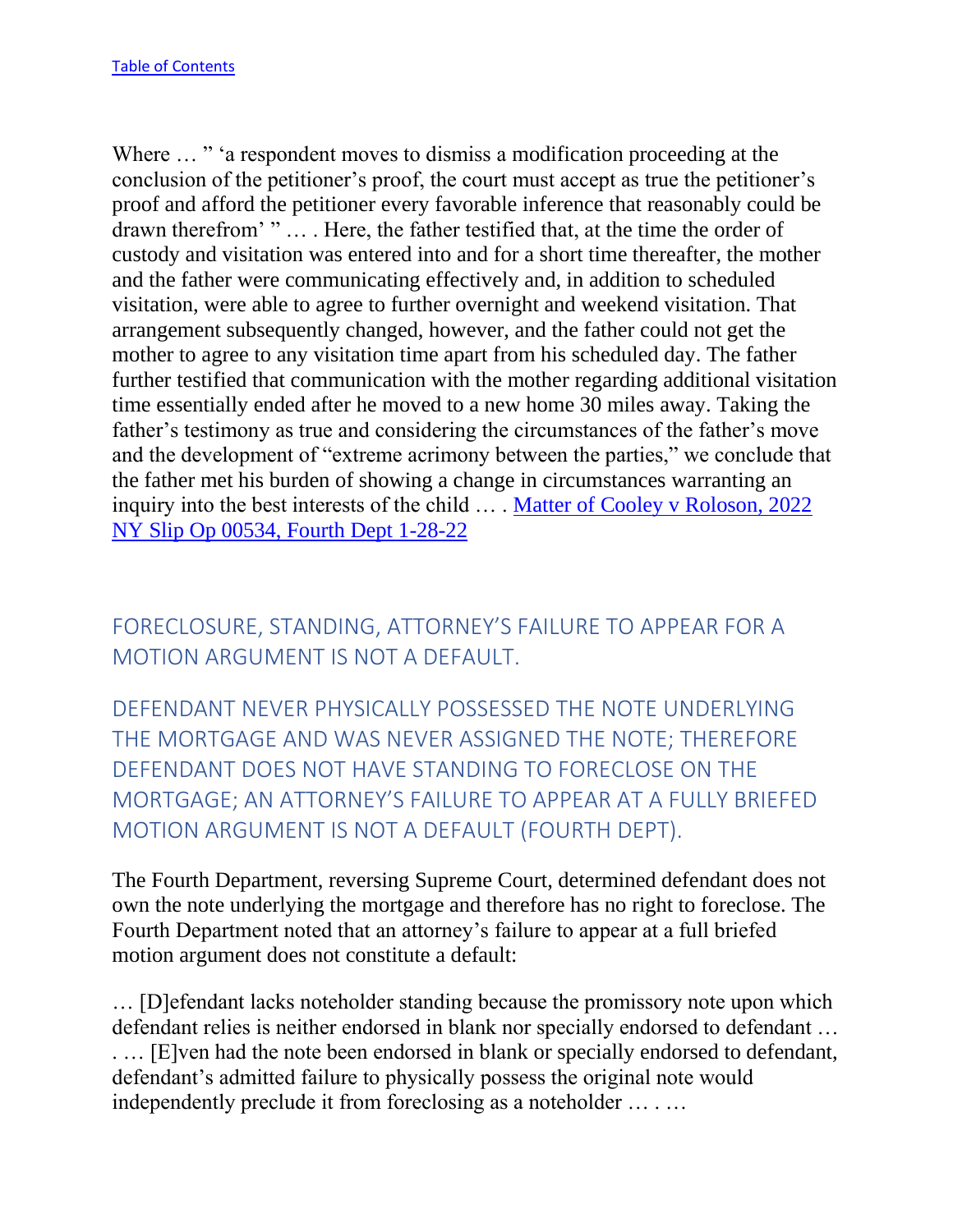[Table of Contents](#)

Where … " 'a respondent moves to dismiss a modification proceeding at the conclusion of the petitioner's proof, the court must accept as true the petitioner's proof and afford the petitioner every favorable inference that reasonably could be drawn therefrom' " … . Here, the father testified that, at the time the order of custody and visitation was entered into and for a short time thereafter, the mother and the father were communicating effectively and, in addition to scheduled visitation, were able to agree to further overnight and weekend visitation. That arrangement subsequently changed, however, and the father could not get the mother to agree to any visitation time apart from his scheduled day. The father further testified that communication with the mother regarding additional visitation time essentially ended after he moved to a new home 30 miles away. Taking the father's testimony as true and considering the circumstances of the father's move and the development of "extreme acrimony between the parties," we conclude that the father met his burden of showing a change in circumstances warranting an inquiry into the best interests of the child … . [Matter of Cooley v Roloson, 2022 NY Slip Op 00534, Fourth Dept 1-28-22](#)

## FORECLOSURE, STANDING, ATTORNEY'S FAILURE TO APPEAR FOR A MOTION ARGUMENT IS NOT A DEFAULT.

## DEFENDANT NEVER PHYSICALLY POSSESSED THE NOTE UNDERLYING THE MORTGAGE AND WAS NEVER ASSIGNED THE NOTE; THEREFORE DEFENDANT DOES NOT HAVE STANDING TO FORECLOSE ON THE MORTGAGE; AN ATTORNEY'S FAILURE TO APPEAR AT A FULLY BRIEFED MOTION ARGUMENT IS NOT A DEFAULT (FOURTH DEPT).

The Fourth Department, reversing Supreme Court, determined defendant does not own the note underlying the mortgage and therefore has no right to foreclose. The Fourth Department noted that an attorney's failure to appear at a full briefed motion argument does not constitute a default:

… [D]efendant lacks noteholder standing because the promissory note upon which defendant relies is neither endorsed in blank nor specially endorsed to defendant … . … [E]ven had the note been endorsed in blank or specially endorsed to defendant, defendant's admitted failure to physically possess the original note would independently preclude it from foreclosing as a noteholder … . …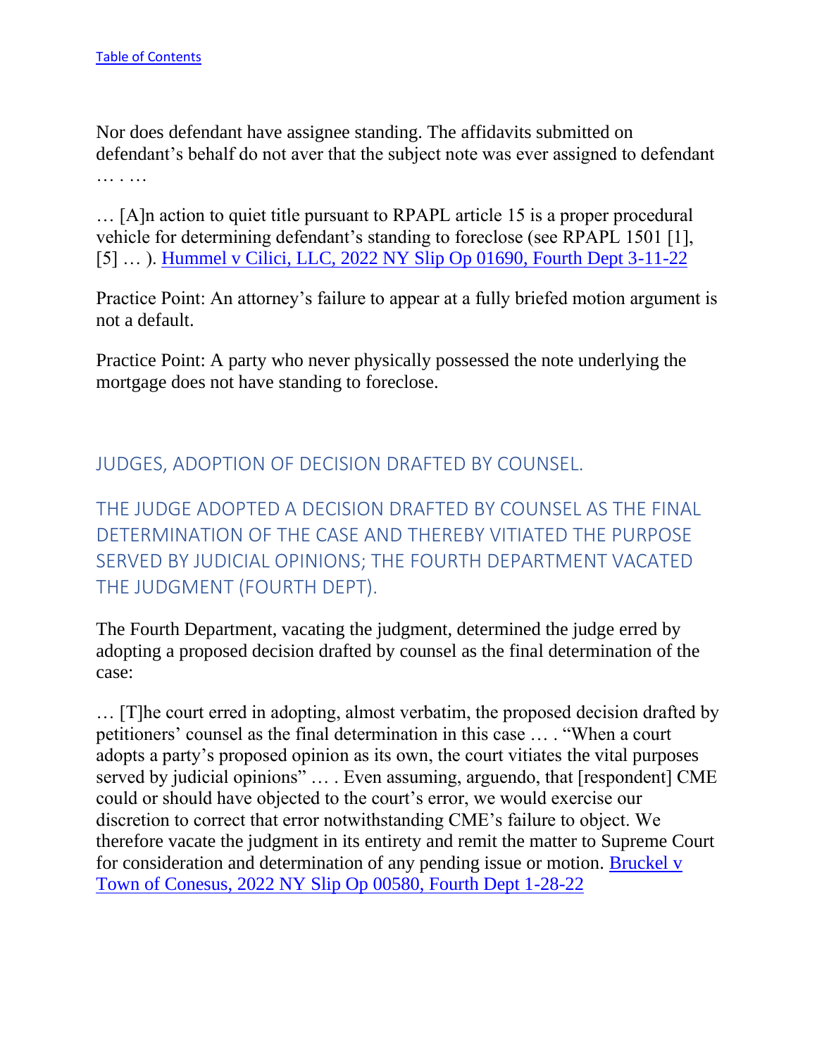[Table of Contents]

Nor does defendant have assignee standing. The affidavits submitted on defendant's behalf do not aver that the subject note was ever assigned to defendant … . …

… [A]n action to quiet title pursuant to RPAPL article 15 is a proper procedural vehicle for determining defendant's standing to foreclose (see RPAPL 1501 [1], [5] … ). [Hummel v Cilici, LLC, 2022 NY Slip Op 01690, Fourth Dept 3-11-22]

Practice Point: An attorney's failure to appear at a fully briefed motion argument is not a default.

Practice Point: A party who never physically possessed the note underlying the mortgage does not have standing to foreclose.

## JUDGES, ADOPTION OF DECISION DRAFTED BY COUNSEL.

## THE JUDGE ADOPTED A DECISION DRAFTED BY COUNSEL AS THE FINAL DETERMINATION OF THE CASE AND THEREBY VITIATED THE PURPOSE SERVED BY JUDICIAL OPINIONS; THE FOURTH DEPARTMENT VACATED THE JUDGMENT (FOURTH DEPT).

The Fourth Department, vacating the judgment, determined the judge erred by adopting a proposed decision drafted by counsel as the final determination of the case:

… [T]he court erred in adopting, almost verbatim, the proposed decision drafted by petitioners' counsel as the final determination in this case … . "When a court adopts a party's proposed opinion as its own, the court vitiates the vital purposes served by judicial opinions" … . Even assuming, arguendo, that [respondent] CME could or should have objected to the court's error, we would exercise our discretion to correct that error notwithstanding CME's failure to object. We therefore vacate the judgment in its entirety and remit the matter to Supreme Court for consideration and determination of any pending issue or motion. [Bruckel v Town of Conesus, 2022 NY Slip Op 00580, Fourth Dept 1-28-22]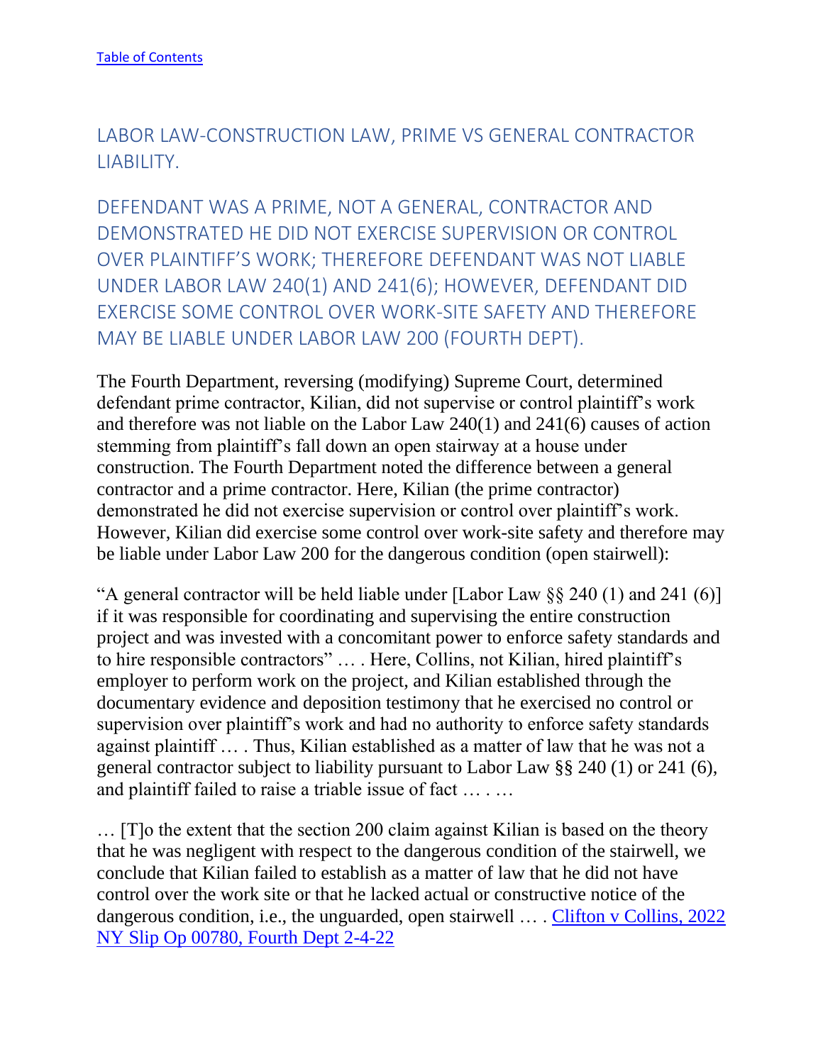[Table of Contents]

## LABOR LAW-CONSTRUCTION LAW, PRIME VS GENERAL CONTRACTOR LIABILITY.

## DEFENDANT WAS A PRIME, NOT A GENERAL, CONTRACTOR AND DEMONSTRATED HE DID NOT EXERCISE SUPERVISION OR CONTROL OVER PLAINTIFF'S WORK; THEREFORE DEFENDANT WAS NOT LIABLE UNDER LABOR LAW 240(1) AND 241(6); HOWEVER, DEFENDANT DID EXERCISE SOME CONTROL OVER WORK-SITE SAFETY AND THEREFORE MAY BE LIABLE UNDER LABOR LAW 200 (FOURTH DEPT).

The Fourth Department, reversing (modifying) Supreme Court, determined defendant prime contractor, Kilian, did not supervise or control plaintiff's work and therefore was not liable on the Labor Law 240(1) and 241(6) causes of action stemming from plaintiff's fall down an open stairway at a house under construction. The Fourth Department noted the difference between a general contractor and a prime contractor. Here, Kilian (the prime contractor) demonstrated he did not exercise supervision or control over plaintiff's work. However, Kilian did exercise some control over work-site safety and therefore may be liable under Labor Law 200 for the dangerous condition (open stairwell):

"A general contractor will be held liable under [Labor Law §§ 240 (1) and 241 (6)] if it was responsible for coordinating and supervising the entire construction project and was invested with a concomitant power to enforce safety standards and to hire responsible contractors" … . Here, Collins, not Kilian, hired plaintiff's employer to perform work on the project, and Kilian established through the documentary evidence and deposition testimony that he exercised no control or supervision over plaintiff's work and had no authority to enforce safety standards against plaintiff … . Thus, Kilian established as a matter of law that he was not a general contractor subject to liability pursuant to Labor Law §§ 240 (1) or 241 (6), and plaintiff failed to raise a triable issue of fact … . …

… [T]o the extent that the section 200 claim against Kilian is based on the theory that he was negligent with respect to the dangerous condition of the stairwell, we conclude that Kilian failed to establish as a matter of law that he did not have control over the work site or that he lacked actual or constructive notice of the dangerous condition, i.e., the unguarded, open stairwell … . [Clifton v Collins, 2022 NY Slip Op 00780, Fourth Dept 2-4-22]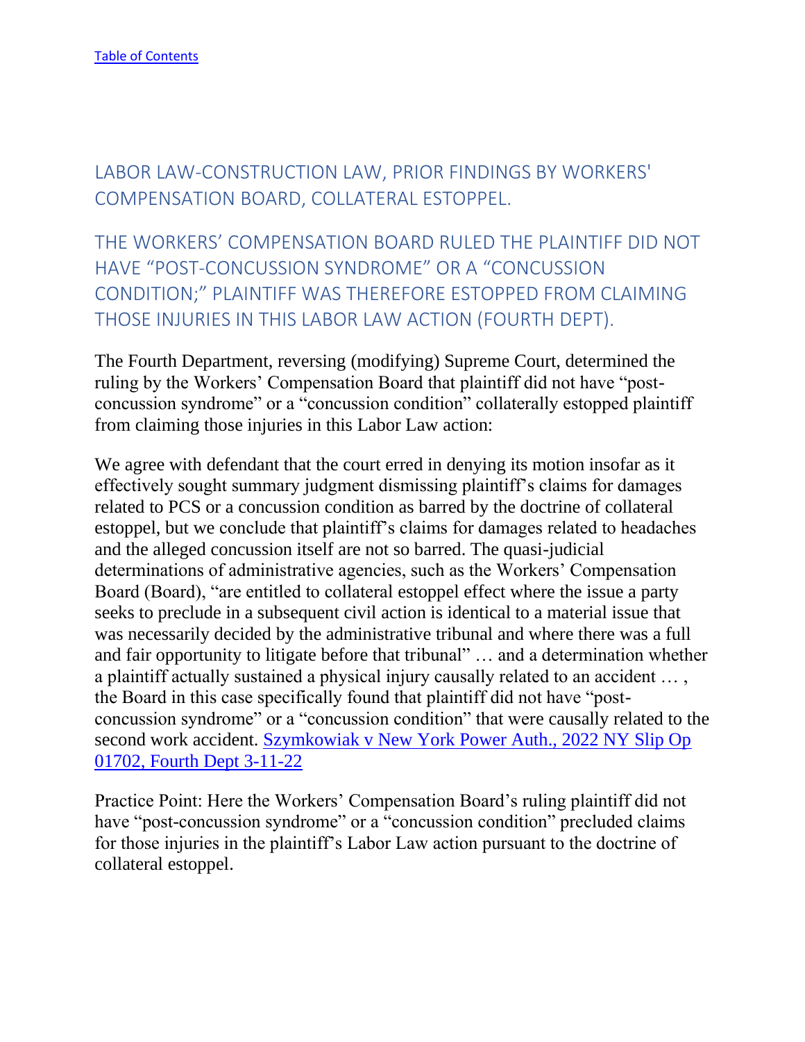[Table of Contents](#)

## LABOR LAW-CONSTRUCTION LAW, PRIOR FINDINGS BY WORKERS' COMPENSATION BOARD, COLLATERAL ESTOPPEL.

## THE WORKERS' COMPENSATION BOARD RULED THE PLAINTIFF DID NOT HAVE "POST-CONCUSSION SYNDROME" OR A "CONCUSSION CONDITION;" PLAINTIFF WAS THEREFORE ESTOPPED FROM CLAIMING THOSE INJURIES IN THIS LABOR LAW ACTION (FOURTH DEPT).

The Fourth Department, reversing (modifying) Supreme Court, determined the ruling by the Workers' Compensation Board that plaintiff did not have "post-concussion syndrome" or a "concussion condition" collaterally estopped plaintiff from claiming those injuries in this Labor Law action:

We agree with defendant that the court erred in denying its motion insofar as it effectively sought summary judgment dismissing plaintiff's claims for damages related to PCS or a concussion condition as barred by the doctrine of collateral estoppel, but we conclude that plaintiff's claims for damages related to headaches and the alleged concussion itself are not so barred. The quasi-judicial determinations of administrative agencies, such as the Workers' Compensation Board (Board), "are entitled to collateral estoppel effect where the issue a party seeks to preclude in a subsequent civil action is identical to a material issue that was necessarily decided by the administrative tribunal and where there was a full and fair opportunity to litigate before that tribunal" … and a determination whether a plaintiff actually sustained a physical injury causally related to an accident … , the Board in this case specifically found that plaintiff did not have "post-concussion syndrome" or a "concussion condition" that were causally related to the second work accident. [Szymkowiak v New York Power Auth., 2022 NY Slip Op 01702, Fourth Dept 3-11-22](#)

Practice Point: Here the Workers' Compensation Board's ruling plaintiff did not have "post-concussion syndrome" or a "concussion condition" precluded claims for those injuries in the plaintiff's Labor Law action pursuant to the doctrine of collateral estoppel.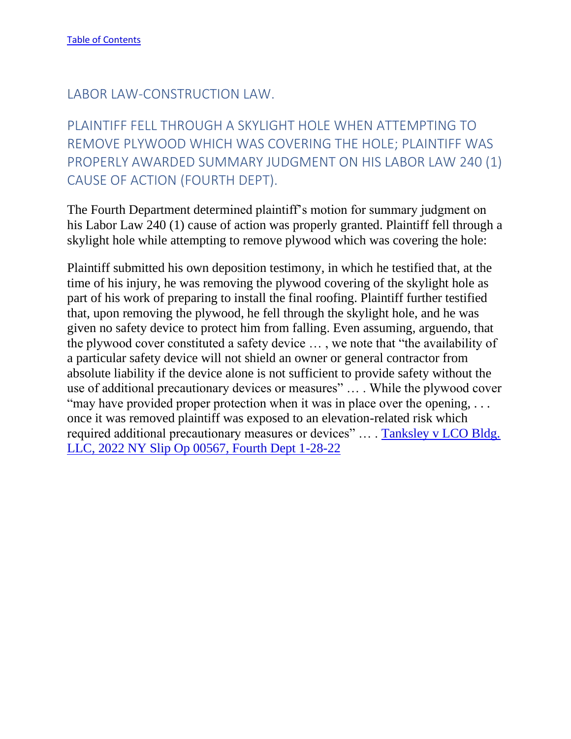[Table of Contents]

## LABOR LAW-CONSTRUCTION LAW.

## PLAINTIFF FELL THROUGH A SKYLIGHT HOLE WHEN ATTEMPTING TO REMOVE PLYWOOD WHICH WAS COVERING THE HOLE; PLAINTIFF WAS PROPERLY AWARDED SUMMARY JUDGMENT ON HIS LABOR LAW 240 (1) CAUSE OF ACTION (FOURTH DEPT).

The Fourth Department determined plaintiff's motion for summary judgment on his Labor Law 240 (1) cause of action was properly granted. Plaintiff fell through a skylight hole while attempting to remove plywood which was covering the hole:

Plaintiff submitted his own deposition testimony, in which he testified that, at the time of his injury, he was removing the plywood covering of the skylight hole as part of his work of preparing to install the final roofing. Plaintiff further testified that, upon removing the plywood, he fell through the skylight hole, and he was given no safety device to protect him from falling. Even assuming, arguendo, that the plywood cover constituted a safety device … , we note that "the availability of a particular safety device will not shield an owner or general contractor from absolute liability if the device alone is not sufficient to provide safety without the use of additional precautionary devices or measures" … . While the plywood cover "may have provided proper protection when it was in place over the opening, . . . once it was removed plaintiff was exposed to an elevation-related risk which required additional precautionary measures or devices" … . Tanksley v LCO Bldg. LLC, 2022 NY Slip Op 00567, Fourth Dept 1-28-22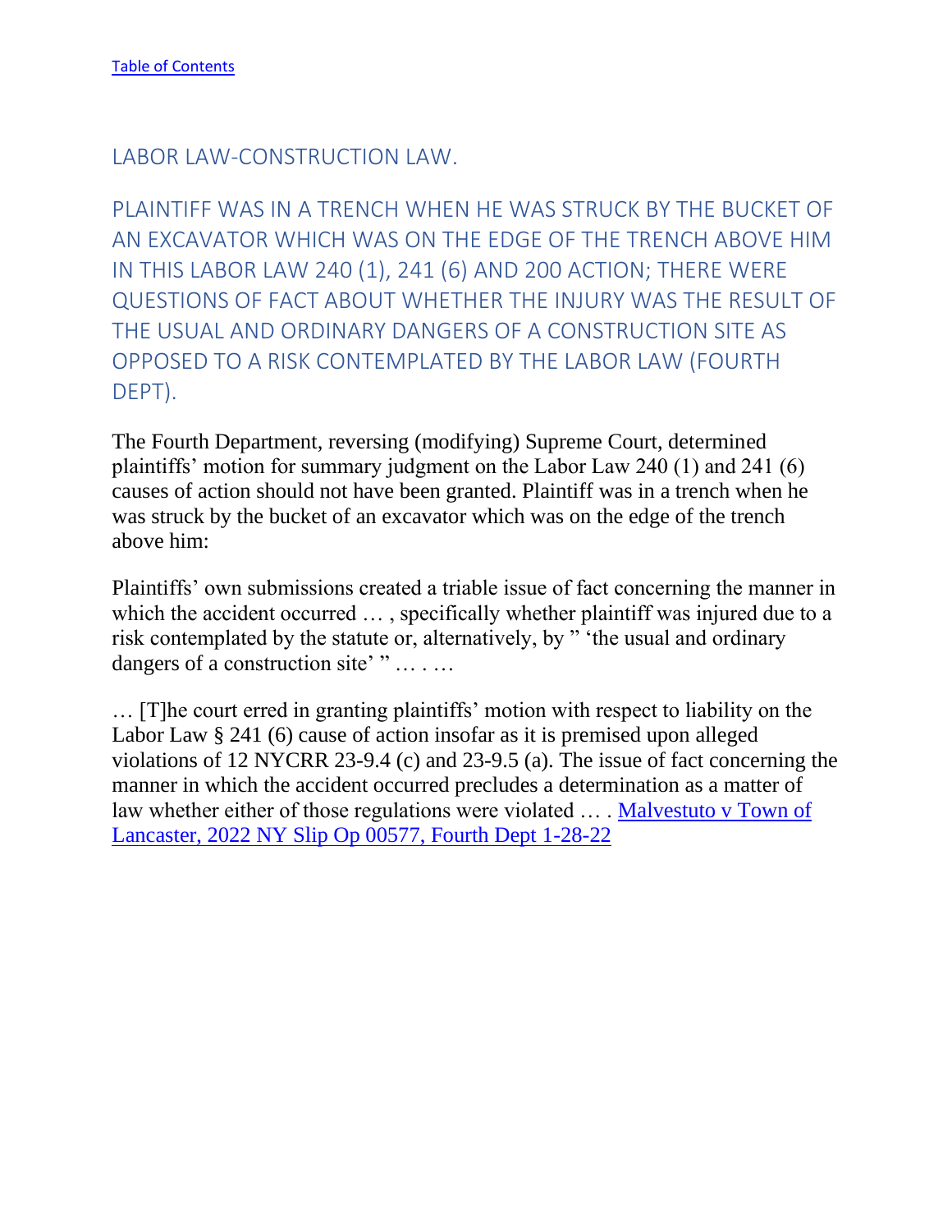[Table of Contents](#)

## LABOR LAW-CONSTRUCTION LAW.

### PLAINTIFF WAS IN A TRENCH WHEN HE WAS STRUCK BY THE BUCKET OF AN EXCAVATOR WHICH WAS ON THE EDGE OF THE TRENCH ABOVE HIM IN THIS LABOR LAW 240 (1), 241 (6) AND 200 ACTION; THERE WERE QUESTIONS OF FACT ABOUT WHETHER THE INJURY WAS THE RESULT OF THE USUAL AND ORDINARY DANGERS OF A CONSTRUCTION SITE AS OPPOSED TO A RISK CONTEMPLATED BY THE LABOR LAW (FOURTH DEPT).

The Fourth Department, reversing (modifying) Supreme Court, determined plaintiffs' motion for summary judgment on the Labor Law 240 (1) and 241 (6) causes of action should not have been granted. Plaintiff was in a trench when he was struck by the bucket of an excavator which was on the edge of the trench above him:

Plaintiffs' own submissions created a triable issue of fact concerning the manner in which the accident occurred … , specifically whether plaintiff was injured due to a risk contemplated by the statute or, alternatively, by " 'the usual and ordinary dangers of a construction site' " … . …

… [T]he court erred in granting plaintiffs' motion with respect to liability on the Labor Law § 241 (6) cause of action insofar as it is premised upon alleged violations of 12 NYCRR 23-9.4 (c) and 23-9.5 (a). The issue of fact concerning the manner in which the accident occurred precludes a determination as a matter of law whether either of those regulations were violated … . [Malvestuto v Town of Lancaster, 2022 NY Slip Op 00577, Fourth Dept 1-28-22](#)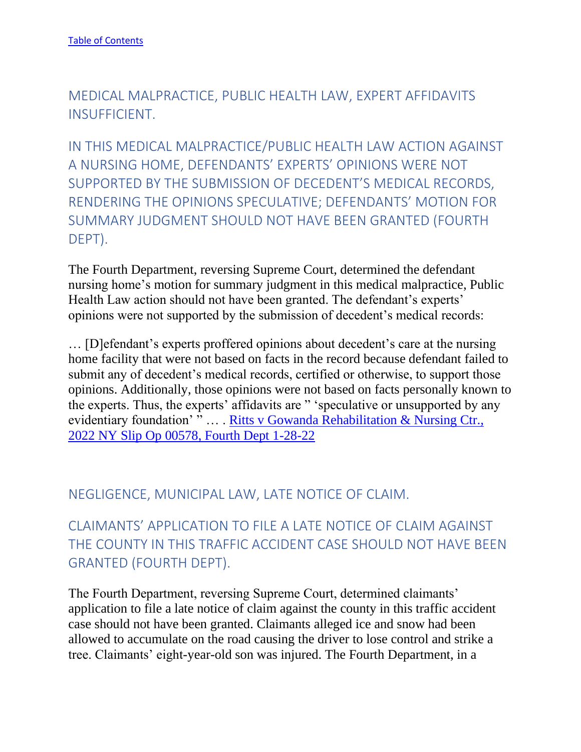[Table of Contents](#)

## MEDICAL MALPRACTICE, PUBLIC HEALTH LAW, EXPERT AFFIDAVITS INSUFFICIENT.

### IN THIS MEDICAL MALPRACTICE/PUBLIC HEALTH LAW ACTION AGAINST A NURSING HOME, DEFENDANTS' EXPERTS' OPINIONS WERE NOT SUPPORTED BY THE SUBMISSION OF DECEDENT'S MEDICAL RECORDS, RENDERING THE OPINIONS SPECULATIVE; DEFENDANTS' MOTION FOR SUMMARY JUDGMENT SHOULD NOT HAVE BEEN GRANTED (FOURTH DEPT).

The Fourth Department, reversing Supreme Court, determined the defendant nursing home's motion for summary judgment in this medical malpractice, Public Health Law action should not have been granted. The defendant's experts' opinions were not supported by the submission of decedent's medical records:

… [D]efendant's experts proffered opinions about decedent's care at the nursing home facility that were not based on facts in the record because defendant failed to submit any of decedent's medical records, certified or otherwise, to support those opinions. Additionally, those opinions were not based on facts personally known to the experts. Thus, the experts' affidavits are " 'speculative or unsupported by any evidentiary foundation' " … . [Ritts v Gowanda Rehabilitation & Nursing Ctr., 2022 NY Slip Op 00578, Fourth Dept 1-28-22](#)

## NEGLIGENCE, MUNICIPAL LAW, LATE NOTICE OF CLAIM.

### CLAIMANTS' APPLICATION TO FILE A LATE NOTICE OF CLAIM AGAINST THE COUNTY IN THIS TRAFFIC ACCIDENT CASE SHOULD NOT HAVE BEEN GRANTED (FOURTH DEPT).

The Fourth Department, reversing Supreme Court, determined claimants' application to file a late notice of claim against the county in this traffic accident case should not have been granted. Claimants alleged ice and snow had been allowed to accumulate on the road causing the driver to lose control and strike a tree. Claimants' eight-year-old son was injured. The Fourth Department, in a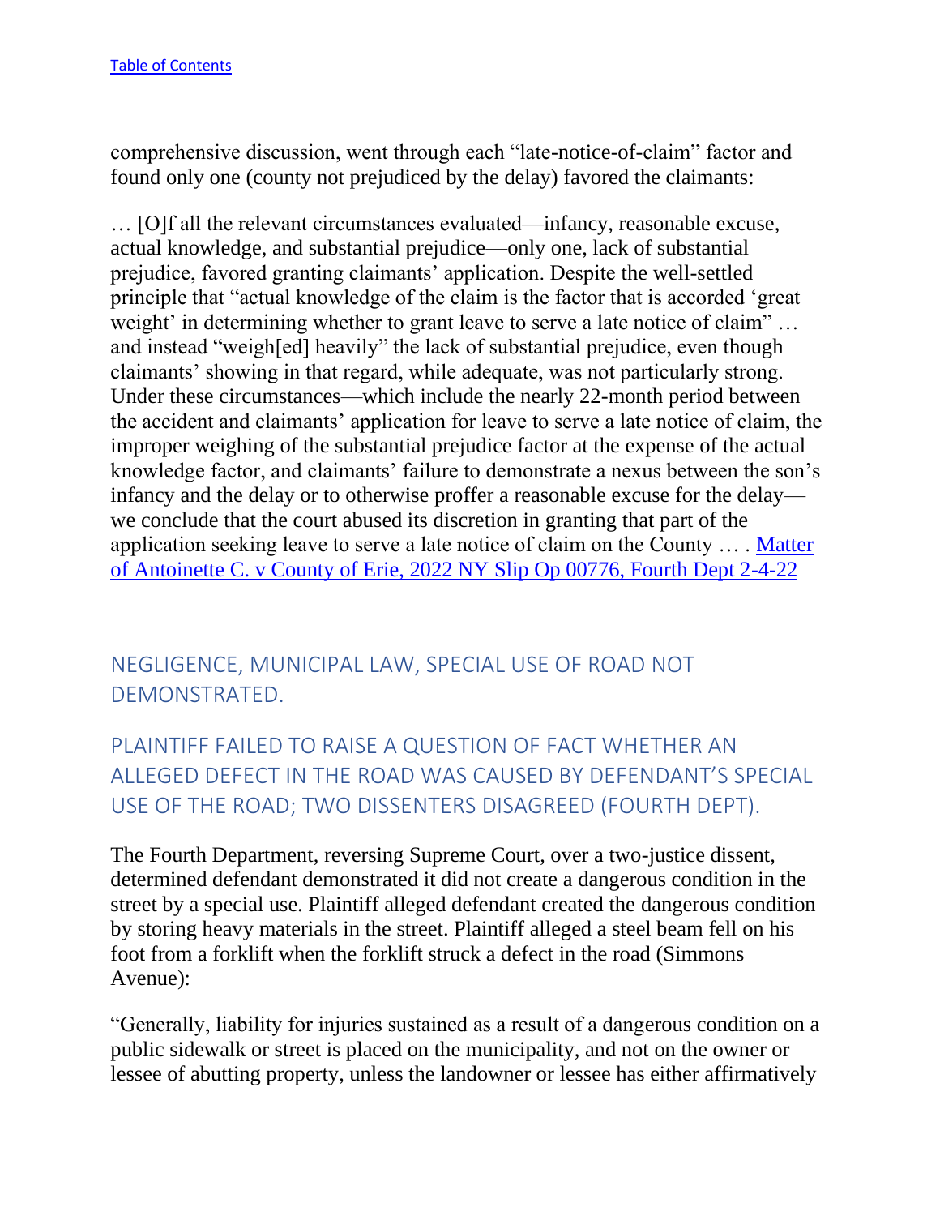[Table of Contents](#)

comprehensive discussion, went through each "late-notice-of-claim" factor and found only one (county not prejudiced by the delay) favored the claimants:

… [O]f all the relevant circumstances evaluated—infancy, reasonable excuse, actual knowledge, and substantial prejudice—only one, lack of substantial prejudice, favored granting claimants' application. Despite the well-settled principle that "actual knowledge of the claim is the factor that is accorded 'great weight' in determining whether to grant leave to serve a late notice of claim" … and instead "weigh[ed] heavily" the lack of substantial prejudice, even though claimants' showing in that regard, while adequate, was not particularly strong. Under these circumstances—which include the nearly 22-month period between the accident and claimants' application for leave to serve a late notice of claim, the improper weighing of the substantial prejudice factor at the expense of the actual knowledge factor, and claimants' failure to demonstrate a nexus between the son's infancy and the delay or to otherwise proffer a reasonable excuse for the delay—we conclude that the court abused its discretion in granting that part of the application seeking leave to serve a late notice of claim on the County … . [Matter of Antoinette C. v County of Erie, 2022 NY Slip Op 00776, Fourth Dept 2-4-22](#)

## NEGLIGENCE, MUNICIPAL LAW, SPECIAL USE OF ROAD NOT DEMONSTRATED.

## PLAINTIFF FAILED TO RAISE A QUESTION OF FACT WHETHER AN ALLEGED DEFECT IN THE ROAD WAS CAUSED BY DEFENDANT'S SPECIAL USE OF THE ROAD; TWO DISSENTERS DISAGREED (FOURTH DEPT).

The Fourth Department, reversing Supreme Court, over a two-justice dissent, determined defendant demonstrated it did not create a dangerous condition in the street by a special use. Plaintiff alleged defendant created the dangerous condition by storing heavy materials in the street. Plaintiff alleged a steel beam fell on his foot from a forklift when the forklift struck a defect in the road (Simmons Avenue):

"Generally, liability for injuries sustained as a result of a dangerous condition on a public sidewalk or street is placed on the municipality, and not on the owner or lessee of abutting property, unless the landowner or lessee has either affirmatively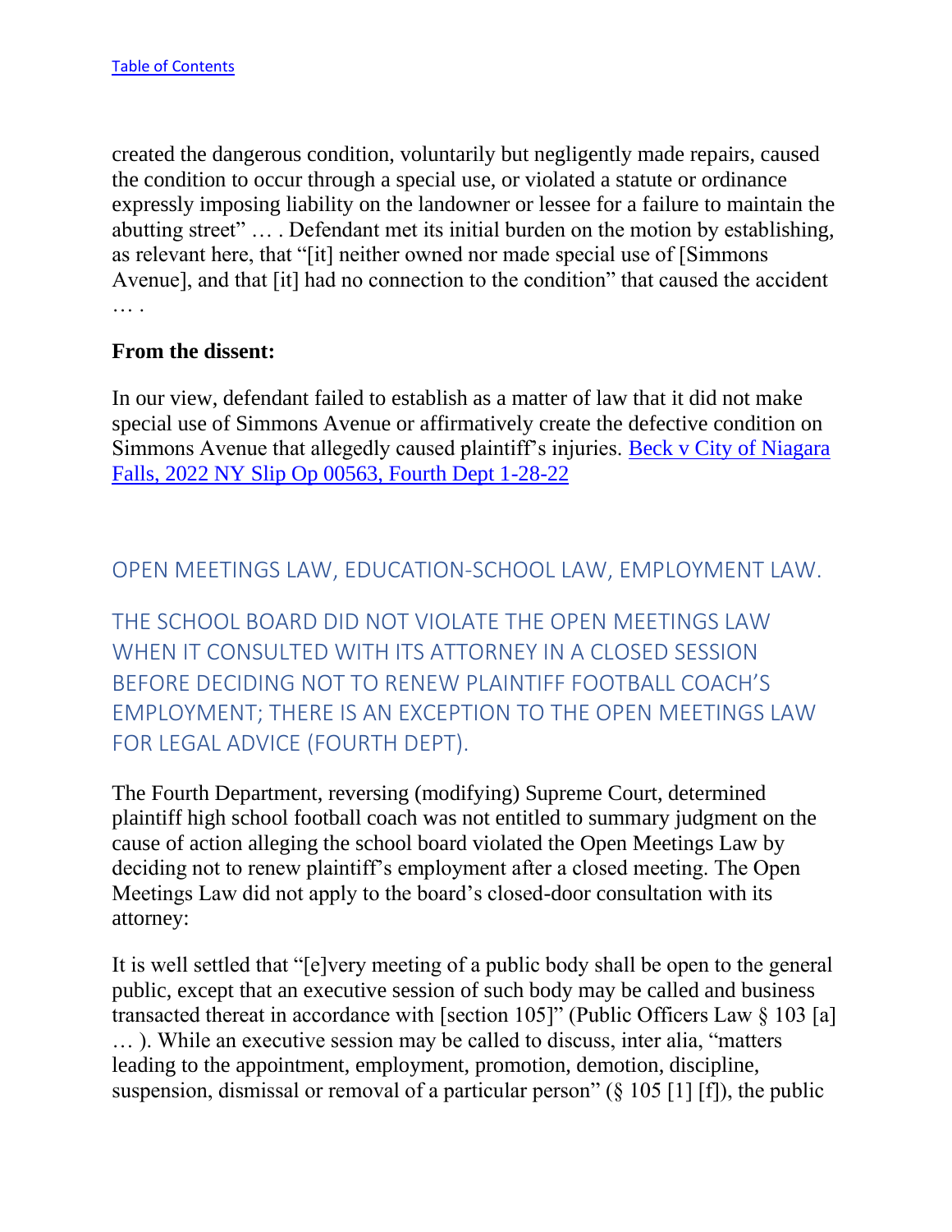created the dangerous condition, voluntarily but negligently made repairs, caused the condition to occur through a special use, or violated a statute or ordinance expressly imposing liability on the landowner or lessee for a failure to maintain the abutting street" … . Defendant met its initial burden on the motion by establishing, as relevant here, that "[it] neither owned nor made special use of [Simmons Avenue], and that [it] had no connection to the condition" that caused the accident … .

**From the dissent:**

In our view, defendant failed to establish as a matter of law that it did not make special use of Simmons Avenue or affirmatively create the defective condition on Simmons Avenue that allegedly caused plaintiff's injuries. Beck v City of Niagara Falls, 2022 NY Slip Op 00563, Fourth Dept 1-28-22

## OPEN MEETINGS LAW, EDUCATION-SCHOOL LAW, EMPLOYMENT LAW.

## THE SCHOOL BOARD DID NOT VIOLATE THE OPEN MEETINGS LAW WHEN IT CONSULTED WITH ITS ATTORNEY IN A CLOSED SESSION BEFORE DECIDING NOT TO RENEW PLAINTIFF FOOTBALL COACH'S EMPLOYMENT; THERE IS AN EXCEPTION TO THE OPEN MEETINGS LAW FOR LEGAL ADVICE (FOURTH DEPT).

The Fourth Department, reversing (modifying) Supreme Court, determined plaintiff high school football coach was not entitled to summary judgment on the cause of action alleging the school board violated the Open Meetings Law by deciding not to renew plaintiff's employment after a closed meeting. The Open Meetings Law did not apply to the board's closed-door consultation with its attorney:

It is well settled that "[e]very meeting of a public body shall be open to the general public, except that an executive session of such body may be called and business transacted thereat in accordance with [section 105]" (Public Officers Law § 103 [a] … ). While an executive session may be called to discuss, inter alia, "matters leading to the appointment, employment, promotion, demotion, discipline, suspension, dismissal or removal of a particular person" (§ 105 [1] [f]), the public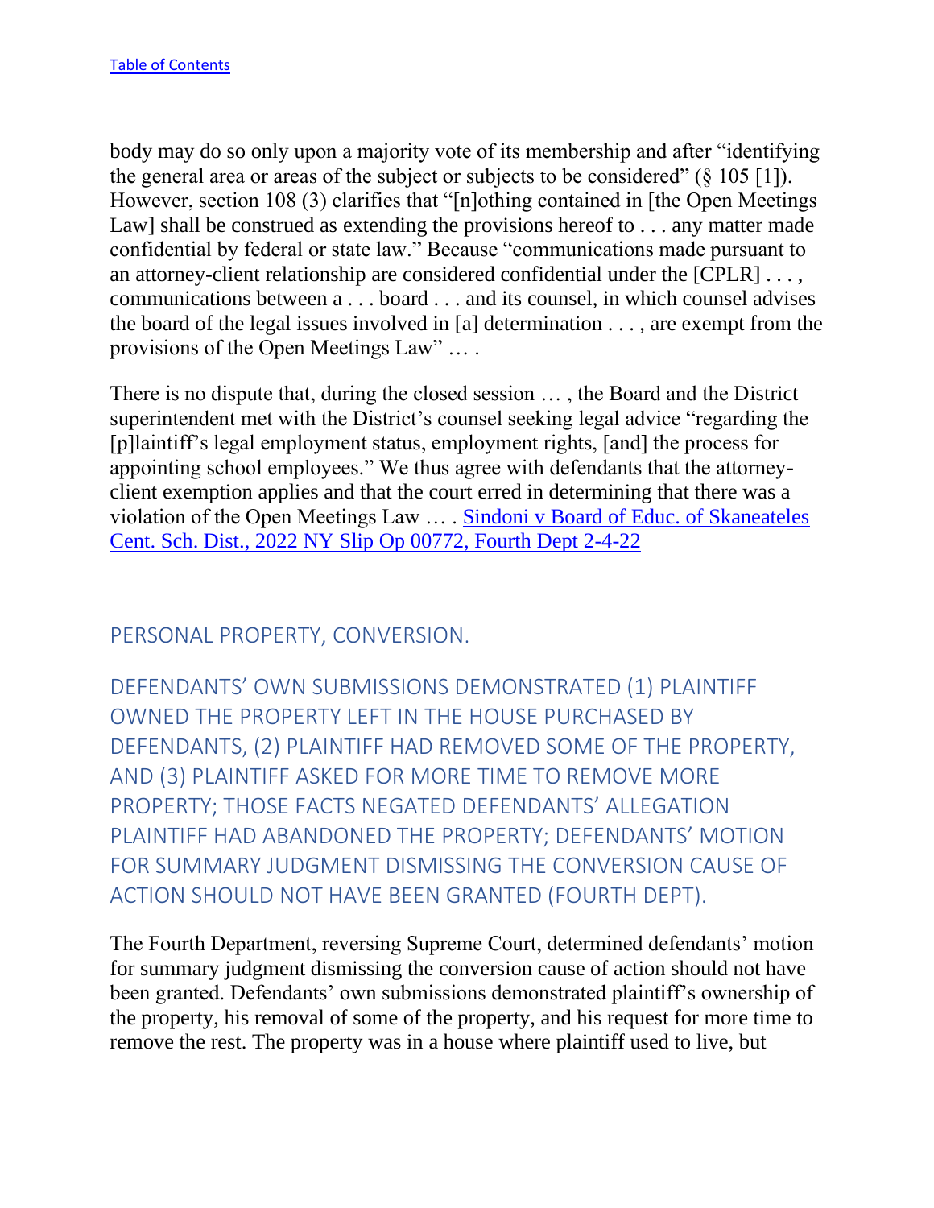body may do so only upon a majority vote of its membership and after "identifying the general area or areas of the subject or subjects to be considered" (§ 105 [1]). However, section 108 (3) clarifies that "[n]othing contained in [the Open Meetings Law] shall be construed as extending the provisions hereof to . . . any matter made confidential by federal or state law." Because "communications made pursuant to an attorney-client relationship are considered confidential under the [CPLR] . . . , communications between a . . . board . . . and its counsel, in which counsel advises the board of the legal issues involved in [a] determination . . . , are exempt from the provisions of the Open Meetings Law" … .

There is no dispute that, during the closed session … , the Board and the District superintendent met with the District's counsel seeking legal advice "regarding the [p]laintiff's legal employment status, employment rights, [and] the process for appointing school employees." We thus agree with defendants that the attorney-client exemption applies and that the court erred in determining that there was a violation of the Open Meetings Law … . [Sindoni v Board of Educ. of Skaneateles Cent. Sch. Dist., 2022 NY Slip Op 00772, Fourth Dept 2-4-22]

## PERSONAL PROPERTY, CONVERSION.

### DEFENDANTS' OWN SUBMISSIONS DEMONSTRATED (1) PLAINTIFF OWNED THE PROPERTY LEFT IN THE HOUSE PURCHASED BY DEFENDANTS, (2) PLAINTIFF HAD REMOVED SOME OF THE PROPERTY, AND (3) PLAINTIFF ASKED FOR MORE TIME TO REMOVE MORE PROPERTY; THOSE FACTS NEGATED DEFENDANTS' ALLEGATION PLAINTIFF HAD ABANDONED THE PROPERTY; DEFENDANTS' MOTION FOR SUMMARY JUDGMENT DISMISSING THE CONVERSION CAUSE OF ACTION SHOULD NOT HAVE BEEN GRANTED (FOURTH DEPT).

The Fourth Department, reversing Supreme Court, determined defendants' motion for summary judgment dismissing the conversion cause of action should not have been granted. Defendants' own submissions demonstrated plaintiff's ownership of the property, his removal of some of the property, and his request for more time to remove the rest. The property was in a house where plaintiff used to live, but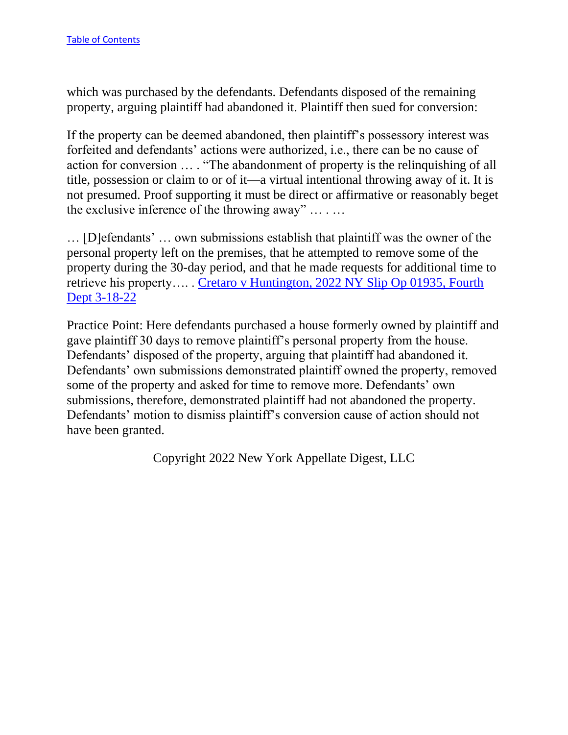which was purchased by the defendants. Defendants disposed of the remaining property, arguing plaintiff had abandoned it. Plaintiff then sued for conversion:

If the property can be deemed abandoned, then plaintiff's possessory interest was forfeited and defendants' actions were authorized, i.e., there can be no cause of action for conversion … . "The abandonment of property is the relinquishing of all title, possession or claim to or of it—a virtual intentional throwing away of it. It is not presumed. Proof supporting it must be direct or affirmative or reasonably beget the exclusive inference of the throwing away" … . …

… [D]efendants' … own submissions establish that plaintiff was the owner of the personal property left on the premises, that he attempted to remove some of the property during the 30-day period, and that he made requests for additional time to retrieve his property…. . Cretaro v Huntington, 2022 NY Slip Op 01935, Fourth Dept 3-18-22

Practice Point: Here defendants purchased a house formerly owned by plaintiff and gave plaintiff 30 days to remove plaintiff's personal property from the house. Defendants' disposed of the property, arguing that plaintiff had abandoned it. Defendants' own submissions demonstrated plaintiff owned the property, removed some of the property and asked for time to remove more. Defendants' own submissions, therefore, demonstrated plaintiff had not abandoned the property. Defendants' motion to dismiss plaintiff's conversion cause of action should not have been granted.

Copyright 2022 New York Appellate Digest, LLC